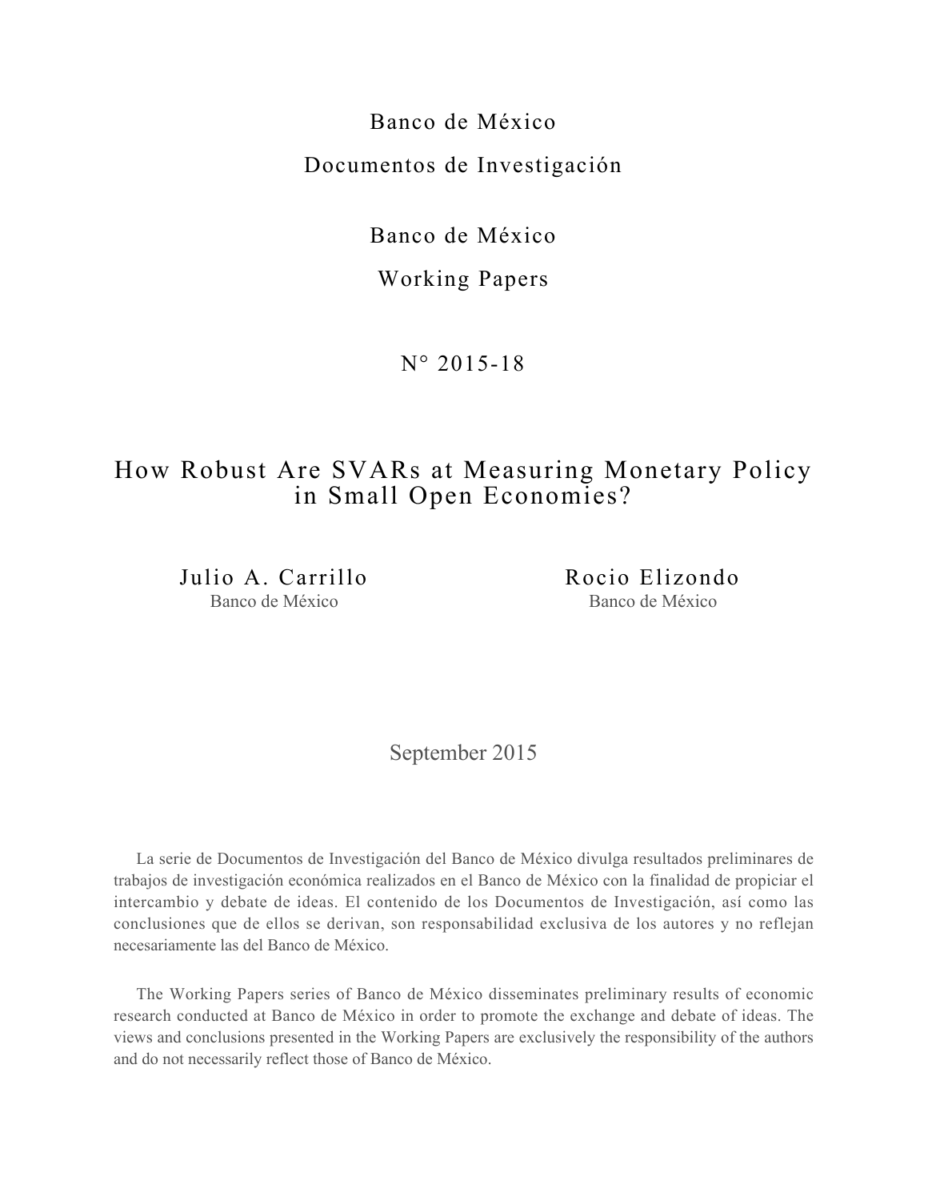Banco de México

Documentos de Investigación

Banco de México

Working Papers

N° 2015-18

# How Robust Are SVARs at Measuring Monetary Policy in Small Open Economies?

Julio A. Carrillo
Banco de México

Rocio Elizondo
Banco de México

September 2015

La serie de Documentos de Investigación del Banco de México divulga resultados preliminares de trabajos de investigación económica realizados en el Banco de México con la finalidad de propiciar el intercambio y debate de ideas. El contenido de los Documentos de Investigación, así como las conclusiones que de ellos se derivan, son responsabilidad exclusiva de los autores y no reflejan necesariamente las del Banco de México.

The Working Papers series of Banco de México disseminates preliminary results of economic research conducted at Banco de México in order to promote the exchange and debate of ideas. The views and conclusions presented in the Working Papers are exclusively the responsibility of the authors and do not necessarily reflect those of Banco de México.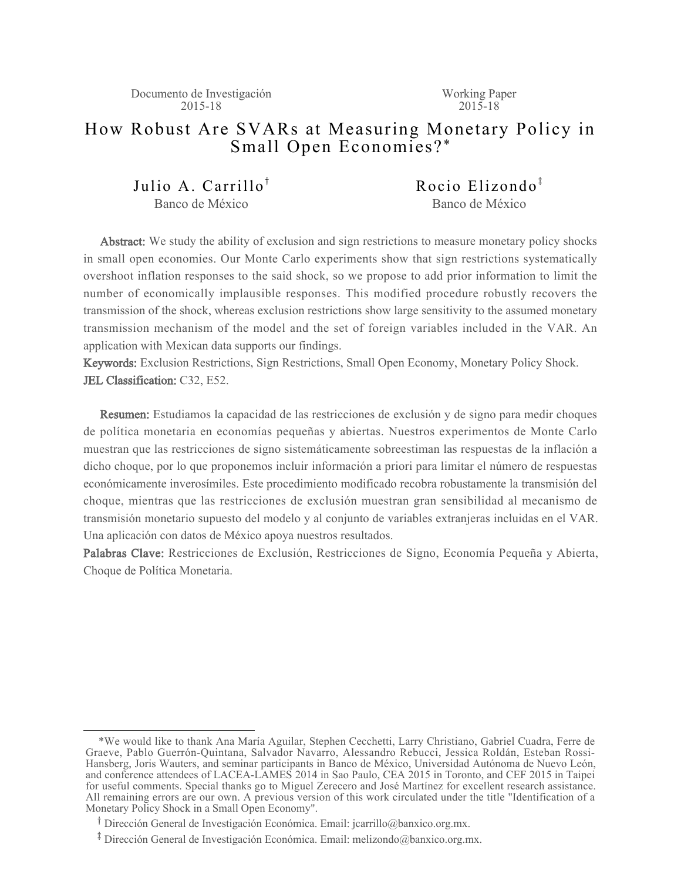Documento de Investigación 2015-18

Working Paper 2015-18

# How Robust Are SVARs at Measuring Monetary Policy in Small Open Economies?*

Julio A. Carrillo[†]
Banco de México

Rocio Elizondo[‡]
Banco de México

**Abstract:** We study the ability of exclusion and sign restrictions to measure monetary policy shocks in small open economies. Our Monte Carlo experiments show that sign restrictions systematically overshoot inflation responses to the said shock, so we propose to add prior information to limit the number of economically implausible responses. This modified procedure robustly recovers the transmission of the shock, whereas exclusion restrictions show large sensitivity to the assumed monetary transmission mechanism of the model and the set of foreign variables included in the VAR. An application with Mexican data supports our findings.

**Keywords:** Exclusion Restrictions, Sign Restrictions, Small Open Economy, Monetary Policy Shock.

**JEL Classification:** C32, E52.

**Resumen:** Estudiamos la capacidad de las restricciones de exclusión y de signo para medir choques de política monetaria en economías pequeñas y abiertas. Nuestros experimentos de Monte Carlo muestran que las restricciones de signo sistemáticamente sobreestiman las respuestas de la inflación a dicho choque, por lo que proponemos incluir información a priori para limitar el número de respuestas económicamente inverosímiles. Este procedimiento modificado recobra robustamente la transmisión del choque, mientras que las restricciones de exclusión muestran gran sensibilidad al mecanismo de transmisión monetario supuesto del modelo y al conjunto de variables extranjeras incluidas en el VAR. Una aplicación con datos de México apoya nuestros resultados.

**Palabras Clave:** Restricciones de Exclusión, Restricciones de Signo, Economía Pequeña y Abierta, Choque de Política Monetaria.

*We would like to thank Ana María Aguilar, Stephen Cecchetti, Larry Christiano, Gabriel Cuadra, Ferre de Graeve, Pablo Guerrón-Quintana, Salvador Navarro, Alessandro Rebucci, Jessica Roldán, Esteban Rossi-Hansberg, Joris Wauters, and seminar participants in Banco de México, Universidad Autónoma de Nuevo León, and conference attendees of LACEA-LAMES 2014 in Sao Paulo, CEA 2015 in Toronto, and CEF 2015 in Taipei for useful comments. Special thanks go to Miguel Zerecero and José Martínez for excellent research assistance. All remaining errors are our own. A previous version of this work circulated under the title "Identification of a Monetary Policy Shock in a Small Open Economy".

[†] Dirección General de Investigación Económica. Email: jcarrillo@banxico.org.mx.

[‡] Dirección General de Investigación Económica. Email: melizondo@banxico.org.mx.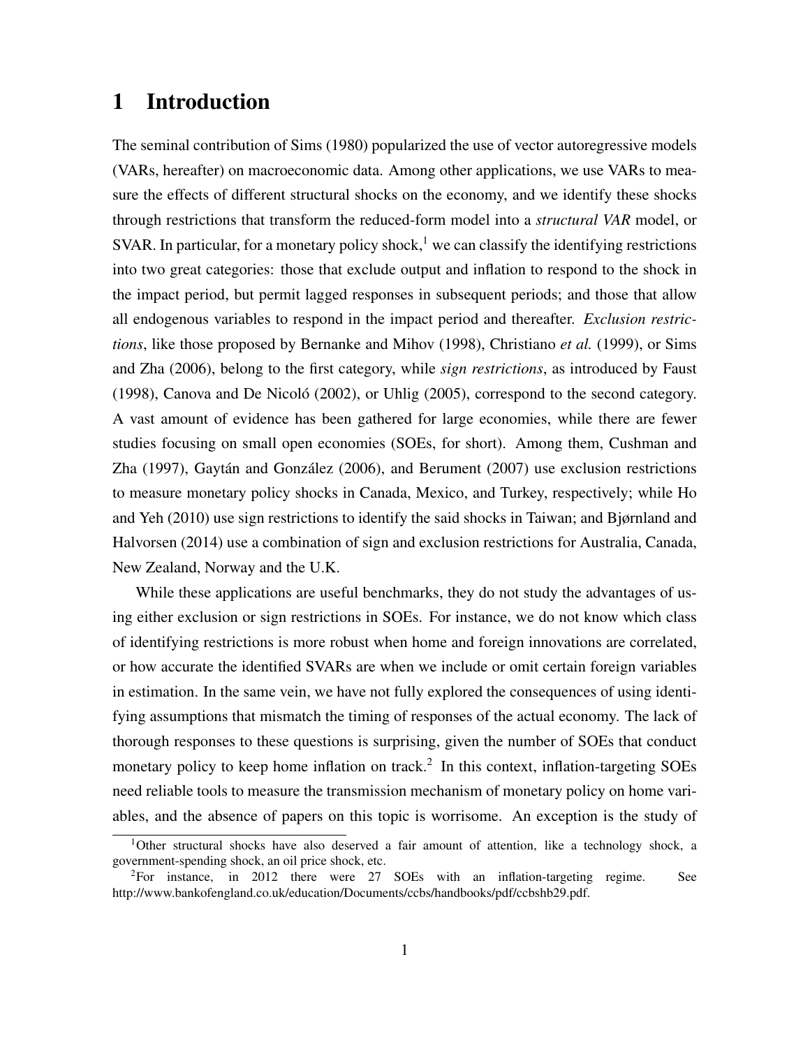# 1 Introduction

The seminal contribution of Sims (1980) popularized the use of vector autoregressive models (VARs, hereafter) on macroeconomic data. Among other applications, we use VARs to measure the effects of different structural shocks on the economy, and we identify these shocks through restrictions that transform the reduced-form model into a *structural VAR* model, or SVAR. In particular, for a monetary policy shock,[1] we can classify the identifying restrictions into two great categories: those that exclude output and inflation to respond to the shock in the impact period, but permit lagged responses in subsequent periods; and those that allow all endogenous variables to respond in the impact period and thereafter. *Exclusion restrictions*, like those proposed by Bernanke and Mihov (1998), Christiano *et al.* (1999), or Sims and Zha (2006), belong to the first category, while *sign restrictions*, as introduced by Faust (1998), Canova and De Nicoló (2002), or Uhlig (2005), correspond to the second category. A vast amount of evidence has been gathered for large economies, while there are fewer studies focusing on small open economies (SOEs, for short). Among them, Cushman and Zha (1997), Gaytán and González (2006), and Berument (2007) use exclusion restrictions to measure monetary policy shocks in Canada, Mexico, and Turkey, respectively; while Ho and Yeh (2010) use sign restrictions to identify the said shocks in Taiwan; and Bjørnland and Halvorsen (2014) use a combination of sign and exclusion restrictions for Australia, Canada, New Zealand, Norway and the U.K.

While these applications are useful benchmarks, they do not study the advantages of using either exclusion or sign restrictions in SOEs. For instance, we do not know which class of identifying restrictions is more robust when home and foreign innovations are correlated, or how accurate the identified SVARs are when we include or omit certain foreign variables in estimation. In the same vein, we have not fully explored the consequences of using identifying assumptions that mismatch the timing of responses of the actual economy. The lack of thorough responses to these questions is surprising, given the number of SOEs that conduct monetary policy to keep home inflation on track.[2] In this context, inflation-targeting SOEs need reliable tools to measure the transmission mechanism of monetary policy on home variables, and the absence of papers on this topic is worrisome. An exception is the study of

[1] Other structural shocks have also deserved a fair amount of attention, like a technology shock, a government-spending shock, an oil price shock, etc.

[2] For instance, in 2012 there were 27 SOEs with an inflation-targeting regime. See http://www.bankofengland.co.uk/education/Documents/ccbs/handbooks/pdf/ccbshb29.pdf.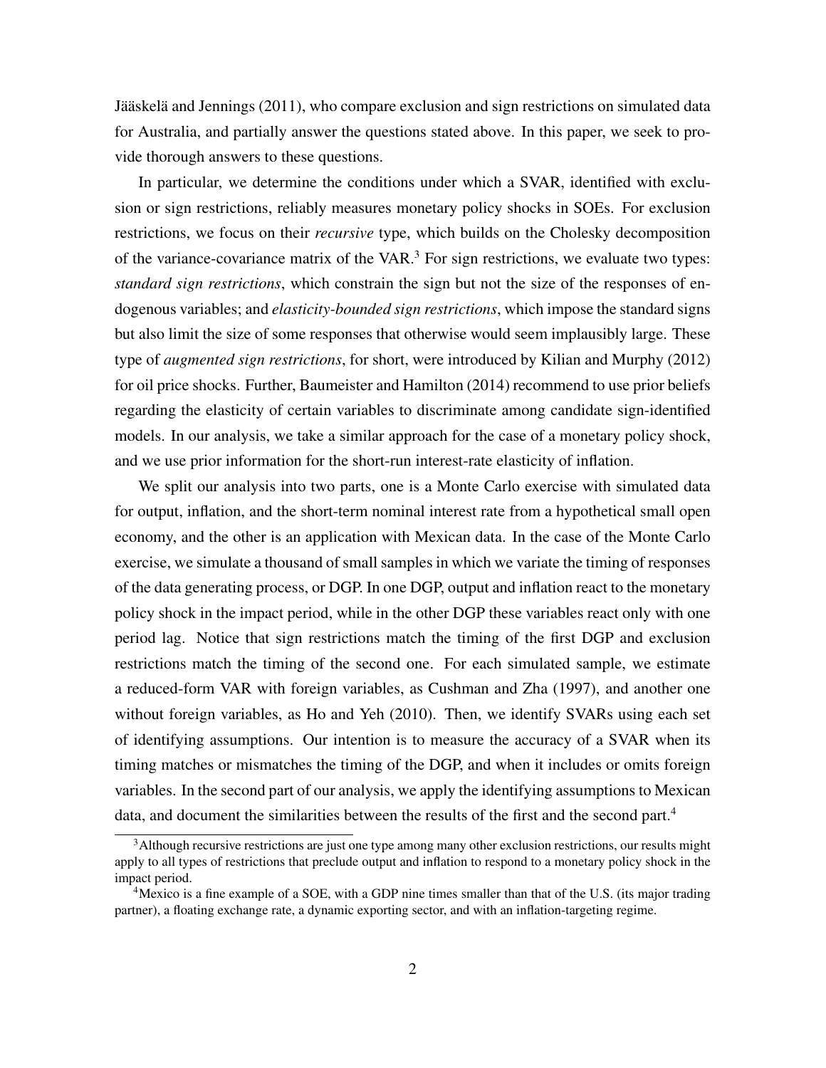Jääskelä and Jennings (2011), who compare exclusion and sign restrictions on simulated data for Australia, and partially answer the questions stated above. In this paper, we seek to provide thorough answers to these questions.

In particular, we determine the conditions under which a SVAR, identified with exclusion or sign restrictions, reliably measures monetary policy shocks in SOEs. For exclusion restrictions, we focus on their *recursive* type, which builds on the Cholesky decomposition of the variance-covariance matrix of the VAR.[3] For sign restrictions, we evaluate two types: *standard sign restrictions*, which constrain the sign but not the size of the responses of endogenous variables; and *elasticity-bounded sign restrictions*, which impose the standard signs but also limit the size of some responses that otherwise would seem implausibly large. These type of *augmented sign restrictions*, for short, were introduced by Kilian and Murphy (2012) for oil price shocks. Further, Baumeister and Hamilton (2014) recommend to use prior beliefs regarding the elasticity of certain variables to discriminate among candidate sign-identified models. In our analysis, we take a similar approach for the case of a monetary policy shock, and we use prior information for the short-run interest-rate elasticity of inflation.

We split our analysis into two parts, one is a Monte Carlo exercise with simulated data for output, inflation, and the short-term nominal interest rate from a hypothetical small open economy, and the other is an application with Mexican data. In the case of the Monte Carlo exercise, we simulate a thousand of small samples in which we variate the timing of responses of the data generating process, or DGP. In one DGP, output and inflation react to the monetary policy shock in the impact period, while in the other DGP these variables react only with one period lag. Notice that sign restrictions match the timing of the first DGP and exclusion restrictions match the timing of the second one. For each simulated sample, we estimate a reduced-form VAR with foreign variables, as Cushman and Zha (1997), and another one without foreign variables, as Ho and Yeh (2010). Then, we identify SVARs using each set of identifying assumptions. Our intention is to measure the accuracy of a SVAR when its timing matches or mismatches the timing of the DGP, and when it includes or omits foreign variables. In the second part of our analysis, we apply the identifying assumptions to Mexican data, and document the similarities between the results of the first and the second part.[4]

[3] Although recursive restrictions are just one type among many other exclusion restrictions, our results might apply to all types of restrictions that preclude output and inflation to respond to a monetary policy shock in the impact period.

[4] Mexico is a fine example of a SOE, with a GDP nine times smaller than that of the U.S. (its major trading partner), a floating exchange rate, a dynamic exporting sector, and with an inflation-targeting regime.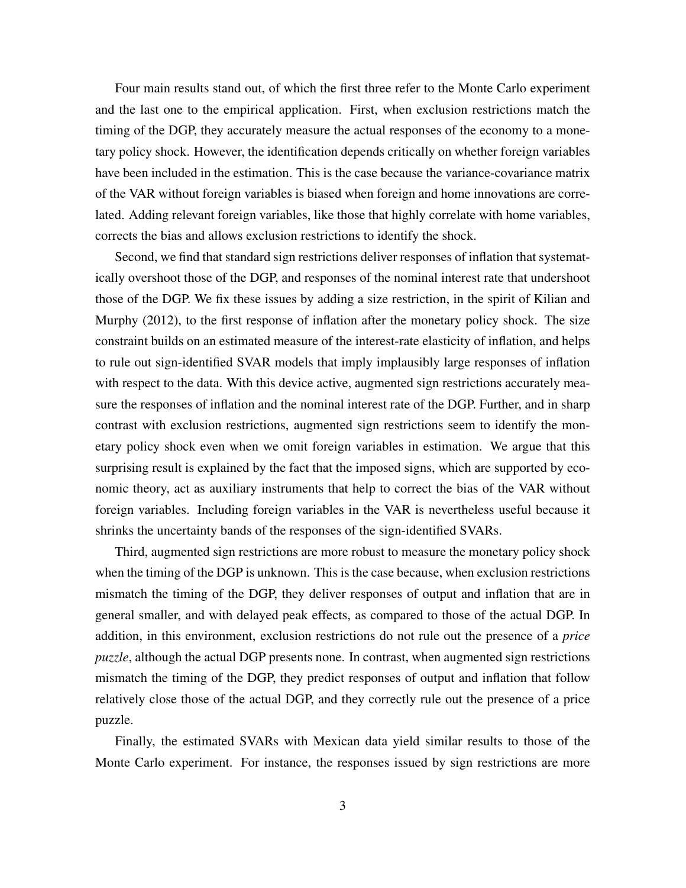Four main results stand out, of which the first three refer to the Monte Carlo experiment and the last one to the empirical application. First, when exclusion restrictions match the timing of the DGP, they accurately measure the actual responses of the economy to a monetary policy shock. However, the identification depends critically on whether foreign variables have been included in the estimation. This is the case because the variance-covariance matrix of the VAR without foreign variables is biased when foreign and home innovations are correlated. Adding relevant foreign variables, like those that highly correlate with home variables, corrects the bias and allows exclusion restrictions to identify the shock.

Second, we find that standard sign restrictions deliver responses of inflation that systematically overshoot those of the DGP, and responses of the nominal interest rate that undershoot those of the DGP. We fix these issues by adding a size restriction, in the spirit of Kilian and Murphy (2012), to the first response of inflation after the monetary policy shock. The size constraint builds on an estimated measure of the interest-rate elasticity of inflation, and helps to rule out sign-identified SVAR models that imply implausibly large responses of inflation with respect to the data. With this device active, augmented sign restrictions accurately measure the responses of inflation and the nominal interest rate of the DGP. Further, and in sharp contrast with exclusion restrictions, augmented sign restrictions seem to identify the monetary policy shock even when we omit foreign variables in estimation. We argue that this surprising result is explained by the fact that the imposed signs, which are supported by economic theory, act as auxiliary instruments that help to correct the bias of the VAR without foreign variables. Including foreign variables in the VAR is nevertheless useful because it shrinks the uncertainty bands of the responses of the sign-identified SVARs.

Third, augmented sign restrictions are more robust to measure the monetary policy shock when the timing of the DGP is unknown. This is the case because, when exclusion restrictions mismatch the timing of the DGP, they deliver responses of output and inflation that are in general smaller, and with delayed peak effects, as compared to those of the actual DGP. In addition, in this environment, exclusion restrictions do not rule out the presence of a *price puzzle*, although the actual DGP presents none. In contrast, when augmented sign restrictions mismatch the timing of the DGP, they predict responses of output and inflation that follow relatively close those of the actual DGP, and they correctly rule out the presence of a price puzzle.

Finally, the estimated SVARs with Mexican data yield similar results to those of the Monte Carlo experiment. For instance, the responses issued by sign restrictions are more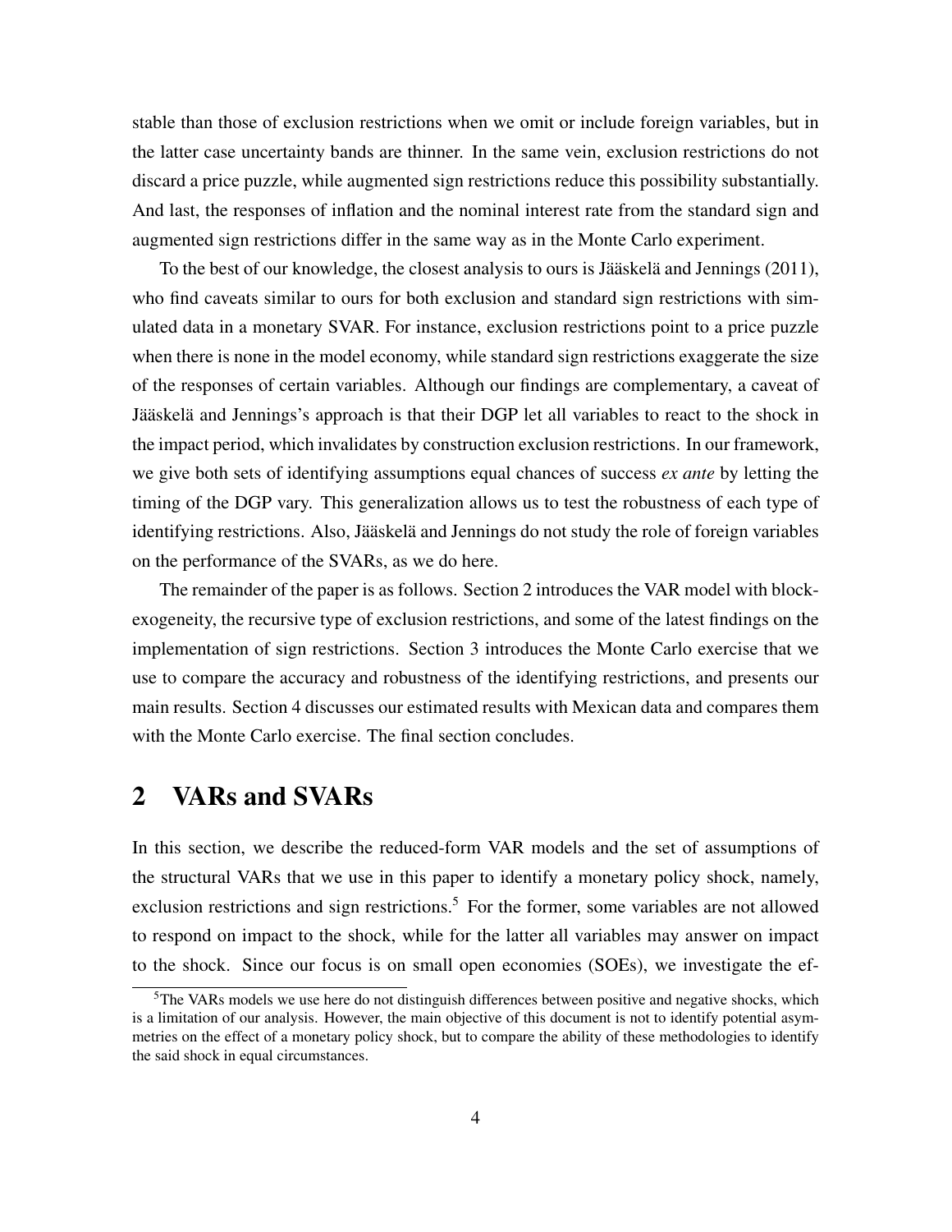stable than those of exclusion restrictions when we omit or include foreign variables, but in the latter case uncertainty bands are thinner. In the same vein, exclusion restrictions do not discard a price puzzle, while augmented sign restrictions reduce this possibility substantially. And last, the responses of inflation and the nominal interest rate from the standard sign and augmented sign restrictions differ in the same way as in the Monte Carlo experiment.

To the best of our knowledge, the closest analysis to ours is Jääskelä and Jennings (2011), who find caveats similar to ours for both exclusion and standard sign restrictions with simulated data in a monetary SVAR. For instance, exclusion restrictions point to a price puzzle when there is none in the model economy, while standard sign restrictions exaggerate the size of the responses of certain variables. Although our findings are complementary, a caveat of Jääskelä and Jennings's approach is that their DGP let all variables to react to the shock in the impact period, which invalidates by construction exclusion restrictions. In our framework, we give both sets of identifying assumptions equal chances of success *ex ante* by letting the timing of the DGP vary. This generalization allows us to test the robustness of each type of identifying restrictions. Also, Jääskelä and Jennings do not study the role of foreign variables on the performance of the SVARs, as we do here.

The remainder of the paper is as follows. Section 2 introduces the VAR model with block-exogeneity, the recursive type of exclusion restrictions, and some of the latest findings on the implementation of sign restrictions. Section 3 introduces the Monte Carlo exercise that we use to compare the accuracy and robustness of the identifying restrictions, and presents our main results. Section 4 discusses our estimated results with Mexican data and compares them with the Monte Carlo exercise. The final section concludes.

# 2 VARs and SVARs

In this section, we describe the reduced-form VAR models and the set of assumptions of the structural VARs that we use in this paper to identify a monetary policy shock, namely, exclusion restrictions and sign restrictions.[5] For the former, some variables are not allowed to respond on impact to the shock, while for the latter all variables may answer on impact to the shock. Since our focus is on small open economies (SOEs), we investigate the ef-

[5]The VARs models we use here do not distinguish differences between positive and negative shocks, which is a limitation of our analysis. However, the main objective of this document is not to identify potential asymmetries on the effect of a monetary policy shock, but to compare the ability of these methodologies to identify the said shock in equal circumstances.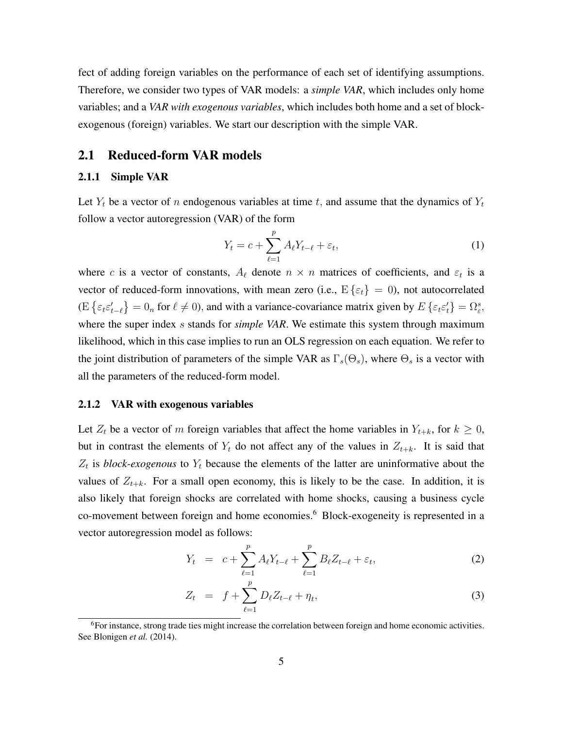fect of adding foreign variables on the performance of each set of identifying assumptions. Therefore, we consider two types of VAR models: a *simple VAR*, which includes only home variables; and a *VAR with exogenous variables*, which includes both home and a set of block-exogenous (foreign) variables. We start our description with the simple VAR.

## 2.1 Reduced-form VAR models

### 2.1.1 Simple VAR

Let $Y_t$ be a vector of $n$ endogenous variables at time $t$, and assume that the dynamics of $Y_t$ follow a vector autoregression (VAR) of the form

$$Y_t = c + \sum_{\ell=1}^{p} A_\ell Y_{t-\ell} + \varepsilon_t, \tag{1}$$

where $c$ is a vector of constants, $A_\ell$ denote $n \times n$ matrices of coefficients, and $\varepsilon_t$ is a vector of reduced-form innovations, with mean zero (i.e., $\mathrm{E}\{\varepsilon_t\} = 0$), not autocorrelated ($\mathrm{E}\{\varepsilon_t \varepsilon'_{t-\ell}\} = 0_n$ for $\ell \neq 0$), and with a variance-covariance matrix given by $E\{\varepsilon_t \varepsilon'_t\} = \Omega^s_\varepsilon$, where the super index $s$ stands for *simple VAR*. We estimate this system through maximum likelihood, which in this case implies to run an OLS regression on each equation. We refer to the joint distribution of parameters of the simple VAR as $\Gamma_s(\Theta_s)$, where $\Theta_s$ is a vector with all the parameters of the reduced-form model.

### 2.1.2 VAR with exogenous variables

Let $Z_t$ be a vector of $m$ foreign variables that affect the home variables in $Y_{t+k}$, for $k \geq 0$, but in contrast the elements of $Y_t$ do not affect any of the values in $Z_{t+k}$. It is said that $Z_t$ is *block-exogenous* to $Y_t$ because the elements of the latter are uninformative about the values of $Z_{t+k}$. For a small open economy, this is likely to be the case. In addition, it is also likely that foreign shocks are correlated with home shocks, causing a business cycle co-movement between foreign and home economies.[6] Block-exogeneity is represented in a vector autoregression model as follows:

$$Y_t = c + \sum_{\ell=1}^{p} A_\ell Y_{t-\ell} + \sum_{\ell=1}^{p} B_\ell Z_{t-\ell} + \varepsilon_t, \tag{2}$$

$$Z_t = f + \sum_{\ell=1}^{p} D_\ell Z_{t-\ell} + \eta_t, \tag{3}$$

[6] For instance, strong trade ties might increase the correlation between foreign and home economic activities. See Blonigen *et al.* (2014).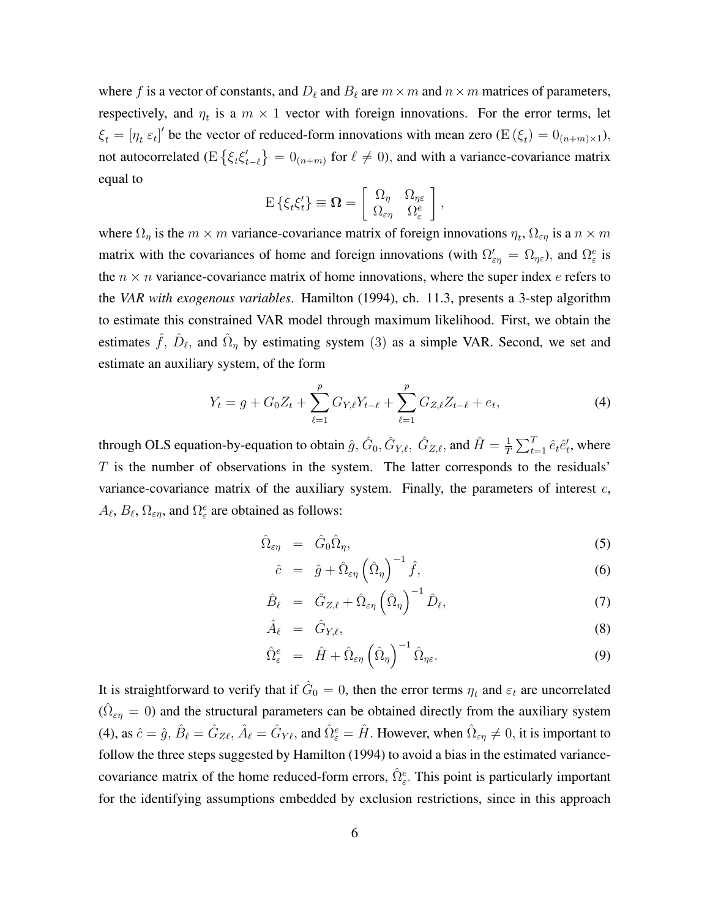where $f$ is a vector of constants, and $D_\ell$ and $B_\ell$ are $m \times m$ and $n \times m$ matrices of parameters, respectively, and $\eta_t$ is a $m \times 1$ vector with foreign innovations. For the error terms, let $\xi_t = [\eta_t \; \varepsilon_t]'$ be the vector of reduced-form innovations with mean zero ($\mathrm{E}(\xi_t) = 0_{(n+m)\times 1}$), not autocorrelated ($\mathrm{E}\left\{\xi_t \xi_{t-\ell}'\right\} = 0_{(n+m)}$ for $\ell \neq 0$), and with a variance-covariance matrix equal to

$$\mathrm{E}\left\{\xi_t \xi_t'\right\} \equiv \mathbf{\Omega} = \left[\begin{array}{cc} \Omega_\eta & \Omega_{\eta\varepsilon} \\ \Omega_{\varepsilon\eta} & \Omega_\varepsilon^e \end{array}\right],$$

where $\Omega_\eta$ is the $m \times m$ variance-covariance matrix of foreign innovations $\eta_t$, $\Omega_{\varepsilon\eta}$ is a $n \times m$ matrix with the covariances of home and foreign innovations (with $\Omega_{\varepsilon\eta}' = \Omega_{\eta\varepsilon}$), and $\Omega_\varepsilon^e$ is the $n \times n$ variance-covariance matrix of home innovations, where the super index $e$ refers to the ***VAR with exogenous variables***. Hamilton (1994), ch. 11.3, presents a 3-step algorithm to estimate this constrained VAR model through maximum likelihood. First, we obtain the estimates $\hat{f}$, $\hat{D}_\ell$, and $\hat{\Omega}_\eta$ by estimating system $(3)$ as a simple VAR. Second, we set and estimate an auxiliary system, of the form

$$Y_t = g + G_0 Z_t + \sum_{\ell=1}^{p} G_{Y,\ell} Y_{t-\ell} + \sum_{\ell=1}^{p} G_{Z,\ell} Z_{t-\ell} + e_t, \tag{4}$$

through OLS equation-by-equation to obtain $\hat{g}$, $\hat{G}_0$, $\hat{G}_{Y,\ell}$, $\hat{G}_{Z,\ell}$, and $\hat{H} = \frac{1}{T}\sum_{t=1}^{T} \hat{e}_t \hat{e}_t'$, where $T$ is the number of observations in the system. The latter corresponds to the residuals' variance-covariance matrix of the auxiliary system. Finally, the parameters of interest $c$, $A_\ell$, $B_\ell$, $\Omega_{\varepsilon\eta}$, and $\Omega_\varepsilon^e$ are obtained as follows:

$$\hat{\Omega}_{\varepsilon\eta} = \hat{G}_0 \hat{\Omega}_\eta, \tag{5}$$

$$\hat{c} = \hat{g} + \hat{\Omega}_{\varepsilon\eta}\left(\hat{\Omega}_\eta\right)^{-1} \hat{f}, \tag{6}$$

$$\hat{B}_\ell = \hat{G}_{Z,\ell} + \hat{\Omega}_{\varepsilon\eta}\left(\hat{\Omega}_\eta\right)^{-1} \hat{D}_\ell, \tag{7}$$

$$\hat{A}_\ell = \hat{G}_{Y,\ell}, \tag{8}$$

$$\hat{\Omega}_\varepsilon^e = \hat{H} + \hat{\Omega}_{\varepsilon\eta}\left(\hat{\Omega}_\eta\right)^{-1} \hat{\Omega}_{\eta\varepsilon}. \tag{9}$$

It is straightforward to verify that if $\hat{G}_0 = 0$, then the error terms $\eta_t$ and $\varepsilon_t$ are uncorrelated ($\hat{\Omega}_{\varepsilon\eta} = 0$) and the structural parameters can be obtained directly from the auxiliary system (4), as $\hat{c} = \hat{g}$, $\hat{B}_\ell = \hat{G}_{Z\ell}$, $\hat{A}_\ell = \hat{G}_{Y\ell}$, and $\hat{\Omega}_\varepsilon^e = \hat{H}$. However, when $\hat{\Omega}_{\varepsilon\eta} \neq 0$, it is important to follow the three steps suggested by Hamilton (1994) to avoid a bias in the estimated variance-covariance matrix of the home reduced-form errors, $\hat{\Omega}_\varepsilon^e$. This point is particularly important for the identifying assumptions embedded by exclusion restrictions, since in this approach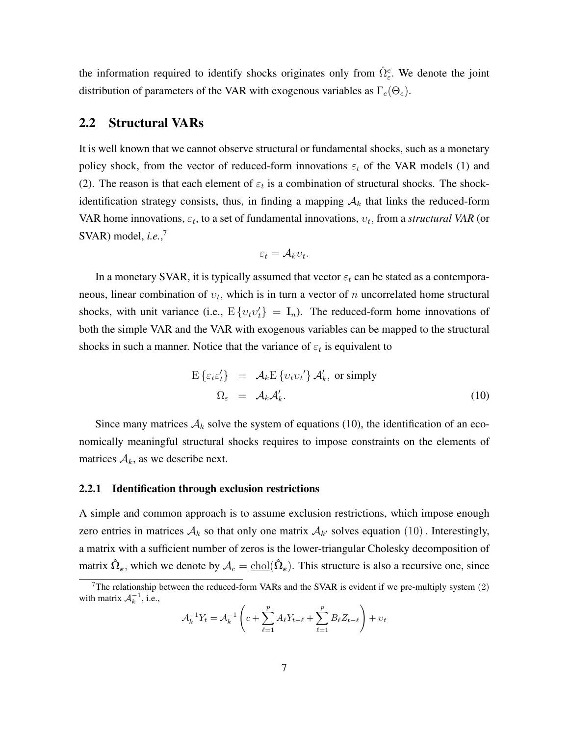the information required to identify shocks originates only from $\hat{\Omega}^e_\varepsilon$. We denote the joint distribution of parameters of the VAR with exogenous variables as $\Gamma_e(\Theta_e)$.

## 2.2 Structural VARs

It is well known that we cannot observe structural or fundamental shocks, such as a monetary policy shock, from the vector of reduced-form innovations $\varepsilon_t$ of the VAR models (1) and (2). The reason is that each element of $\varepsilon_t$ is a combination of structural shocks. The shock-identification strategy consists, thus, in finding a mapping $\mathcal{A}_k$ that links the reduced-form VAR home innovations, $\varepsilon_t$, to a set of fundamental innovations, $\upsilon_t$, from a ***structural VAR*** (or SVAR) model, ***i.e.***,[7]

$$\varepsilon_t = \mathcal{A}_k \upsilon_t.$$

In a monetary SVAR, it is typically assumed that vector $\varepsilon_t$ can be stated as a contemporaneous, linear combination of $\upsilon_t$, which is in turn a vector of $n$ uncorrelated home structural shocks, with unit variance (i.e., $\mathrm{E}\{\upsilon_t \upsilon_t'\} = \mathbf{I}_n$). The reduced-form home innovations of both the simple VAR and the VAR with exogenous variables can be mapped to the structural shocks in such a manner. Notice that the variance of $\varepsilon_t$ is equivalent to

$$\begin{aligned} \mathrm{E}\{\varepsilon_t \varepsilon_t'\} &= \mathcal{A}_k \mathrm{E}\{\upsilon_t \upsilon_t'\} \mathcal{A}_k', \text{ or simply} \\ \Omega_\varepsilon &= \mathcal{A}_k \mathcal{A}_k'. \end{aligned} \tag{10}$$

Since many matrices $\mathcal{A}_k$ solve the system of equations (10), the identification of an economically meaningful structural shocks requires to impose constraints on the elements of matrices $\mathcal{A}_k$, as we describe next.

### 2.2.1 Identification through exclusion restrictions

A simple and common approach is to assume exclusion restrictions, which impose enough zero entries in matrices $\mathcal{A}_k$ so that only one matrix $\mathcal{A}_{k'}$ solves equation $(10)$. Interestingly, a matrix with a sufficient number of zeros is the lower-triangular Cholesky decomposition of matrix $\hat{\boldsymbol{\Omega}}_{\boldsymbol{\varepsilon}}$, which we denote by $\mathcal{A}_c = \underline{\text{chol}}(\hat{\boldsymbol{\Omega}}_{\boldsymbol{\varepsilon}})$. This structure is also a recursive one, since

[7] The relationship between the reduced-form VARs and the SVAR is evident if we pre-multiply system $(2)$ with matrix $\mathcal{A}_k^{-1}$, i.e.,

$$\mathcal{A}_k^{-1} Y_t = \mathcal{A}_k^{-1}\left(c + \sum_{\ell=1}^{p} A_\ell Y_{t-\ell} + \sum_{\ell=1}^{p} B_\ell Z_{t-\ell}\right) + \upsilon_t$$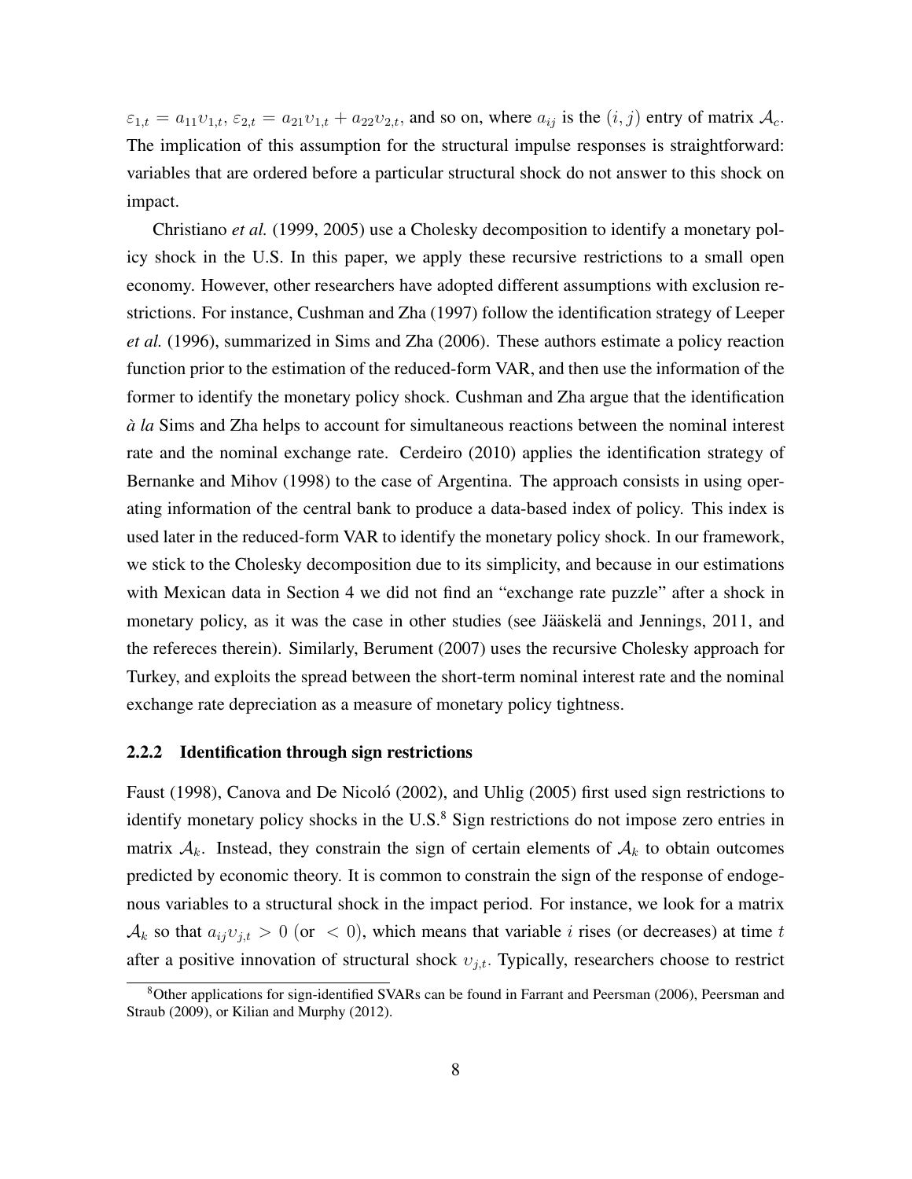$\varepsilon_{1,t} = a_{11}\upsilon_{1,t}$, $\varepsilon_{2,t} = a_{21}\upsilon_{1,t} + a_{22}\upsilon_{2,t}$, and so on, where $a_{ij}$ is the $(i, j)$ entry of matrix $\mathcal{A}_c$. The implication of this assumption for the structural impulse responses is straightforward: variables that are ordered before a particular structural shock do not answer to this shock on impact.

Christiano *et al.* (1999, 2005) use a Cholesky decomposition to identify a monetary policy shock in the U.S. In this paper, we apply these recursive restrictions to a small open economy. However, other researchers have adopted different assumptions with exclusion restrictions. For instance, Cushman and Zha (1997) follow the identification strategy of Leeper *et al.* (1996), summarized in Sims and Zha (2006). These authors estimate a policy reaction function prior to the estimation of the reduced-form VAR, and then use the information of the former to identify the monetary policy shock. Cushman and Zha argue that the identification *à la* Sims and Zha helps to account for simultaneous reactions between the nominal interest rate and the nominal exchange rate. Cerdeiro (2010) applies the identification strategy of Bernanke and Mihov (1998) to the case of Argentina. The approach consists in using operating information of the central bank to produce a data-based index of policy. This index is used later in the reduced-form VAR to identify the monetary policy shock. In our framework, we stick to the Cholesky decomposition due to its simplicity, and because in our estimations with Mexican data in Section 4 we did not find an "exchange rate puzzle" after a shock in monetary policy, as it was the case in other studies (see Jääskelä and Jennings, 2011, and the refereces therein). Similarly, Berument (2007) uses the recursive Cholesky approach for Turkey, and exploits the spread between the short-term nominal interest rate and the nominal exchange rate depreciation as a measure of monetary policy tightness.

### 2.2.2 Identification through sign restrictions

Faust (1998), Canova and De Nicoló (2002), and Uhlig (2005) first used sign restrictions to identify monetary policy shocks in the U.S.[8] Sign restrictions do not impose zero entries in matrix $\mathcal{A}_k$. Instead, they constrain the sign of certain elements of $\mathcal{A}_k$ to obtain outcomes predicted by economic theory. It is common to constrain the sign of the response of endogenous variables to a structural shock in the impact period. For instance, we look for a matrix $\mathcal{A}_k$ so that $a_{ij}\upsilon_{j,t} > 0$ (or $< 0$), which means that variable $i$ rises (or decreases) at time $t$ after a positive innovation of structural shock $\upsilon_{j,t}$. Typically, researchers choose to restrict

[8] Other applications for sign-identified SVARs can be found in Farrant and Peersman (2006), Peersman and Straub (2009), or Kilian and Murphy (2012).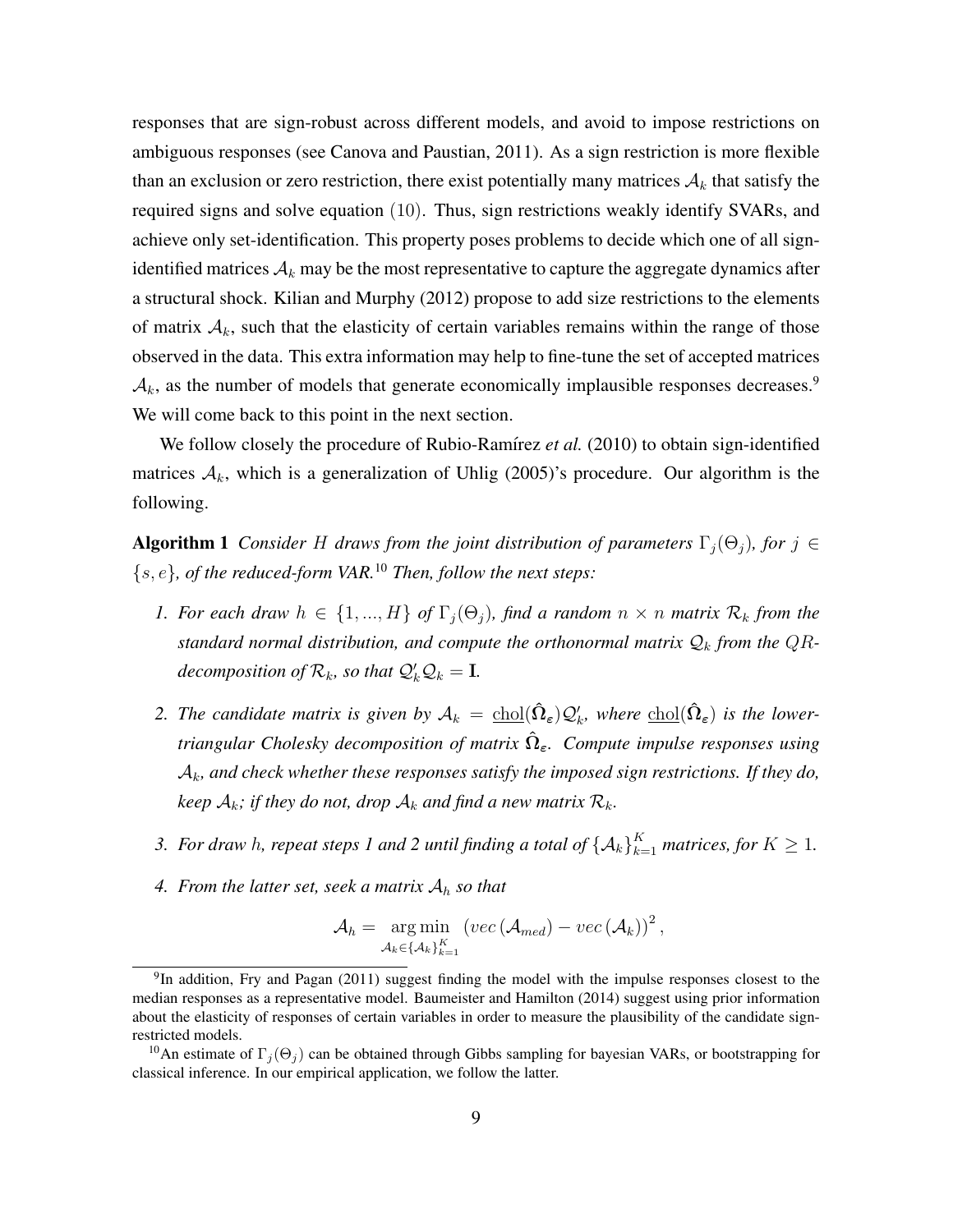responses that are sign-robust across different models, and avoid to impose restrictions on ambiguous responses (see Canova and Paustian, 2011). As a sign restriction is more flexible than an exclusion or zero restriction, there exist potentially many matrices $\mathcal{A}_k$ that satisfy the required signs and solve equation $(10)$. Thus, sign restrictions weakly identify SVARs, and achieve only set-identification. This property poses problems to decide which one of all sign-identified matrices $\mathcal{A}_k$ may be the most representative to capture the aggregate dynamics after a structural shock. Kilian and Murphy (2012) propose to add size restrictions to the elements of matrix $\mathcal{A}_k$, such that the elasticity of certain variables remains within the range of those observed in the data. This extra information may help to fine-tune the set of accepted matrices $\mathcal{A}_k$, as the number of models that generate economically implausible responses decreases.[9] We will come back to this point in the next section.

We follow closely the procedure of Rubio-Ramírez *et al.* (2010) to obtain sign-identified matrices $\mathcal{A}_k$, which is a generalization of Uhlig (2005)'s procedure. Our algorithm is the following.

**Algorithm 1** *Consider $H$ draws from the joint distribution of parameters $\Gamma_j(\Theta_j)$, for $j \in \{s, e\}$, of the reduced-form VAR.*[10] *Then, follow the next steps:*

1. *For each draw $h \in \{1, ..., H\}$ of $\Gamma_j(\Theta_j)$, find a random $n \times n$ matrix $\mathcal{R}_k$ from the standard normal distribution, and compute the orthonormal matrix $\mathcal{Q}_k$ from the $QR$-decomposition of $\mathcal{R}_k$, so that $\mathcal{Q}_k'\mathcal{Q}_k = \mathbf{I}$.*

2. *The candidate matrix is given by $\mathcal{A}_k = \underline{\text{chol}}(\hat{\mathbf{\Omega}}_\varepsilon)\mathcal{Q}_k'$, where $\underline{\text{chol}}(\hat{\mathbf{\Omega}}_\varepsilon)$ is the lower-triangular Cholesky decomposition of matrix $\hat{\mathbf{\Omega}}_\varepsilon$. Compute impulse responses using $\mathcal{A}_k$, and check whether these responses satisfy the imposed sign restrictions. If they do, keep $\mathcal{A}_k$; if they do not, drop $\mathcal{A}_k$ and find a new matrix $\mathcal{R}_k$.*

3. *For draw $h$, repeat steps 1 and 2 until finding a total of $\{\mathcal{A}_k\}_{k=1}^K$ matrices, for $K \geq 1$.*

4. *From the latter set, seek a matrix $\mathcal{A}_h$ so that*

$$\mathcal{A}_h = \underset{\mathcal{A}_k \in \{\mathcal{A}_k\}_{k=1}^K}{\arg\min} \left(vec\left(\mathcal{A}_{med}\right) - vec\left(\mathcal{A}_k\right)\right)^2,$$

[9] In addition, Fry and Pagan (2011) suggest finding the model with the impulse responses closest to the median responses as a representative model. Baumeister and Hamilton (2014) suggest using prior information about the elasticity of responses of certain variables in order to measure the plausibility of the candidate sign-restricted models.

[10] An estimate of $\Gamma_j(\Theta_j)$ can be obtained through Gibbs sampling for bayesian VARs, or bootstrapping for classical inference. In our empirical application, we follow the latter.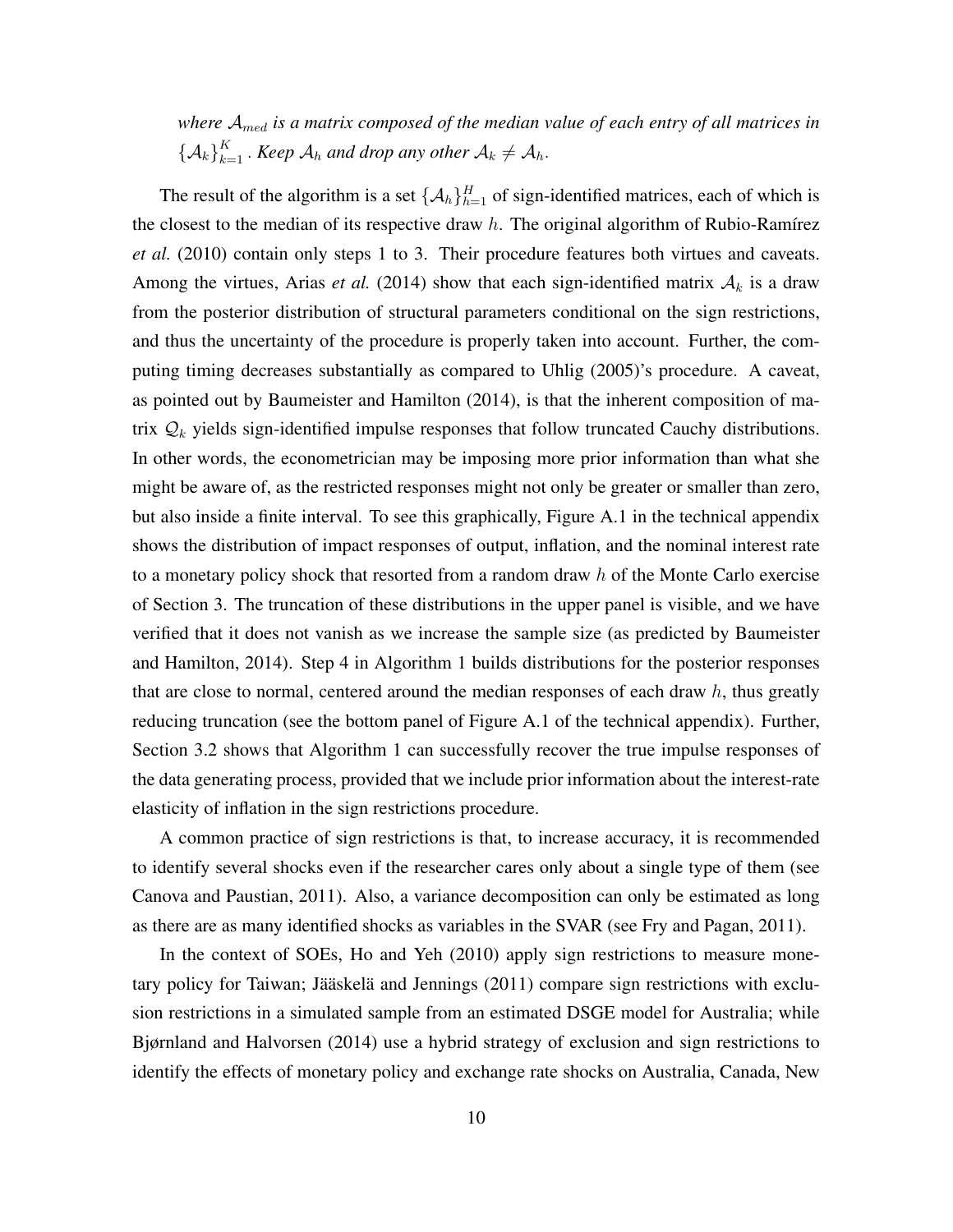*where $\mathcal{A}_{med}$ is a matrix composed of the median value of each entry of all matrices in $\{\mathcal{A}_k\}_{k=1}^{K}$. Keep $\mathcal{A}_h$ and drop any other $\mathcal{A}_k \neq \mathcal{A}_h$.*

The result of the algorithm is a set $\{\mathcal{A}_h\}_{h=1}^{H}$ of sign-identified matrices, each of which is the closest to the median of its respective draw $h$. The original algorithm of Rubio-Ramírez *et al.* (2010) contain only steps 1 to 3. Their procedure features both virtues and caveats. Among the virtues, Arias *et al.* (2014) show that each sign-identified matrix $\mathcal{A}_k$ is a draw from the posterior distribution of structural parameters conditional on the sign restrictions, and thus the uncertainty of the procedure is properly taken into account. Further, the computing timing decreases substantially as compared to Uhlig (2005)'s procedure. A caveat, as pointed out by Baumeister and Hamilton (2014), is that the inherent composition of matrix $\mathcal{Q}_k$ yields sign-identified impulse responses that follow truncated Cauchy distributions. In other words, the econometrician may be imposing more prior information than what she might be aware of, as the restricted responses might not only be greater or smaller than zero, but also inside a finite interval. To see this graphically, Figure A.1 in the technical appendix shows the distribution of impact responses of output, inflation, and the nominal interest rate to a monetary policy shock that resorted from a random draw $h$ of the Monte Carlo exercise of Section 3. The truncation of these distributions in the upper panel is visible, and we have verified that it does not vanish as we increase the sample size (as predicted by Baumeister and Hamilton, 2014). Step 4 in Algorithm 1 builds distributions for the posterior responses that are close to normal, centered around the median responses of each draw $h$, thus greatly reducing truncation (see the bottom panel of Figure A.1 of the technical appendix). Further, Section 3.2 shows that Algorithm 1 can successfully recover the true impulse responses of the data generating process, provided that we include prior information about the interest-rate elasticity of inflation in the sign restrictions procedure.

A common practice of sign restrictions is that, to increase accuracy, it is recommended to identify several shocks even if the researcher cares only about a single type of them (see Canova and Paustian, 2011). Also, a variance decomposition can only be estimated as long as there are as many identified shocks as variables in the SVAR (see Fry and Pagan, 2011).

In the context of SOEs, Ho and Yeh (2010) apply sign restrictions to measure monetary policy for Taiwan; Jääskelä and Jennings (2011) compare sign restrictions with exclusion restrictions in a simulated sample from an estimated DSGE model for Australia; while Bjørnland and Halvorsen (2014) use a hybrid strategy of exclusion and sign restrictions to identify the effects of monetary policy and exchange rate shocks on Australia, Canada, New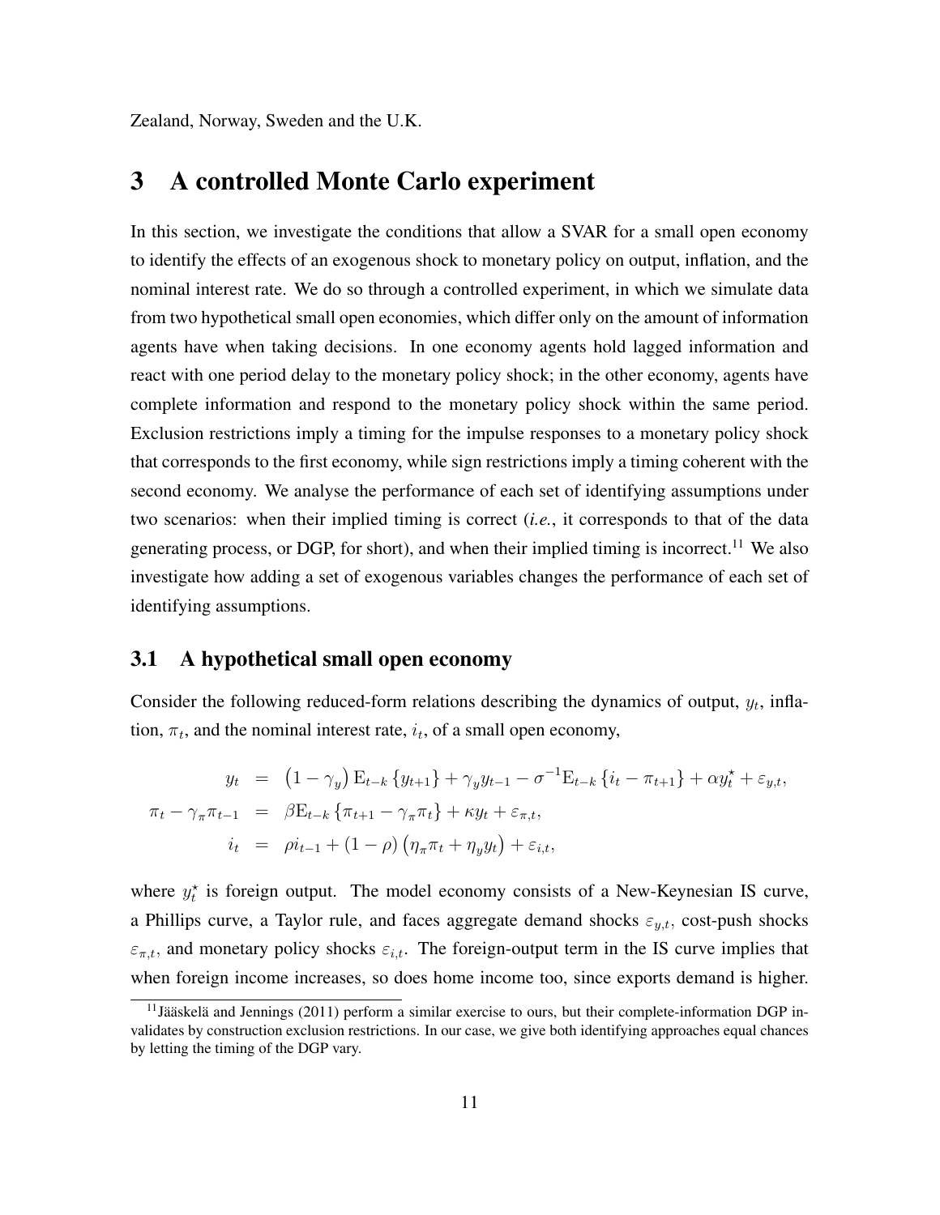Zealand, Norway, Sweden and the U.K.

# 3 A controlled Monte Carlo experiment

In this section, we investigate the conditions that allow a SVAR for a small open economy to identify the effects of an exogenous shock to monetary policy on output, inflation, and the nominal interest rate. We do so through a controlled experiment, in which we simulate data from two hypothetical small open economies, which differ only on the amount of information agents have when taking decisions. In one economy agents hold lagged information and react with one period delay to the monetary policy shock; in the other economy, agents have complete information and respond to the monetary policy shock within the same period. Exclusion restrictions imply a timing for the impulse responses to a monetary policy shock that corresponds to the first economy, while sign restrictions imply a timing coherent with the second economy. We analyse the performance of each set of identifying assumptions under two scenarios: when their implied timing is correct (*i.e.*, it corresponds to that of the data generating process, or DGP, for short), and when their implied timing is incorrect.[11] We also investigate how adding a set of exogenous variables changes the performance of each set of identifying assumptions.

## 3.1 A hypothetical small open economy

Consider the following reduced-form relations describing the dynamics of output, $y_t$, inflation, $\pi_t$, and the nominal interest rate, $i_t$, of a small open economy,

$$
\begin{aligned}
y_t &= \left(1-\gamma_y\right) \mathrm{E}_{t-k}\left\{y_{t+1}\right\} + \gamma_y y_{t-1} - \sigma^{-1} \mathrm{E}_{t-k}\left\{i_t - \pi_{t+1}\right\} + \alpha y_t^{\star} + \varepsilon_{y,t}, \\
\pi_t - \gamma_\pi \pi_{t-1} &= \beta \mathrm{E}_{t-k}\left\{\pi_{t+1} - \gamma_\pi \pi_t\right\} + \kappa y_t + \varepsilon_{\pi,t}, \\
i_t &= \rho i_{t-1} + (1-\rho)\left(\eta_\pi \pi_t + \eta_y y_t\right) + \varepsilon_{i,t},
\end{aligned}
$$

where $y_t^{\star}$ is foreign output. The model economy consists of a New-Keynesian IS curve, a Phillips curve, a Taylor rule, and faces aggregate demand shocks $\varepsilon_{y,t}$, cost-push shocks $\varepsilon_{\pi,t}$, and monetary policy shocks $\varepsilon_{i,t}$. The foreign-output term in the IS curve implies that when foreign income increases, so does home income too, since exports demand is higher.

[11] Jääskelä and Jennings (2011) perform a similar exercise to ours, but their complete-information DGP invalidates by construction exclusion restrictions. In our case, we give both identifying approaches equal chances by letting the timing of the DGP vary.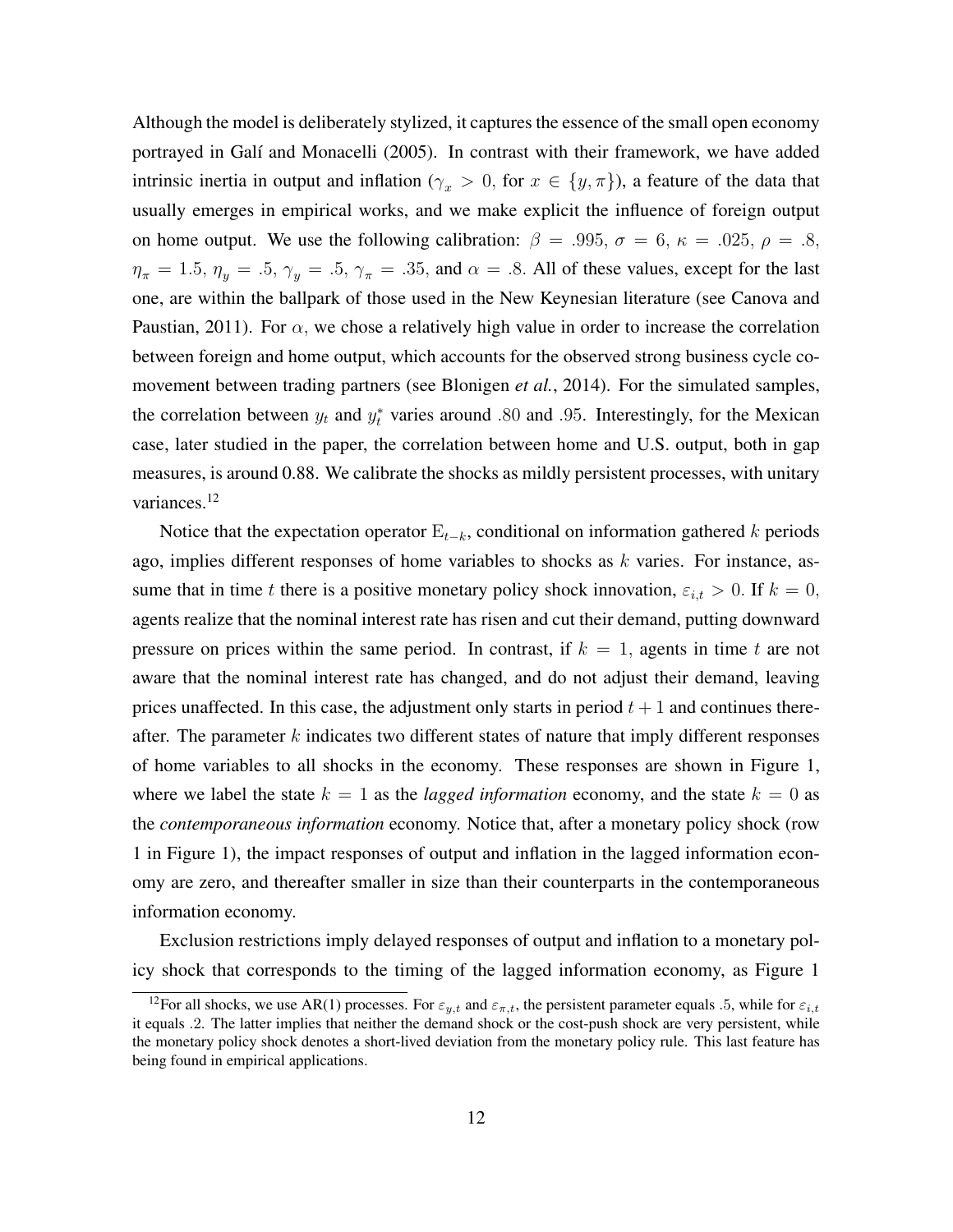Although the model is deliberately stylized, it captures the essence of the small open economy portrayed in Galí and Monacelli (2005). In contrast with their framework, we have added intrinsic inertia in output and inflation ($\gamma_x > 0$, for $x \in \{y, \pi\}$), a feature of the data that usually emerges in empirical works, and we make explicit the influence of foreign output on home output. We use the following calibration: $\beta = .995$, $\sigma = 6$, $\kappa = .025$, $\rho = .8$, $\eta_\pi = 1.5$, $\eta_y = .5$, $\gamma_y = .5$, $\gamma_\pi = .35$, and $\alpha = .8$. All of these values, except for the last one, are within the ballpark of those used in the New Keynesian literature (see Canova and Paustian, 2011). For $\alpha$, we chose a relatively high value in order to increase the correlation between foreign and home output, which accounts for the observed strong business cycle co-movement between trading partners (see Blonigen *et al.*, 2014). For the simulated samples, the correlation between $y_t$ and $y_t^*$ varies around $.80$ and $.95$. Interestingly, for the Mexican case, later studied in the paper, the correlation between home and U.S. output, both in gap measures, is around 0.88. We calibrate the shocks as mildly persistent processes, with unitary variances.[12]

Notice that the expectation operator $\mathrm{E}_{t-k}$, conditional on information gathered $k$ periods ago, implies different responses of home variables to shocks as $k$ varies. For instance, assume that in time $t$ there is a positive monetary policy shock innovation, $\varepsilon_{i,t} > 0$. If $k = 0$, agents realize that the nominal interest rate has risen and cut their demand, putting downward pressure on prices within the same period. In contrast, if $k = 1$, agents in time $t$ are not aware that the nominal interest rate has changed, and do not adjust their demand, leaving prices unaffected. In this case, the adjustment only starts in period $t + 1$ and continues thereafter. The parameter $k$ indicates two different states of nature that imply different responses of home variables to all shocks in the economy. These responses are shown in Figure 1, where we label the state $k = 1$ as the *lagged information* economy, and the state $k = 0$ as the *contemporaneous information* economy. Notice that, after a monetary policy shock (row 1 in Figure 1), the impact responses of output and inflation in the lagged information economy are zero, and thereafter smaller in size than their counterparts in the contemporaneous information economy.

Exclusion restrictions imply delayed responses of output and inflation to a monetary policy shock that corresponds to the timing of the lagged information economy, as Figure 1

[12]For all shocks, we use AR(1) processes. For $\varepsilon_{y,t}$ and $\varepsilon_{\pi,t}$, the persistent parameter equals .5, while for $\varepsilon_{i,t}$ it equals .2. The latter implies that neither the demand shock or the cost-push shock are very persistent, while the monetary policy shock denotes a short-lived deviation from the monetary policy rule. This last feature has being found in empirical applications.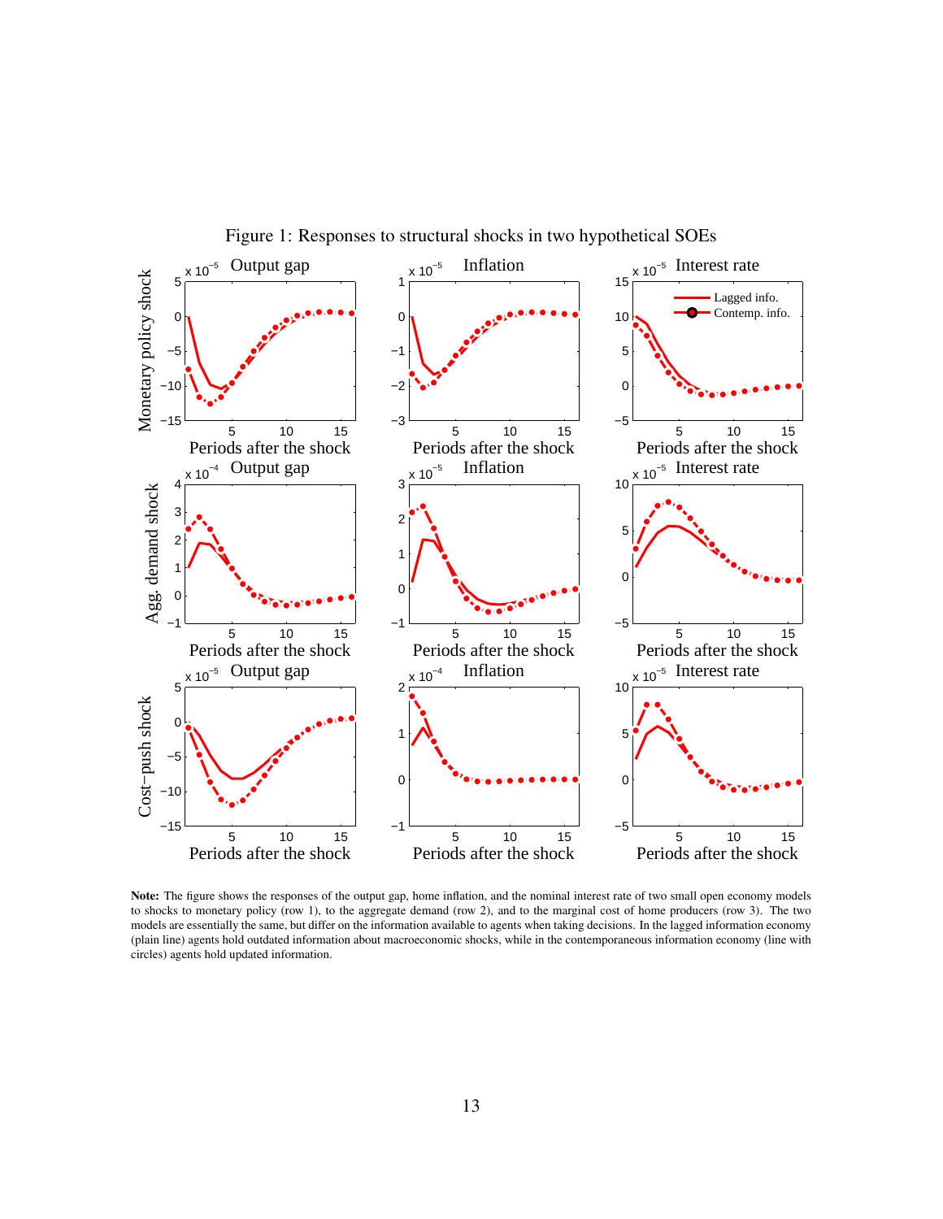Figure 1: Responses to structural shocks in two hypothetical SOEs

**Note:** The figure shows the responses of the output gap, home inflation, and the nominal interest rate of two small open economy models to shocks to monetary policy (row 1), to the aggregate demand (row 2), and to the marginal cost of home producers (row 3). The two models are essentially the same, but differ on the information available to agents when taking decisions. In the lagged information economy (plain line) agents hold outdated information about macroeconomic shocks, while in the contemporaneous information economy (line with circles) agents hold updated information.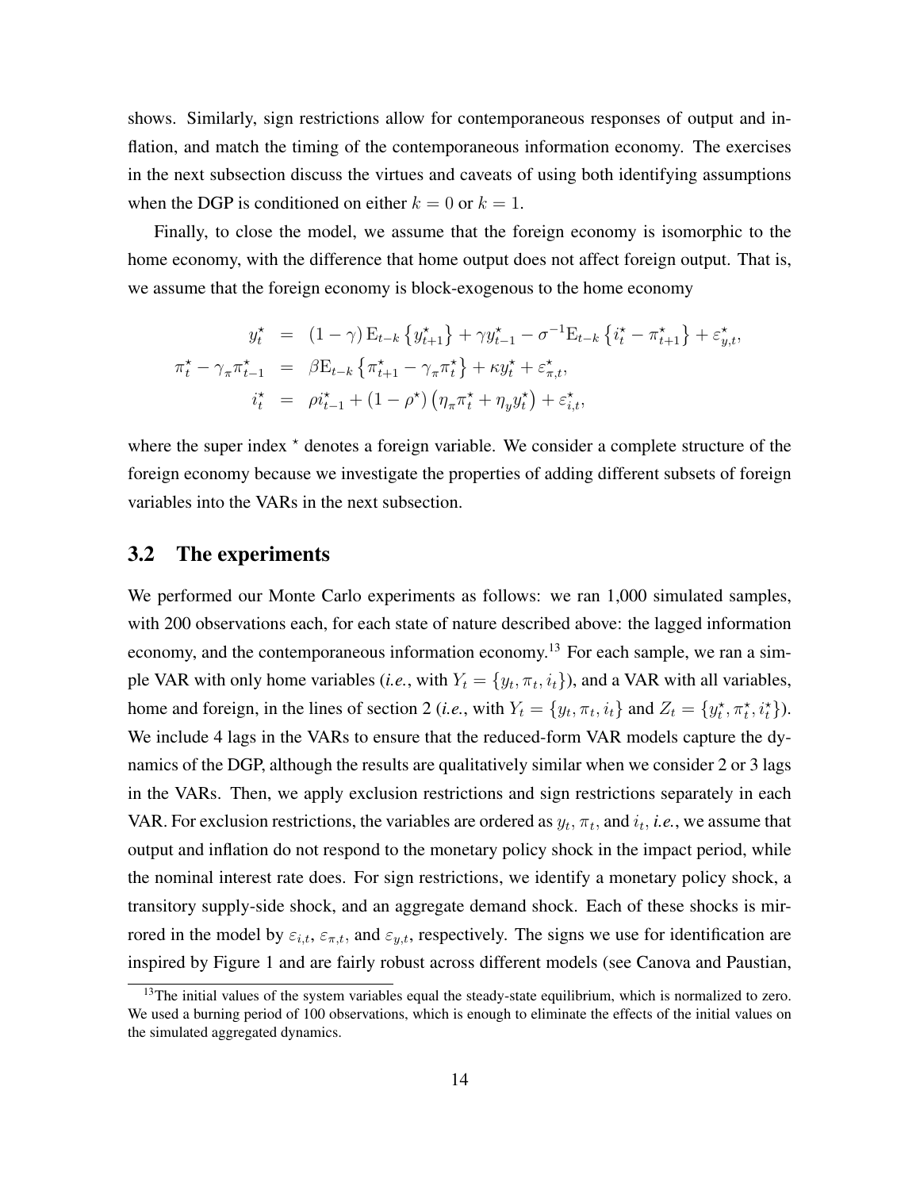shows. Similarly, sign restrictions allow for contemporaneous responses of output and inflation, and match the timing of the contemporaneous information economy. The exercises in the next subsection discuss the virtues and caveats of using both identifying assumptions when the DGP is conditioned on either $k = 0$ or $k = 1$.

Finally, to close the model, we assume that the foreign economy is isomorphic to the home economy, with the difference that home output does not affect foreign output. That is, we assume that the foreign economy is block-exogenous to the home economy

$$
\begin{aligned}
y_t^\star &= (1-\gamma)\,\mathrm{E}_{t-k}\left\{y_{t+1}^\star\right\} + \gamma y_{t-1}^\star - \sigma^{-1}\mathrm{E}_{t-k}\left\{i_t^\star - \pi_{t+1}^\star\right\} + \varepsilon_{y,t}^\star, \\
\pi_t^\star - \gamma_\pi \pi_{t-1}^\star &= \beta \mathrm{E}_{t-k}\left\{\pi_{t+1}^\star - \gamma_\pi \pi_t^\star\right\} + \kappa y_t^\star + \varepsilon_{\pi,t}^\star, \\
i_t^\star &= \rho i_{t-1}^\star + (1-\rho^\star)\left(\eta_\pi \pi_t^\star + \eta_y y_t^\star\right) + \varepsilon_{i,t}^\star,
\end{aligned}
$$

where the super index $^\star$ denotes a foreign variable. We consider a complete structure of the foreign economy because we investigate the properties of adding different subsets of foreign variables into the VARs in the next subsection.

## 3.2 The experiments

We performed our Monte Carlo experiments as follows: we ran 1,000 simulated samples, with 200 observations each, for each state of nature described above: the lagged information economy, and the contemporaneous information economy.[13] For each sample, we ran a simple VAR with only home variables (*i.e.*, with $Y_t = \{y_t, \pi_t, i_t\}$), and a VAR with all variables, home and foreign, in the lines of section 2 (*i.e.*, with $Y_t = \{y_t, \pi_t, i_t\}$ and $Z_t = \{y_t^\star, \pi_t^\star, i_t^\star\}$). We include 4 lags in the VARs to ensure that the reduced-form VAR models capture the dynamics of the DGP, although the results are qualitatively similar when we consider 2 or 3 lags in the VARs. Then, we apply exclusion restrictions and sign restrictions separately in each VAR. For exclusion restrictions, the variables are ordered as $y_t$, $\pi_t$, and $i_t$, *i.e.*, we assume that output and inflation do not respond to the monetary policy shock in the impact period, while the nominal interest rate does. For sign restrictions, we identify a monetary policy shock, a transitory supply-side shock, and an aggregate demand shock. Each of these shocks is mirrored in the model by $\varepsilon_{i,t}$, $\varepsilon_{\pi,t}$, and $\varepsilon_{y,t}$, respectively. The signs we use for identification are inspired by Figure 1 and are fairly robust across different models (see Canova and Paustian,

[13] The initial values of the system variables equal the steady-state equilibrium, which is normalized to zero. We used a burning period of 100 observations, which is enough to eliminate the effects of the initial values on the simulated aggregated dynamics.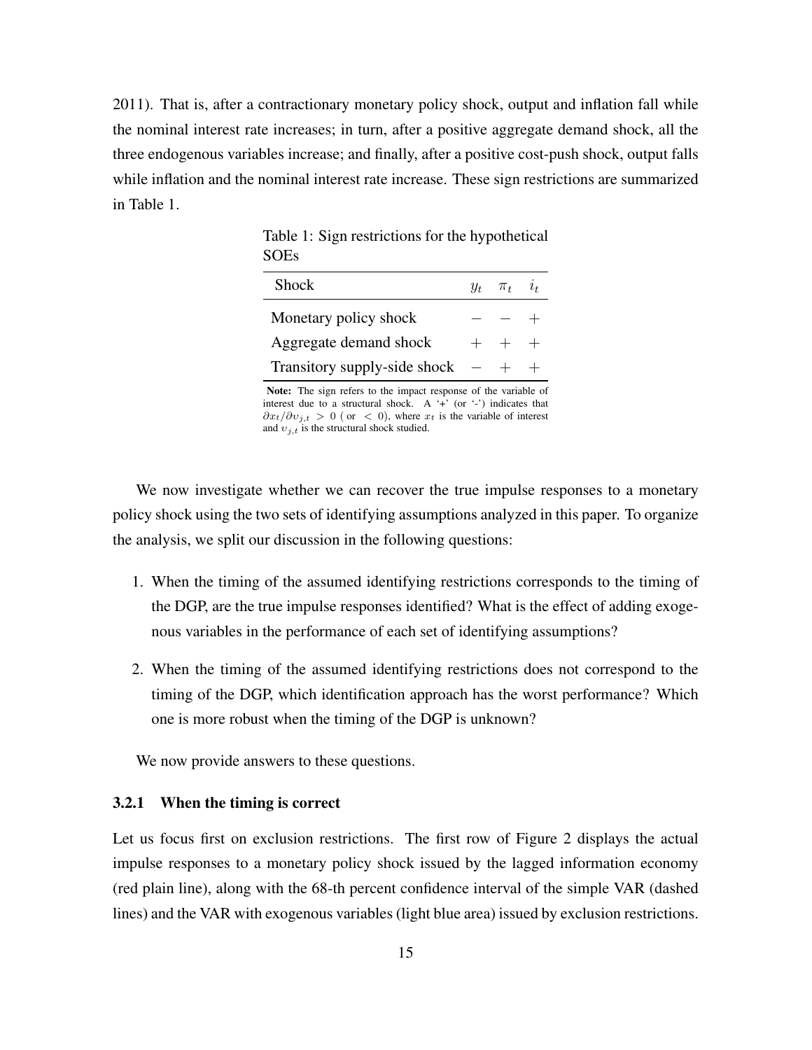2011). That is, after a contractionary monetary policy shock, output and inflation fall while the nominal interest rate increases; in turn, after a positive aggregate demand shock, all the three endogenous variables increase; and finally, after a positive cost-push shock, output falls while inflation and the nominal interest rate increase. These sign restrictions are summarized in Table 1.

Table 1: Sign restrictions for the hypothetical SOEs

| Shock | $y_t$ | $\pi_t$ | $i_t$ |
|---|---|---|---|
| Monetary policy shock | $-$ | $-$ | $+$ |
| Aggregate demand shock | $+$ | $+$ | $+$ |
| Transitory supply-side shock | $-$ | $+$ | $+$ |

**Note:** The sign refers to the impact response of the variable of interest due to a structural shock. A '+' (or '-') indicates that $\partial x_t / \partial \upsilon_{j,t} > 0$ ( or $< 0$), where $x_t$ is the variable of interest and $\upsilon_{j,t}$ is the structural shock studied.

We now investigate whether we can recover the true impulse responses to a monetary policy shock using the two sets of identifying assumptions analyzed in this paper. To organize the analysis, we split our discussion in the following questions:

1. When the timing of the assumed identifying restrictions corresponds to the timing of the DGP, are the true impulse responses identified? What is the effect of adding exogenous variables in the performance of each set of identifying assumptions?
2. When the timing of the assumed identifying restrictions does not correspond to the timing of the DGP, which identification approach has the worst performance? Which one is more robust when the timing of the DGP is unknown?

We now provide answers to these questions.

### 3.2.1 When the timing is correct

Let us focus first on exclusion restrictions. The first row of Figure 2 displays the actual impulse responses to a monetary policy shock issued by the lagged information economy (red plain line), along with the 68-th percent confidence interval of the simple VAR (dashed lines) and the VAR with exogenous variables (light blue area) issued by exclusion restrictions.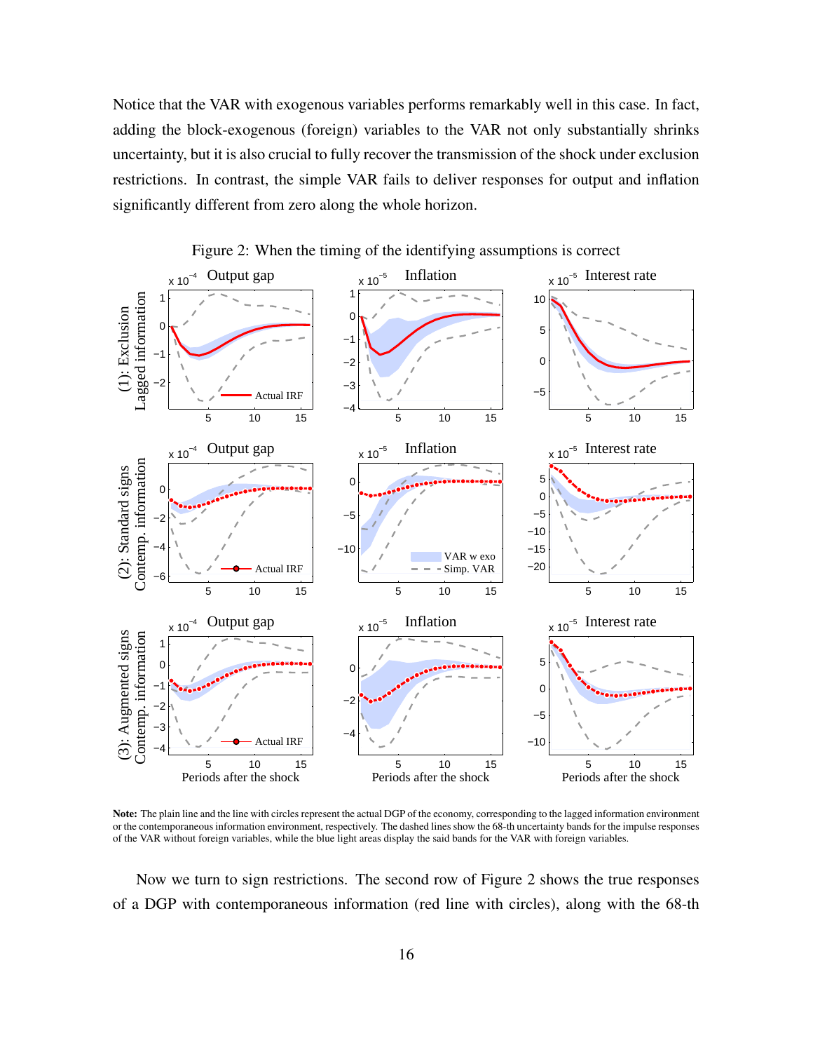Notice that the VAR with exogenous variables performs remarkably well in this case. In fact, adding the block-exogenous (foreign) variables to the VAR not only substantially shrinks uncertainty, but it is also crucial to fully recover the transmission of the shock under exclusion restrictions. In contrast, the simple VAR fails to deliver responses for output and inflation significantly different from zero along the whole horizon.

Figure 2: When the timing of the identifying assumptions is correct

**Note:** The plain line and the line with circles represent the actual DGP of the economy, corresponding to the lagged information environment or the contemporaneous information environment, respectively. The dashed lines show the 68-th uncertainty bands for the impulse responses of the VAR without foreign variables, while the blue light areas display the said bands for the VAR with foreign variables.

Now we turn to sign restrictions. The second row of Figure 2 shows the true responses of a DGP with contemporaneous information (red line with circles), along with the 68-th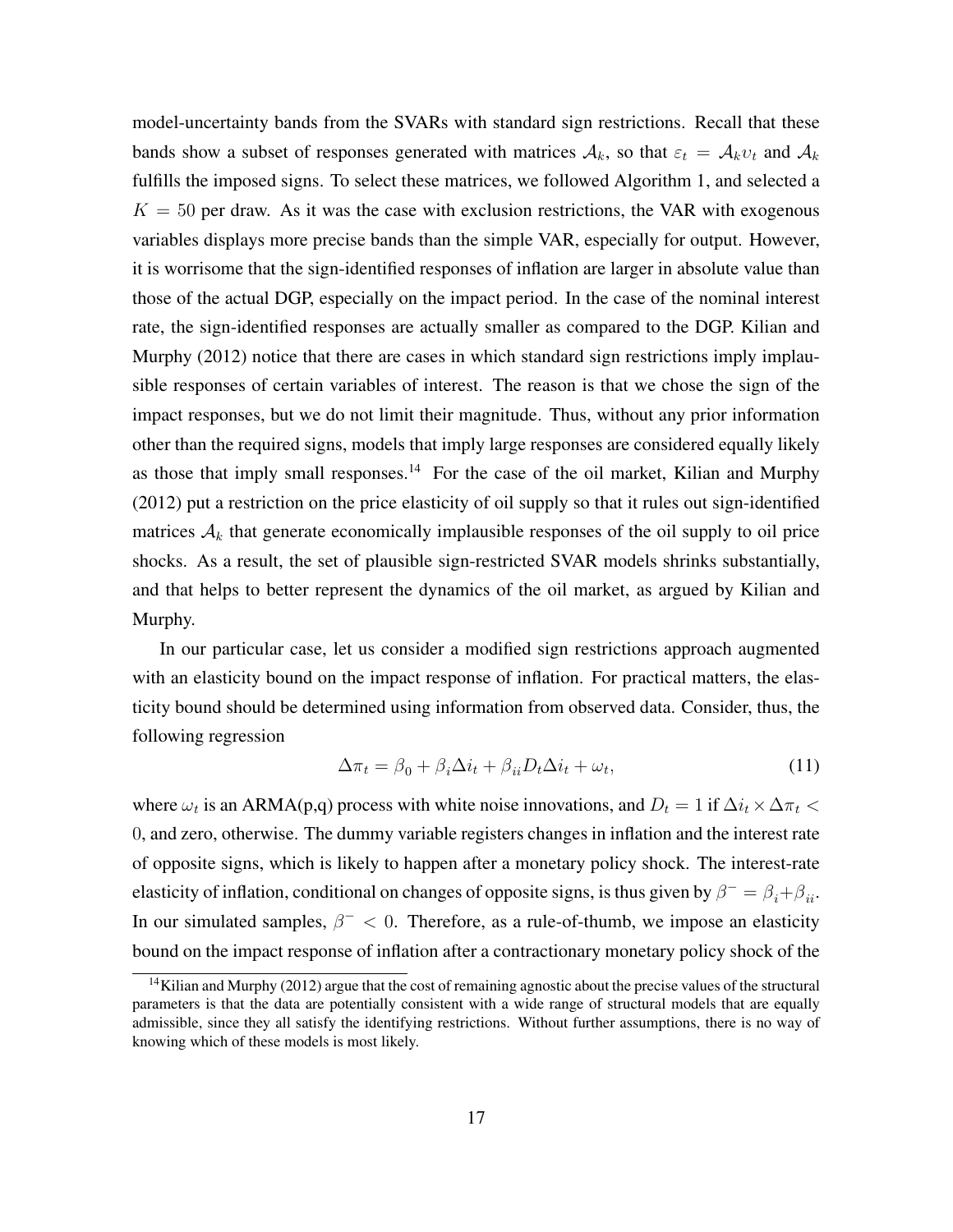model-uncertainty bands from the SVARs with standard sign restrictions. Recall that these bands show a subset of responses generated with matrices $\mathcal{A}_k$, so that $\varepsilon_t = \mathcal{A}_k \upsilon_t$ and $\mathcal{A}_k$ fulfills the imposed signs. To select these matrices, we followed Algorithm 1, and selected a $K = 50$ per draw. As it was the case with exclusion restrictions, the VAR with exogenous variables displays more precise bands than the simple VAR, especially for output. However, it is worrisome that the sign-identified responses of inflation are larger in absolute value than those of the actual DGP, especially on the impact period. In the case of the nominal interest rate, the sign-identified responses are actually smaller as compared to the DGP. Kilian and Murphy (2012) notice that there are cases in which standard sign restrictions imply implausible responses of certain variables of interest. The reason is that we chose the sign of the impact responses, but we do not limit their magnitude. Thus, without any prior information other than the required signs, models that imply large responses are considered equally likely as those that imply small responses.[14] For the case of the oil market, Kilian and Murphy (2012) put a restriction on the price elasticity of oil supply so that it rules out sign-identified matrices $\mathcal{A}_k$ that generate economically implausible responses of the oil supply to oil price shocks. As a result, the set of plausible sign-restricted SVAR models shrinks substantially, and that helps to better represent the dynamics of the oil market, as argued by Kilian and Murphy.

In our particular case, let us consider a modified sign restrictions approach augmented with an elasticity bound on the impact response of inflation. For practical matters, the elasticity bound should be determined using information from observed data. Consider, thus, the following regression

$$\Delta \pi_t = \beta_0 + \beta_i \Delta i_t + \beta_{ii} D_t \Delta i_t + \omega_t, \tag{11}$$

where $\omega_t$ is an ARMA(p,q) process with white noise innovations, and $D_t = 1$ if $\Delta i_t \times \Delta \pi_t < 0$, and zero, otherwise. The dummy variable registers changes in inflation and the interest rate of opposite signs, which is likely to happen after a monetary policy shock. The interest-rate elasticity of inflation, conditional on changes of opposite signs, is thus given by $\beta^- = \beta_i + \beta_{ii}$. In our simulated samples, $\beta^- < 0$. Therefore, as a rule-of-thumb, we impose an elasticity bound on the impact response of inflation after a contractionary monetary policy shock of the

[14] Kilian and Murphy (2012) argue that the cost of remaining agnostic about the precise values of the structural parameters is that the data are potentially consistent with a wide range of structural models that are equally admissible, since they all satisfy the identifying restrictions. Without further assumptions, there is no way of knowing which of these models is most likely.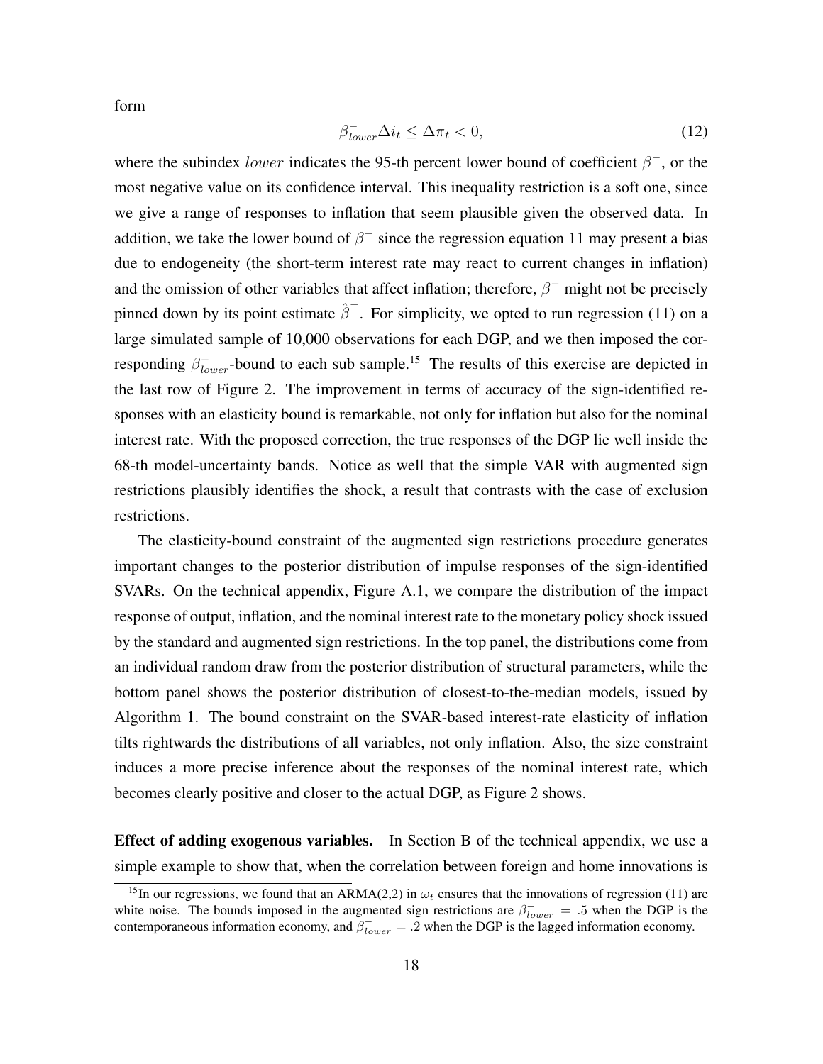form

$$\beta^{-}_{lower}\Delta i_t \leq \Delta\pi_t < 0, \tag{12}$$

where the subindex $lower$ indicates the 95-th percent lower bound of coefficient $\beta^{-}$, or the most negative value on its confidence interval. This inequality restriction is a soft one, since we give a range of responses to inflation that seem plausible given the observed data. In addition, we take the lower bound of $\beta^{-}$ since the regression equation 11 may present a bias due to endogeneity (the short-term interest rate may react to current changes in inflation) and the omission of other variables that affect inflation; therefore, $\beta^{-}$ might not be precisely pinned down by its point estimate $\hat{\beta}^{-}$. For simplicity, we opted to run regression (11) on a large simulated sample of 10,000 observations for each DGP, and we then imposed the corresponding $\beta^{-}_{lower}$-bound to each sub sample.[15] The results of this exercise are depicted in the last row of Figure 2. The improvement in terms of accuracy of the sign-identified responses with an elasticity bound is remarkable, not only for inflation but also for the nominal interest rate. With the proposed correction, the true responses of the DGP lie well inside the 68-th model-uncertainty bands. Notice as well that the simple VAR with augmented sign restrictions plausibly identifies the shock, a result that contrasts with the case of exclusion restrictions.

The elasticity-bound constraint of the augmented sign restrictions procedure generates important changes to the posterior distribution of impulse responses of the sign-identified SVARs. On the technical appendix, Figure A.1, we compare the distribution of the impact response of output, inflation, and the nominal interest rate to the monetary policy shock issued by the standard and augmented sign restrictions. In the top panel, the distributions come from an individual random draw from the posterior distribution of structural parameters, while the bottom panel shows the posterior distribution of closest-to-the-median models, issued by Algorithm 1. The bound constraint on the SVAR-based interest-rate elasticity of inflation tilts rightwards the distributions of all variables, not only inflation. Also, the size constraint induces a more precise inference about the responses of the nominal interest rate, which becomes clearly positive and closer to the actual DGP, as Figure 2 shows.

**Effect of adding exogenous variables.** In Section B of the technical appendix, we use a simple example to show that, when the correlation between foreign and home innovations is

[15] In our regressions, we found that an ARMA(2,2) in $\omega_t$ ensures that the innovations of regression (11) are white noise. The bounds imposed in the augmented sign restrictions are $\beta^{-}_{lower} = .5$ when the DGP is the contemporaneous information economy, and $\beta^{-}_{lower} = .2$ when the DGP is the lagged information economy.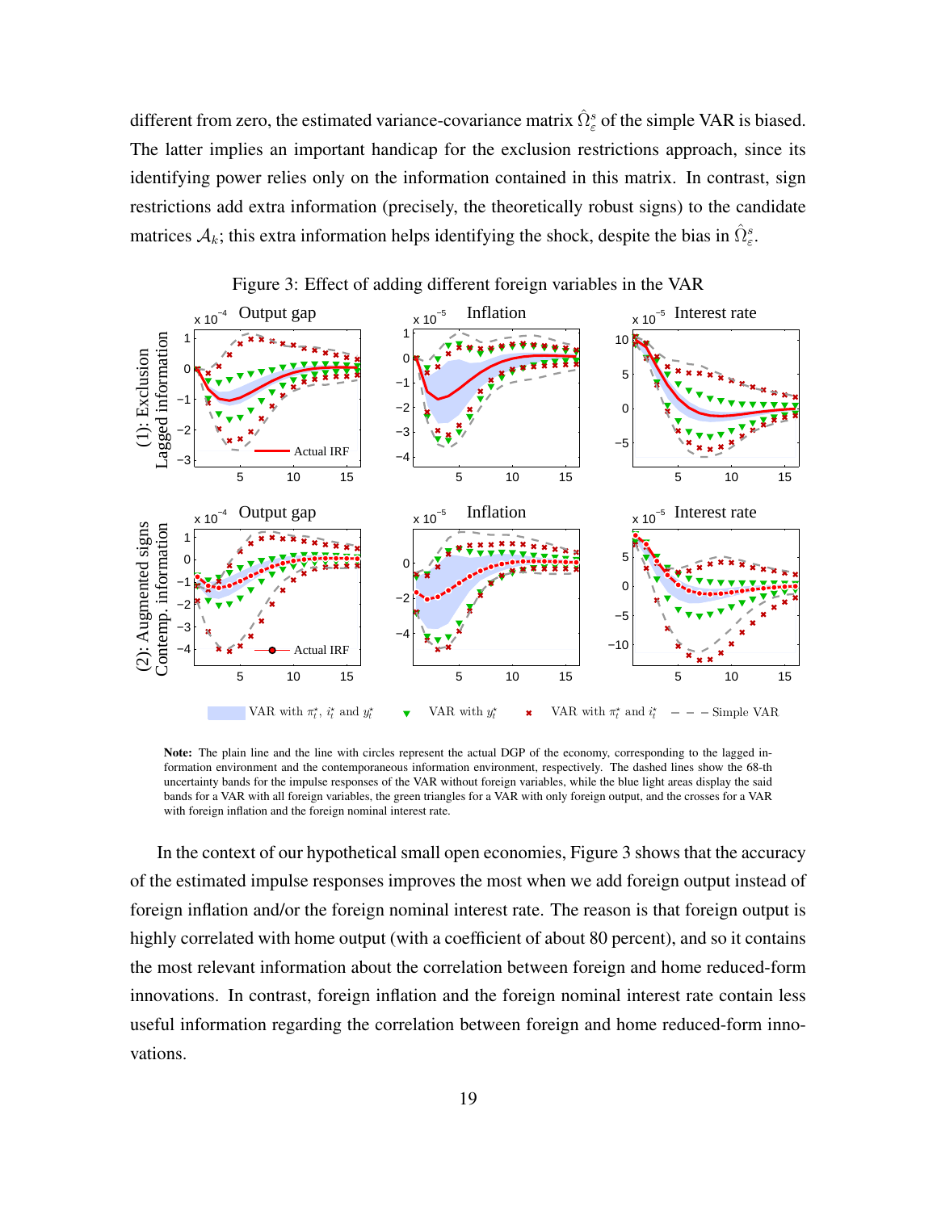different from zero, the estimated variance-covariance matrix $\hat{\Omega}^s_\varepsilon$ of the simple VAR is biased. The latter implies an important handicap for the exclusion restrictions approach, since its identifying power relies only on the information contained in this matrix. In contrast, sign restrictions add extra information (precisely, the theoretically robust signs) to the candidate matrices $\mathcal{A}_k$; this extra information helps identifying the shock, despite the bias in $\hat{\Omega}^s_\varepsilon$.

Figure 3: Effect of adding different foreign variables in the VAR

**Note:** The plain line and the line with circles represent the actual DGP of the economy, corresponding to the lagged information environment and the contemporaneous information environment, respectively. The dashed lines show the 68-th uncertainty bands for the impulse responses of the VAR without foreign variables, while the blue light areas display the said bands for a VAR with all foreign variables, the green triangles for a VAR with only foreign output, and the crosses for a VAR with foreign inflation and the foreign nominal interest rate.

In the context of our hypothetical small open economies, Figure 3 shows that the accuracy of the estimated impulse responses improves the most when we add foreign output instead of foreign inflation and/or the foreign nominal interest rate. The reason is that foreign output is highly correlated with home output (with a coefficient of about 80 percent), and so it contains the most relevant information about the correlation between foreign and home reduced-form innovations. In contrast, foreign inflation and the foreign nominal interest rate contain less useful information regarding the correlation between foreign and home reduced-form innovations.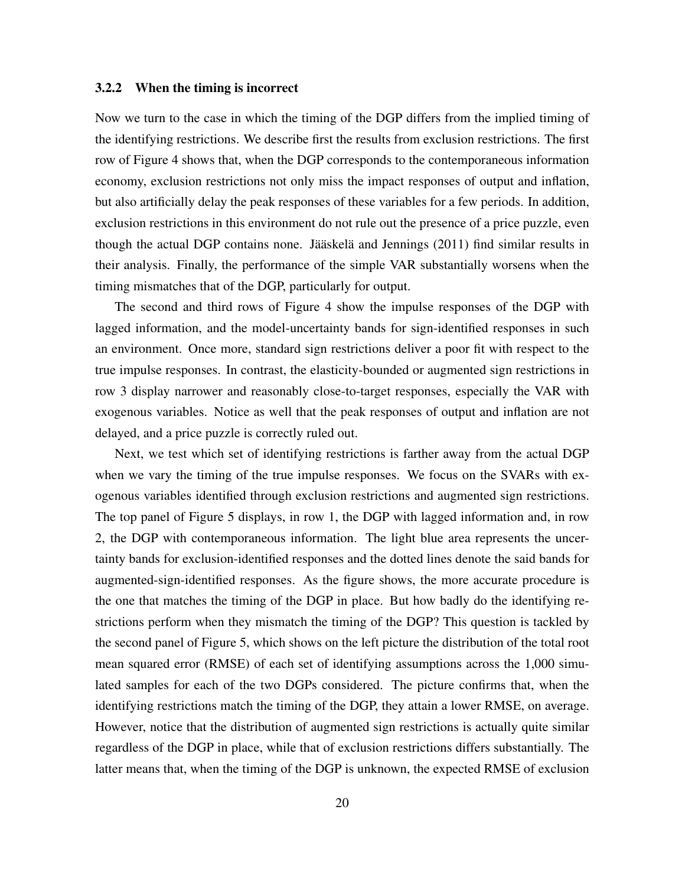### 3.2.2 When the timing is incorrect

Now we turn to the case in which the timing of the DGP differs from the implied timing of the identifying restrictions. We describe first the results from exclusion restrictions. The first row of Figure 4 shows that, when the DGP corresponds to the contemporaneous information economy, exclusion restrictions not only miss the impact responses of output and inflation, but also artificially delay the peak responses of these variables for a few periods. In addition, exclusion restrictions in this environment do not rule out the presence of a price puzzle, even though the actual DGP contains none. Jääskelä and Jennings (2011) find similar results in their analysis. Finally, the performance of the simple VAR substantially worsens when the timing mismatches that of the DGP, particularly for output.

The second and third rows of Figure 4 show the impulse responses of the DGP with lagged information, and the model-uncertainty bands for sign-identified responses in such an environment. Once more, standard sign restrictions deliver a poor fit with respect to the true impulse responses. In contrast, the elasticity-bounded or augmented sign restrictions in row 3 display narrower and reasonably close-to-target responses, especially the VAR with exogenous variables. Notice as well that the peak responses of output and inflation are not delayed, and a price puzzle is correctly ruled out.

Next, we test which set of identifying restrictions is farther away from the actual DGP when we vary the timing of the true impulse responses. We focus on the SVARs with exogenous variables identified through exclusion restrictions and augmented sign restrictions. The top panel of Figure 5 displays, in row 1, the DGP with lagged information and, in row 2, the DGP with contemporaneous information. The light blue area represents the uncertainty bands for exclusion-identified responses and the dotted lines denote the said bands for augmented-sign-identified responses. As the figure shows, the more accurate procedure is the one that matches the timing of the DGP in place. But how badly do the identifying restrictions perform when they mismatch the timing of the DGP? This question is tackled by the second panel of Figure 5, which shows on the left picture the distribution of the total root mean squared error (RMSE) of each set of identifying assumptions across the 1,000 simulated samples for each of the two DGPs considered. The picture confirms that, when the identifying restrictions match the timing of the DGP, they attain a lower RMSE, on average. However, notice that the distribution of augmented sign restrictions is actually quite similar regardless of the DGP in place, while that of exclusion restrictions differs substantially. The latter means that, when the timing of the DGP is unknown, the expected RMSE of exclusion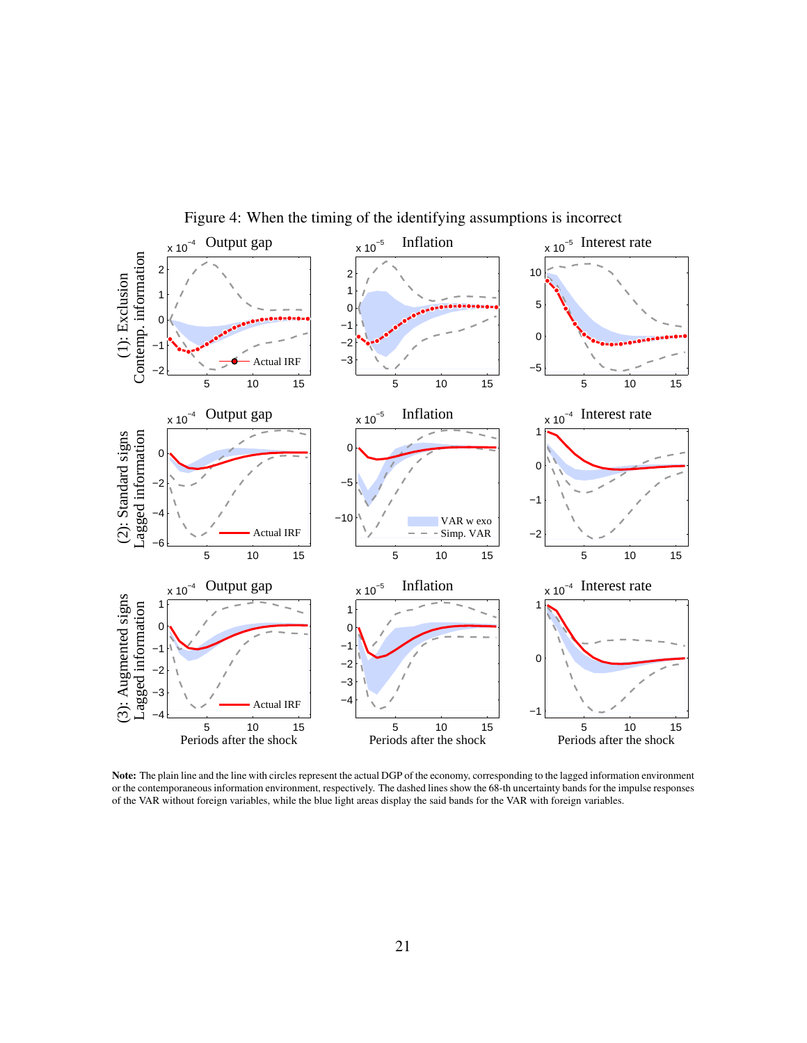Figure 4: When the timing of the identifying assumptions is incorrect

**Note:** The plain line and the line with circles represent the actual DGP of the economy, corresponding to the lagged information environment or the contemporaneous information environment, respectively. The dashed lines show the 68-th uncertainty bands for the impulse responses of the VAR without foreign variables, while the blue light areas display the said bands for the VAR with foreign variables.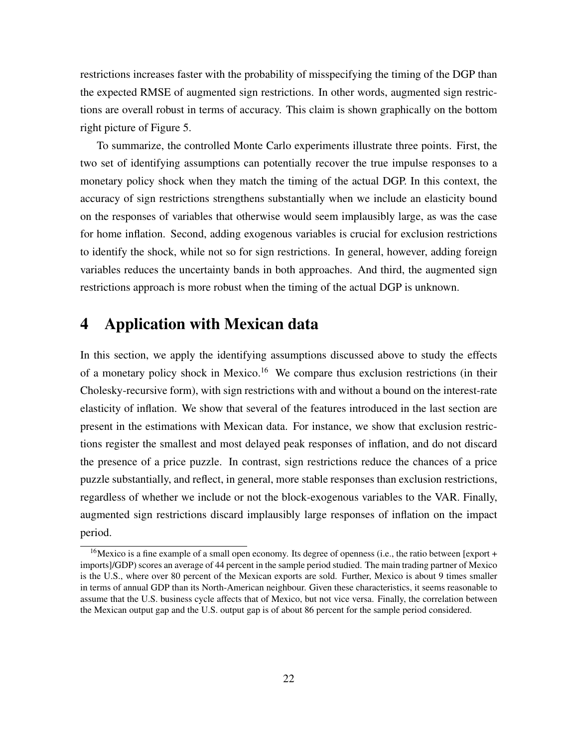restrictions increases faster with the probability of misspecifying the timing of the DGP than the expected RMSE of augmented sign restrictions. In other words, augmented sign restrictions are overall robust in terms of accuracy. This claim is shown graphically on the bottom right picture of Figure 5.

To summarize, the controlled Monte Carlo experiments illustrate three points. First, the two set of identifying assumptions can potentially recover the true impulse responses to a monetary policy shock when they match the timing of the actual DGP. In this context, the accuracy of sign restrictions strengthens substantially when we include an elasticity bound on the responses of variables that otherwise would seem implausibly large, as was the case for home inflation. Second, adding exogenous variables is crucial for exclusion restrictions to identify the shock, while not so for sign restrictions. In general, however, adding foreign variables reduces the uncertainty bands in both approaches. And third, the augmented sign restrictions approach is more robust when the timing of the actual DGP is unknown.

# 4 Application with Mexican data

In this section, we apply the identifying assumptions discussed above to study the effects of a monetary policy shock in Mexico.[16] We compare thus exclusion restrictions (in their Cholesky-recursive form), with sign restrictions with and without a bound on the interest-rate elasticity of inflation. We show that several of the features introduced in the last section are present in the estimations with Mexican data. For instance, we show that exclusion restrictions register the smallest and most delayed peak responses of inflation, and do not discard the presence of a price puzzle. In contrast, sign restrictions reduce the chances of a price puzzle substantially, and reflect, in general, more stable responses than exclusion restrictions, regardless of whether we include or not the block-exogenous variables to the VAR. Finally, augmented sign restrictions discard implausibly large responses of inflation on the impact period.

[16]Mexico is a fine example of a small open economy. Its degree of openness (i.e., the ratio between [export + imports]/GDP) scores an average of 44 percent in the sample period studied. The main trading partner of Mexico is the U.S., where over 80 percent of the Mexican exports are sold. Further, Mexico is about 9 times smaller in terms of annual GDP than its North-American neighbour. Given these characteristics, it seems reasonable to assume that the U.S. business cycle affects that of Mexico, but not vice versa. Finally, the correlation between the Mexican output gap and the U.S. output gap is of about 86 percent for the sample period considered.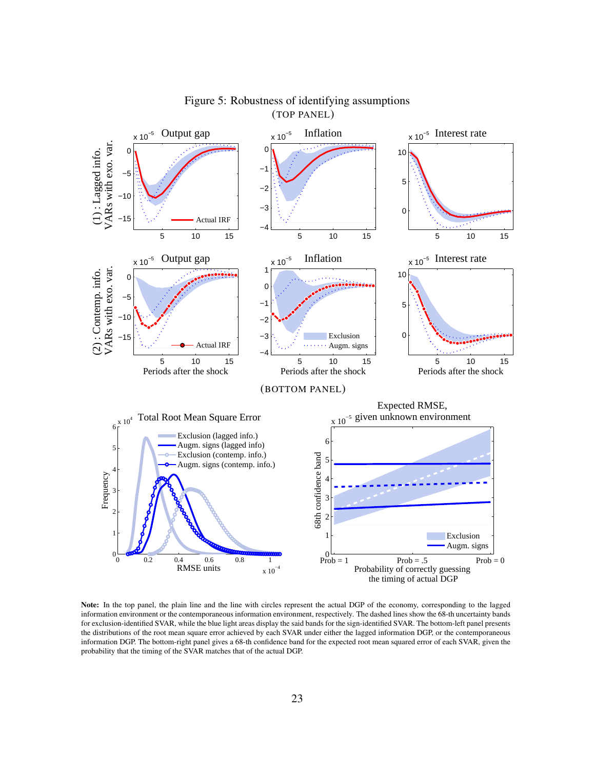Figure 5: Robustness of identifying assumptions

(TOP PANEL)

(BOTTOM PANEL)

**Note:** In the top panel, the plain line and the line with circles represent the actual DGP of the economy, corresponding to the lagged information environment or the contemporaneous information environment, respectively. The dashed lines show the 68-th uncertainty bands for exclusion-identified SVAR, while the blue light areas display the said bands for the sign-identified SVAR. The bottom-left panel presents the distributions of the root mean square error achieved by each SVAR under either the lagged information DGP, or the contemporaneous information DGP. The bottom-right panel gives a 68-th confidence band for the expected root mean squared error of each SVAR, given the probability that the timing of the SVAR matches that of the actual DGP.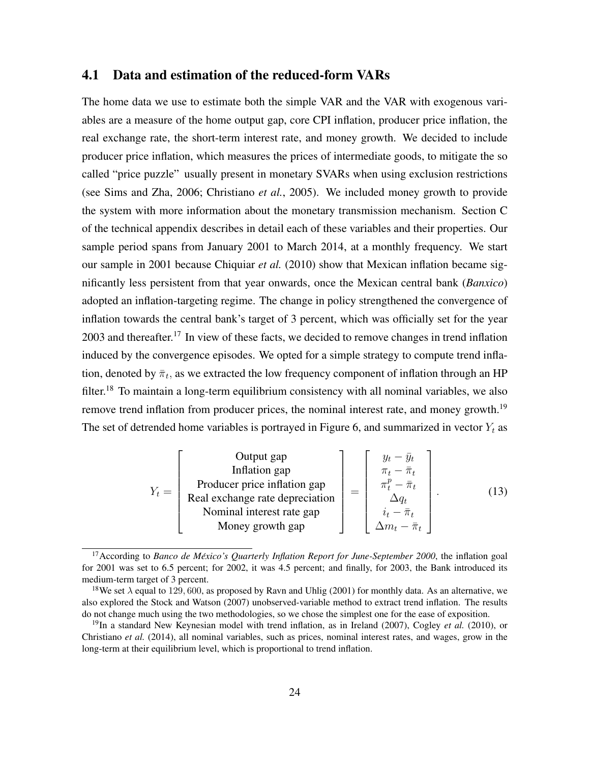## 4.1 Data and estimation of the reduced-form VARs

The home data we use to estimate both the simple VAR and the VAR with exogenous variables are a measure of the home output gap, core CPI inflation, producer price inflation, the real exchange rate, the short-term interest rate, and money growth. We decided to include producer price inflation, which measures the prices of intermediate goods, to mitigate the so called "price puzzle" usually present in monetary SVARs when using exclusion restrictions (see Sims and Zha, 2006; Christiano *et al.*, 2005). We included money growth to provide the system with more information about the monetary transmission mechanism. Section C of the technical appendix describes in detail each of these variables and their properties. Our sample period spans from January 2001 to March 2014, at a monthly frequency. We start our sample in 2001 because Chiquiar *et al.* (2010) show that Mexican inflation became significantly less persistent from that year onwards, once the Mexican central bank (*Banxico*) adopted an inflation-targeting regime. The change in policy strengthened the convergence of inflation towards the central bank's target of 3 percent, which was officially set for the year 2003 and thereafter.[17] In view of these facts, we decided to remove changes in trend inflation induced by the convergence episodes. We opted for a simple strategy to compute trend inflation, denoted by $\bar{\pi}_t$, as we extracted the low frequency component of inflation through an HP filter.[18] To maintain a long-term equilibrium consistency with all nominal variables, we also remove trend inflation from producer prices, the nominal interest rate, and money growth.[19] The set of detrended home variables is portrayed in Figure 6, and summarized in vector $Y_t$ as

$$Y_t = \left[ \begin{array}{c} \text{Output gap} \\ \text{Inflation gap} \\ \text{Producer price inflation gap} \\ \text{Real exchange rate depreciation} \\ \text{Nominal interest rate gap} \\ \text{Money growth gap} \end{array} \right] = \left[ \begin{array}{c} y_t - \bar{y}_t \\ \pi_t - \bar{\pi}_t \\ \pi_t^p - \bar{\pi}_t \\ \Delta q_t \\ i_t - \bar{\pi}_t \\ \Delta m_t - \bar{\pi}_t \end{array} \right]. \tag{13}$$

[17] According to *Banco de México's Quarterly Inflation Report for June-September 2000*, the inflation goal for 2001 was set to 6.5 percent; for 2002, it was 4.5 percent; and finally, for 2003, the Bank introduced its medium-term target of 3 percent.

[18] We set $\lambda$ equal to $129,600$, as proposed by Ravn and Uhlig (2001) for monthly data. As an alternative, we also explored the Stock and Watson (2007) unobserved-variable method to extract trend inflation. The results do not change much using the two methodologies, so we chose the simplest one for the ease of exposition.

[19] In a standard New Keynesian model with trend inflation, as in Ireland (2007), Cogley *et al.* (2010), or Christiano *et al.* (2014), all nominal variables, such as prices, nominal interest rates, and wages, grow in the long-term at their equilibrium level, which is proportional to trend inflation.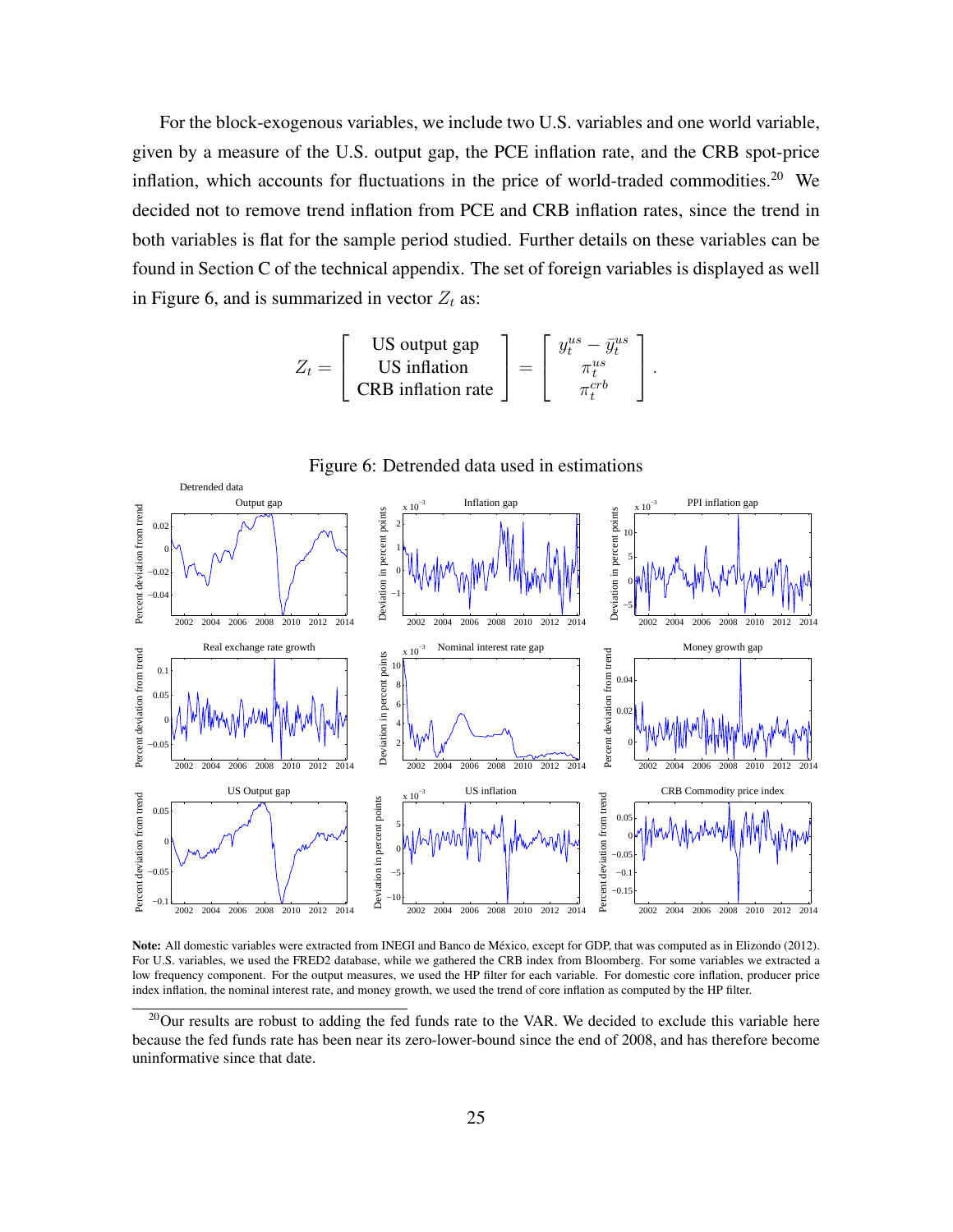For the block-exogenous variables, we include two U.S. variables and one world variable, given by a measure of the U.S. output gap, the PCE inflation rate, and the CRB spot-price inflation, which accounts for fluctuations in the price of world-traded commodities.[20] We decided not to remove trend inflation from PCE and CRB inflation rates, since the trend in both variables is flat for the sample period studied. Further details on these variables can be found in Section C of the technical appendix. The set of foreign variables is displayed as well in Figure 6, and is summarized in vector $Z_t$ as:

$$
Z_t = \begin{bmatrix} \text{US output gap} \\ \text{US inflation} \\ \text{CRB inflation rate} \end{bmatrix} = \begin{bmatrix} y_t^{us} - \bar{y}_t^{us} \\ \pi_t^{us} \\ \pi_t^{crb} \end{bmatrix}.
$$

Figure 6: Detrended data used in estimations

**Note:** All domestic variables were extracted from INEGI and Banco de México, except for GDP, that was computed as in Elizondo (2012). For U.S. variables, we used the FRED2 database, while we gathered the CRB index from Bloomberg. For some variables we extracted a low frequency component. For the output measures, we used the HP filter for each variable. For domestic core inflation, producer price index inflation, the nominal interest rate, and money growth, we used the trend of core inflation as computed by the HP filter.

[20] Our results are robust to adding the fed funds rate to the VAR. We decided to exclude this variable here because the fed funds rate has been near its zero-lower-bound since the end of 2008, and has therefore become uninformative since that date.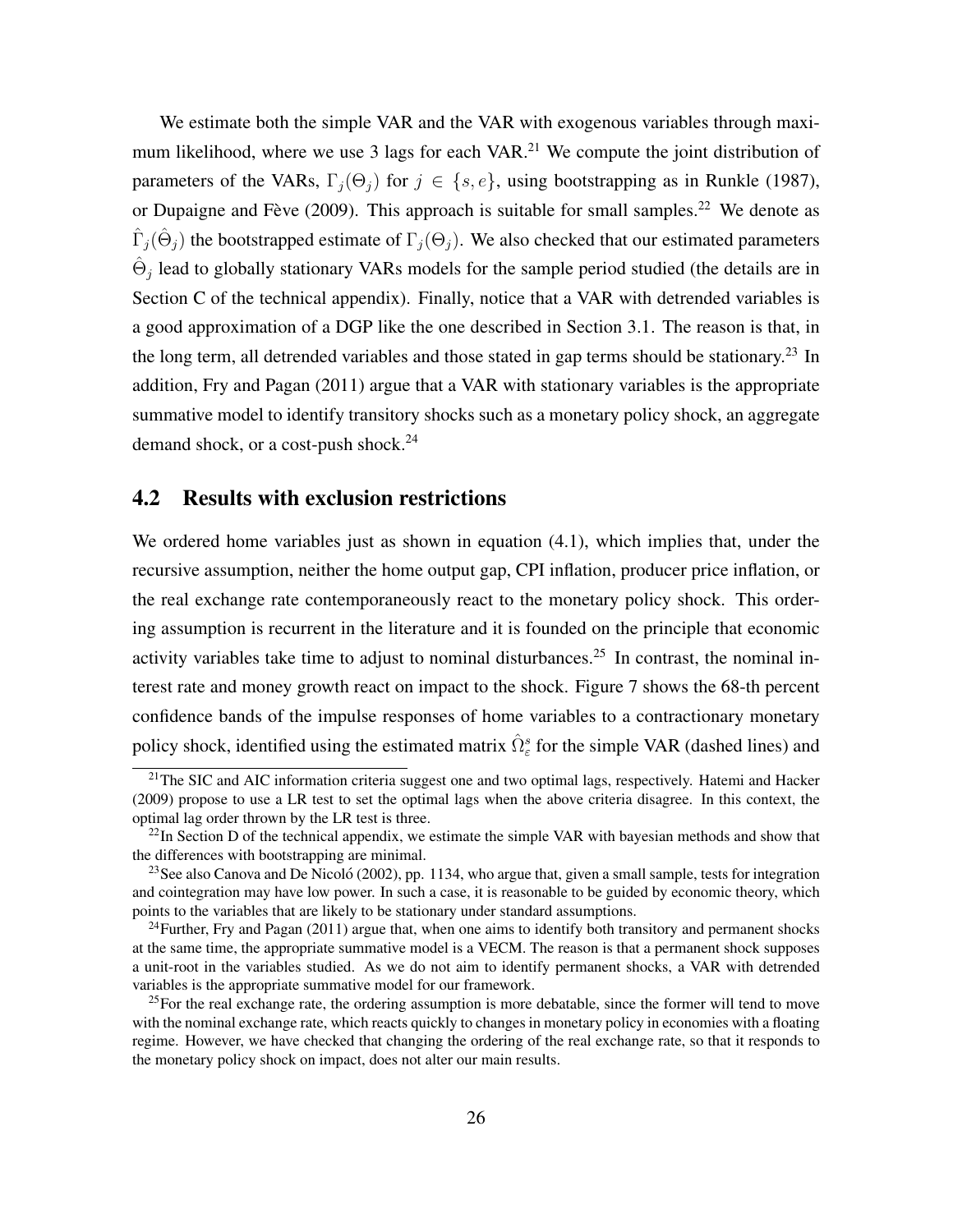We estimate both the simple VAR and the VAR with exogenous variables through maximum likelihood, where we use 3 lags for each VAR.[21] We compute the joint distribution of parameters of the VARs, $\Gamma_j(\Theta_j)$ for $j \in \{s, e\}$, using bootstrapping as in Runkle (1987), or Dupaigne and Fève (2009). This approach is suitable for small samples.[22] We denote as $\hat{\Gamma}_j(\hat{\Theta}_j)$ the bootstrapped estimate of $\Gamma_j(\Theta_j)$. We also checked that our estimated parameters $\hat{\Theta}_j$ lead to globally stationary VARs models for the sample period studied (the details are in Section C of the technical appendix). Finally, notice that a VAR with detrended variables is a good approximation of a DGP like the one described in Section 3.1. The reason is that, in the long term, all detrended variables and those stated in gap terms should be stationary.[23] In addition, Fry and Pagan (2011) argue that a VAR with stationary variables is the appropriate summative model to identify transitory shocks such as a monetary policy shock, an aggregate demand shock, or a cost-push shock.[24]

## 4.2 Results with exclusion restrictions

We ordered home variables just as shown in equation (4.1), which implies that, under the recursive assumption, neither the home output gap, CPI inflation, producer price inflation, or the real exchange rate contemporaneously react to the monetary policy shock. This ordering assumption is recurrent in the literature and it is founded on the principle that economic activity variables take time to adjust to nominal disturbances.[25] In contrast, the nominal interest rate and money growth react on impact to the shock. Figure 7 shows the 68-th percent confidence bands of the impulse responses of home variables to a contractionary monetary policy shock, identified using the estimated matrix $\hat{\Omega}^s_\varepsilon$ for the simple VAR (dashed lines) and

[21] The SIC and AIC information criteria suggest one and two optimal lags, respectively. Hatemi and Hacker (2009) propose to use a LR test to set the optimal lags when the above criteria disagree. In this context, the optimal lag order thrown by the LR test is three.

[22] In Section D of the technical appendix, we estimate the simple VAR with bayesian methods and show that the differences with bootstrapping are minimal.

[23] See also Canova and De Nicoló (2002), pp. 1134, who argue that, given a small sample, tests for integration and cointegration may have low power. In such a case, it is reasonable to be guided by economic theory, which points to the variables that are likely to be stationary under standard assumptions.

[24] Further, Fry and Pagan (2011) argue that, when one aims to identify both transitory and permanent shocks at the same time, the appropriate summative model is a VECM. The reason is that a permanent shock supposes a unit-root in the variables studied. As we do not aim to identify permanent shocks, a VAR with detrended variables is the appropriate summative model for our framework.

[25] For the real exchange rate, the ordering assumption is more debatable, since the former will tend to move with the nominal exchange rate, which reacts quickly to changes in monetary policy in economies with a floating regime. However, we have checked that changing the ordering of the real exchange rate, so that it responds to the monetary policy shock on impact, does not alter our main results.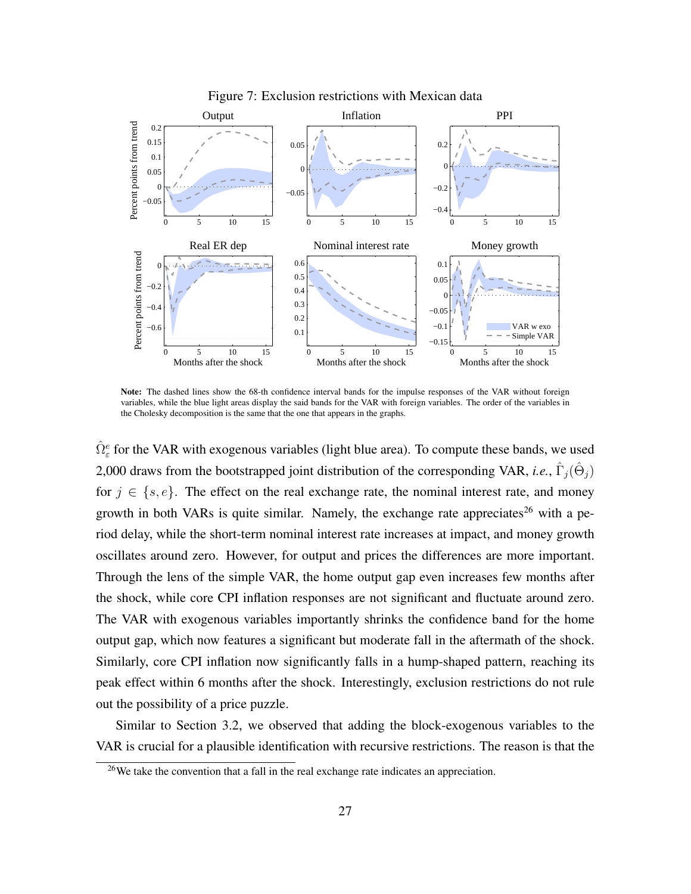Figure 7: Exclusion restrictions with Mexican data

**Note:** The dashed lines show the 68-th confidence interval bands for the impulse responses of the VAR without foreign variables, while the blue light areas display the said bands for the VAR with foreign variables. The order of the variables in the Cholesky decomposition is the same that the one that appears in the graphs.

$\hat{\Omega}_{\varepsilon}^{e}$ for the VAR with exogenous variables (light blue area). To compute these bands, we used 2,000 draws from the bootstrapped joint distribution of the corresponding VAR, *i.e.*, $\hat{\Gamma}_j(\hat{\Theta}_j)$ for $j \in \{s, e\}$. The effect on the real exchange rate, the nominal interest rate, and money growth in both VARs is quite similar. Namely, the exchange rate appreciates[26] with a period delay, while the short-term nominal interest rate increases at impact, and money growth oscillates around zero. However, for output and prices the differences are more important. Through the lens of the simple VAR, the home output gap even increases few months after the shock, while core CPI inflation responses are not significant and fluctuate around zero. The VAR with exogenous variables importantly shrinks the confidence band for the home output gap, which now features a significant but moderate fall in the aftermath of the shock. Similarly, core CPI inflation now significantly falls in a hump-shaped pattern, reaching its peak effect within 6 months after the shock. Interestingly, exclusion restrictions do not rule out the possibility of a price puzzle.

Similar to Section 3.2, we observed that adding the block-exogenous variables to the VAR is crucial for a plausible identification with recursive restrictions. The reason is that the

[26] We take the convention that a fall in the real exchange rate indicates an appreciation.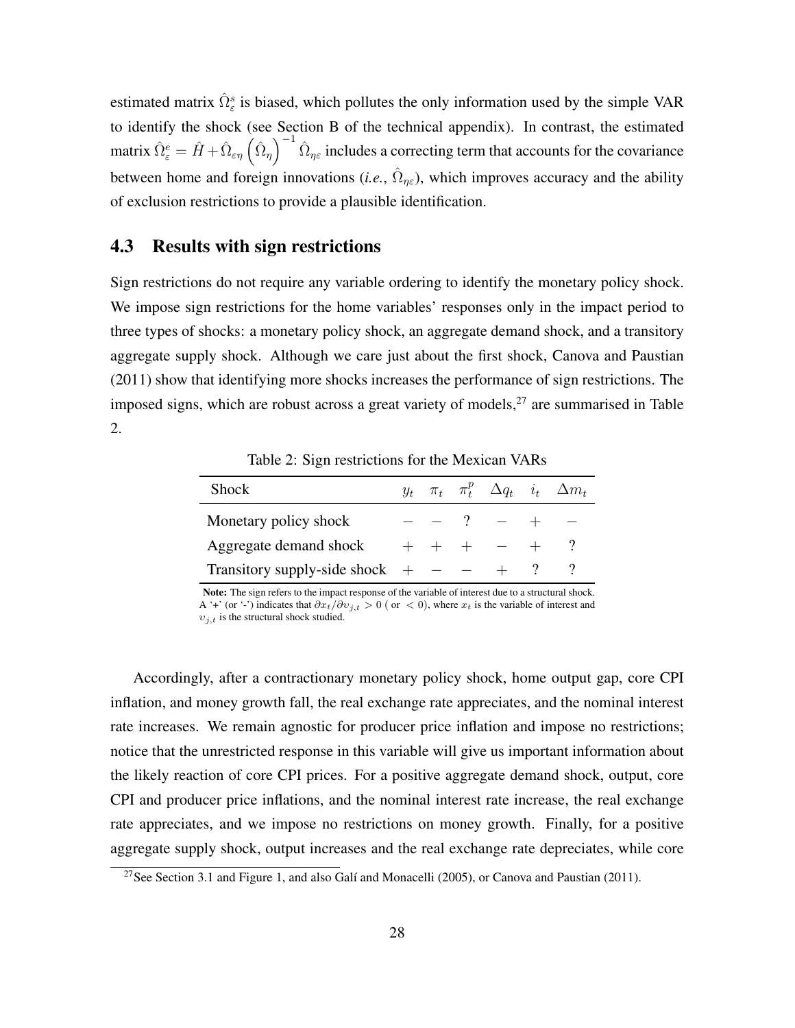estimated matrix $\hat{\Omega}_\varepsilon^s$ is biased, which pollutes the only information used by the simple VAR to identify the shock (see Section B of the technical appendix). In contrast, the estimated matrix $\hat{\Omega}_\varepsilon^e = \hat{H} + \hat{\Omega}_{\varepsilon\eta}\left(\hat{\Omega}_\eta\right)^{-1}\hat{\Omega}_{\eta\varepsilon}$ includes a correcting term that accounts for the covariance between home and foreign innovations (*i.e.*, $\hat{\Omega}_{\eta\varepsilon}$), which improves accuracy and the ability of exclusion restrictions to provide a plausible identification.

## 4.3 Results with sign restrictions

Sign restrictions do not require any variable ordering to identify the monetary policy shock. We impose sign restrictions for the home variables' responses only in the impact period to three types of shocks: a monetary policy shock, an aggregate demand shock, and a transitory aggregate supply shock. Although we care just about the first shock, Canova and Paustian (2011) show that identifying more shocks increases the performance of sign restrictions. The imposed signs, which are robust across a great variety of models,[27] are summarised in Table 2.

Table 2: Sign restrictions for the Mexican VARs

| Shock | $y_t$ | $\pi_t$ | $\pi_t^p$ | $\Delta q_t$ | $i_t$ | $\Delta m_t$ |
|---|---|---|---|---|---|---|
| Monetary policy shock | $-$ | $-$ | ? | $-$ | $+$ | $-$ |
| Aggregate demand shock | $+$ | $+$ | $+$ | $-$ | $+$ | ? |
| Transitory supply-side shock | $+$ | $-$ | $-$ | $+$ | ? | ? |

**Note:** The sign refers to the impact response of the variable of interest due to a structural shock. A '+' (or '-') indicates that $\partial x_t / \partial \upsilon_{j,t} > 0$ ( or $< 0$), where $x_t$ is the variable of interest and $\upsilon_{j,t}$ is the structural shock studied.

Accordingly, after a contractionary monetary policy shock, home output gap, core CPI inflation, and money growth fall, the real exchange rate appreciates, and the nominal interest rate increases. We remain agnostic for producer price inflation and impose no restrictions; notice that the unrestricted response in this variable will give us important information about the likely reaction of core CPI prices. For a positive aggregate demand shock, output, core CPI and producer price inflations, and the nominal interest rate increase, the real exchange rate appreciates, and we impose no restrictions on money growth. Finally, for a positive aggregate supply shock, output increases and the real exchange rate depreciates, while core

[27] See Section 3.1 and Figure 1, and also Galí and Monacelli (2005), or Canova and Paustian (2011).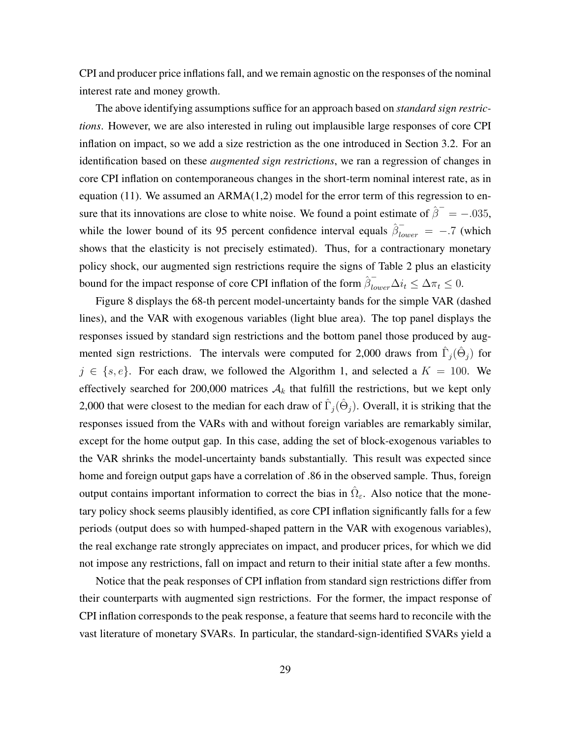CPI and producer price inflations fall, and we remain agnostic on the responses of the nominal interest rate and money growth.

The above identifying assumptions suffice for an approach based on *standard sign restrictions*. However, we are also interested in ruling out implausible large responses of core CPI inflation on impact, so we add a size restriction as the one introduced in Section 3.2. For an identification based on these *augmented sign restrictions*, we ran a regression of changes in core CPI inflation on contemporaneous changes in the short-term nominal interest rate, as in equation (11). We assumed an ARMA(1,2) model for the error term of this regression to ensure that its innovations are close to white noise. We found a point estimate of $\hat{\beta}^{-} = -.035$, while the lower bound of its 95 percent confidence interval equals $\hat{\beta}^{-}_{lower} = -.7$ (which shows that the elasticity is not precisely estimated). Thus, for a contractionary monetary policy shock, our augmented sign restrictions require the signs of Table 2 plus an elasticity bound for the impact response of core CPI inflation of the form $\hat{\beta}^{-}_{lower}\Delta i_t \leq \Delta \pi_t \leq 0$.

Figure 8 displays the 68-th percent model-uncertainty bands for the simple VAR (dashed lines), and the VAR with exogenous variables (light blue area). The top panel displays the responses issued by standard sign restrictions and the bottom panel those produced by augmented sign restrictions. The intervals were computed for 2,000 draws from $\hat{\Gamma}_j(\hat{\Theta}_j)$ for $j \in \{s, e\}$. For each draw, we followed the Algorithm 1, and selected a $K = 100$. We effectively searched for 200,000 matrices $\mathcal{A}_k$ that fulfill the restrictions, but we kept only 2,000 that were closest to the median for each draw of $\hat{\Gamma}_j(\hat{\Theta}_j)$. Overall, it is striking that the responses issued from the VARs with and without foreign variables are remarkably similar, except for the home output gap. In this case, adding the set of block-exogenous variables to the VAR shrinks the model-uncertainty bands substantially. This result was expected since home and foreign output gaps have a correlation of .86 in the observed sample. Thus, foreign output contains important information to correct the bias in $\hat{\Omega}_{\varepsilon}$. Also notice that the monetary policy shock seems plausibly identified, as core CPI inflation significantly falls for a few periods (output does so with humped-shaped pattern in the VAR with exogenous variables), the real exchange rate strongly appreciates on impact, and producer prices, for which we did not impose any restrictions, fall on impact and return to their initial state after a few months.

Notice that the peak responses of CPI inflation from standard sign restrictions differ from their counterparts with augmented sign restrictions. For the former, the impact response of CPI inflation corresponds to the peak response, a feature that seems hard to reconcile with the vast literature of monetary SVARs. In particular, the standard-sign-identified SVARs yield a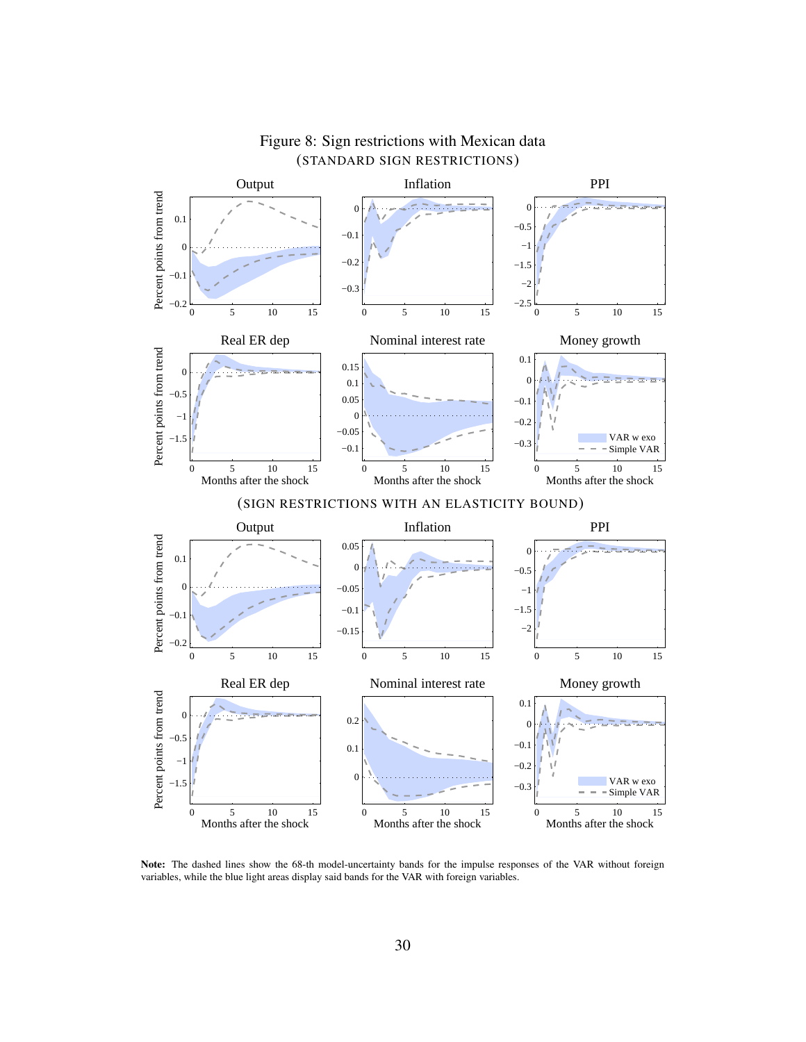Figure 8: Sign restrictions with Mexican data

(STANDARD SIGN RESTRICTIONS)

(SIGN RESTRICTIONS WITH AN ELASTICITY BOUND)

**Note:** The dashed lines show the 68-th model-uncertainty bands for the impulse responses of the VAR without foreign variables, while the blue light areas display said bands for the VAR with foreign variables.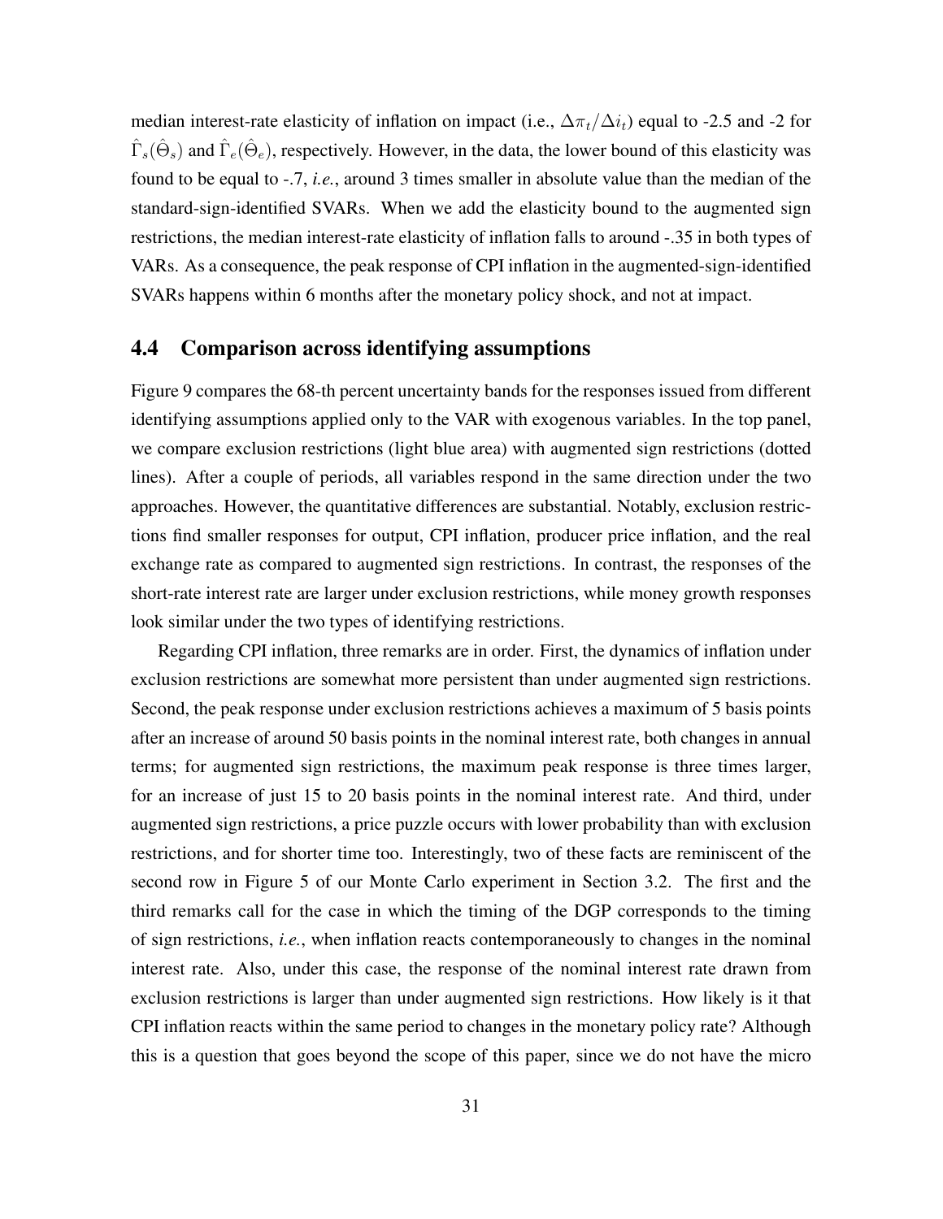median interest-rate elasticity of inflation on impact (i.e., $\Delta\pi_t/\Delta i_t$) equal to -2.5 and -2 for $\hat{\Gamma}_s(\hat{\Theta}_s)$ and $\hat{\Gamma}_e(\hat{\Theta}_e)$, respectively. However, in the data, the lower bound of this elasticity was found to be equal to -.7, *i.e.*, around 3 times smaller in absolute value than the median of the standard-sign-identified SVARs. When we add the elasticity bound to the augmented sign restrictions, the median interest-rate elasticity of inflation falls to around -.35 in both types of VARs. As a consequence, the peak response of CPI inflation in the augmented-sign-identified SVARs happens within 6 months after the monetary policy shock, and not at impact.

## 4.4 Comparison across identifying assumptions

Figure 9 compares the 68-th percent uncertainty bands for the responses issued from different identifying assumptions applied only to the VAR with exogenous variables. In the top panel, we compare exclusion restrictions (light blue area) with augmented sign restrictions (dotted lines). After a couple of periods, all variables respond in the same direction under the two approaches. However, the quantitative differences are substantial. Notably, exclusion restrictions find smaller responses for output, CPI inflation, producer price inflation, and the real exchange rate as compared to augmented sign restrictions. In contrast, the responses of the short-rate interest rate are larger under exclusion restrictions, while money growth responses look similar under the two types of identifying restrictions.

Regarding CPI inflation, three remarks are in order. First, the dynamics of inflation under exclusion restrictions are somewhat more persistent than under augmented sign restrictions. Second, the peak response under exclusion restrictions achieves a maximum of 5 basis points after an increase of around 50 basis points in the nominal interest rate, both changes in annual terms; for augmented sign restrictions, the maximum peak response is three times larger, for an increase of just 15 to 20 basis points in the nominal interest rate. And third, under augmented sign restrictions, a price puzzle occurs with lower probability than with exclusion restrictions, and for shorter time too. Interestingly, two of these facts are reminiscent of the second row in Figure 5 of our Monte Carlo experiment in Section 3.2. The first and the third remarks call for the case in which the timing of the DGP corresponds to the timing of sign restrictions, *i.e.*, when inflation reacts contemporaneously to changes in the nominal interest rate. Also, under this case, the response of the nominal interest rate drawn from exclusion restrictions is larger than under augmented sign restrictions. How likely is it that CPI inflation reacts within the same period to changes in the monetary policy rate? Although this is a question that goes beyond the scope of this paper, since we do not have the micro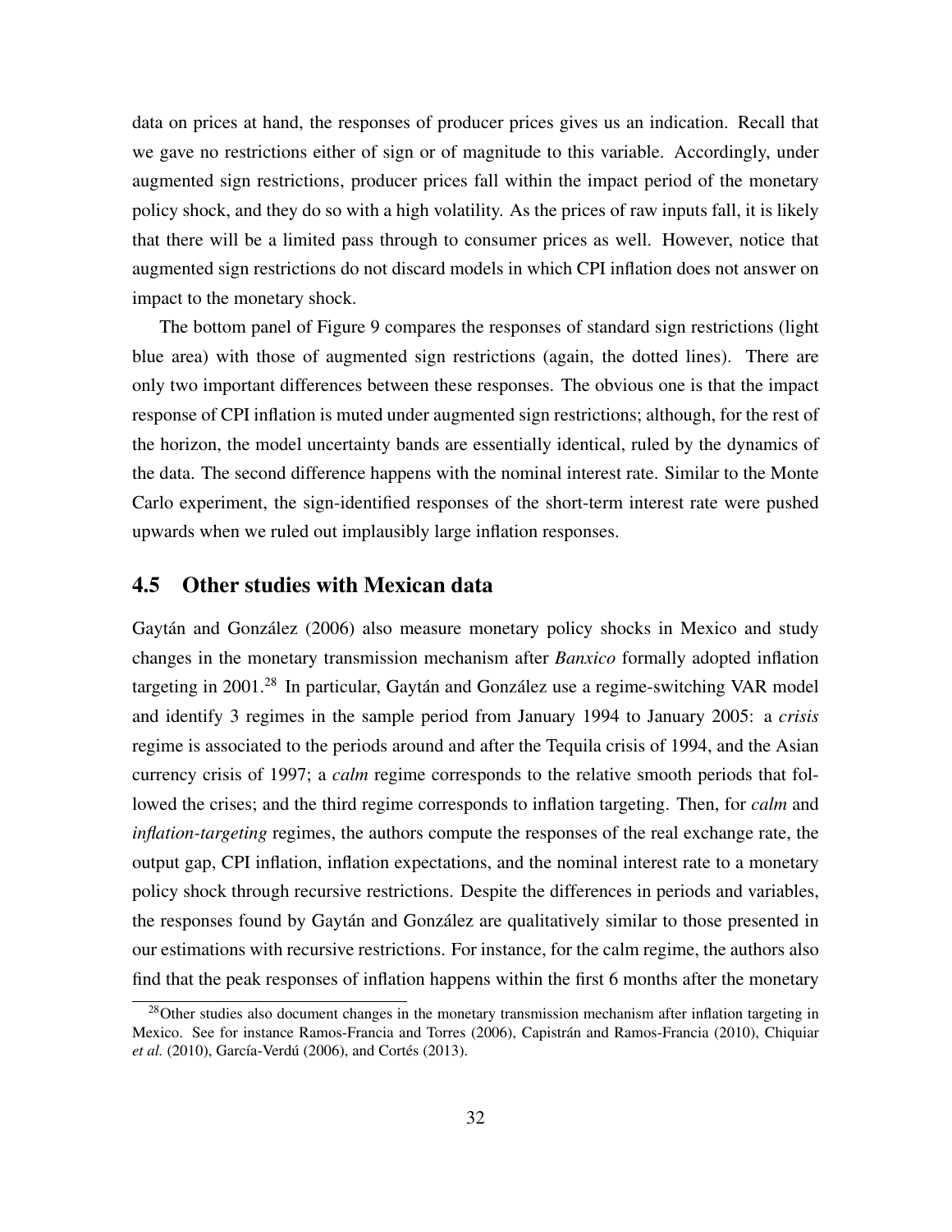data on prices at hand, the responses of producer prices gives us an indication. Recall that we gave no restrictions either of sign or of magnitude to this variable. Accordingly, under augmented sign restrictions, producer prices fall within the impact period of the monetary policy shock, and they do so with a high volatility. As the prices of raw inputs fall, it is likely that there will be a limited pass through to consumer prices as well. However, notice that augmented sign restrictions do not discard models in which CPI inflation does not answer on impact to the monetary shock.

The bottom panel of Figure 9 compares the responses of standard sign restrictions (light blue area) with those of augmented sign restrictions (again, the dotted lines). There are only two important differences between these responses. The obvious one is that the impact response of CPI inflation is muted under augmented sign restrictions; although, for the rest of the horizon, the model uncertainty bands are essentially identical, ruled by the dynamics of the data. The second difference happens with the nominal interest rate. Similar to the Monte Carlo experiment, the sign-identified responses of the short-term interest rate were pushed upwards when we ruled out implausibly large inflation responses.

## 4.5 Other studies with Mexican data

Gaytán and González (2006) also measure monetary policy shocks in Mexico and study changes in the monetary transmission mechanism after *Banxico* formally adopted inflation targeting in 2001.[28] In particular, Gaytán and González use a regime-switching VAR model and identify 3 regimes in the sample period from January 1994 to January 2005: a *crisis* regime is associated to the periods around and after the Tequila crisis of 1994, and the Asian currency crisis of 1997; a *calm* regime corresponds to the relative smooth periods that followed the crises; and the third regime corresponds to inflation targeting. Then, for *calm* and *inflation-targeting* regimes, the authors compute the responses of the real exchange rate, the output gap, CPI inflation, inflation expectations, and the nominal interest rate to a monetary policy shock through recursive restrictions. Despite the differences in periods and variables, the responses found by Gaytán and González are qualitatively similar to those presented in our estimations with recursive restrictions. For instance, for the calm regime, the authors also find that the peak responses of inflation happens within the first 6 months after the monetary

[28] Other studies also document changes in the monetary transmission mechanism after inflation targeting in Mexico. See for instance Ramos-Francia and Torres (2006), Capistrán and Ramos-Francia (2010), Chiquiar *et al.* (2010), García-Verdú (2006), and Cortés (2013).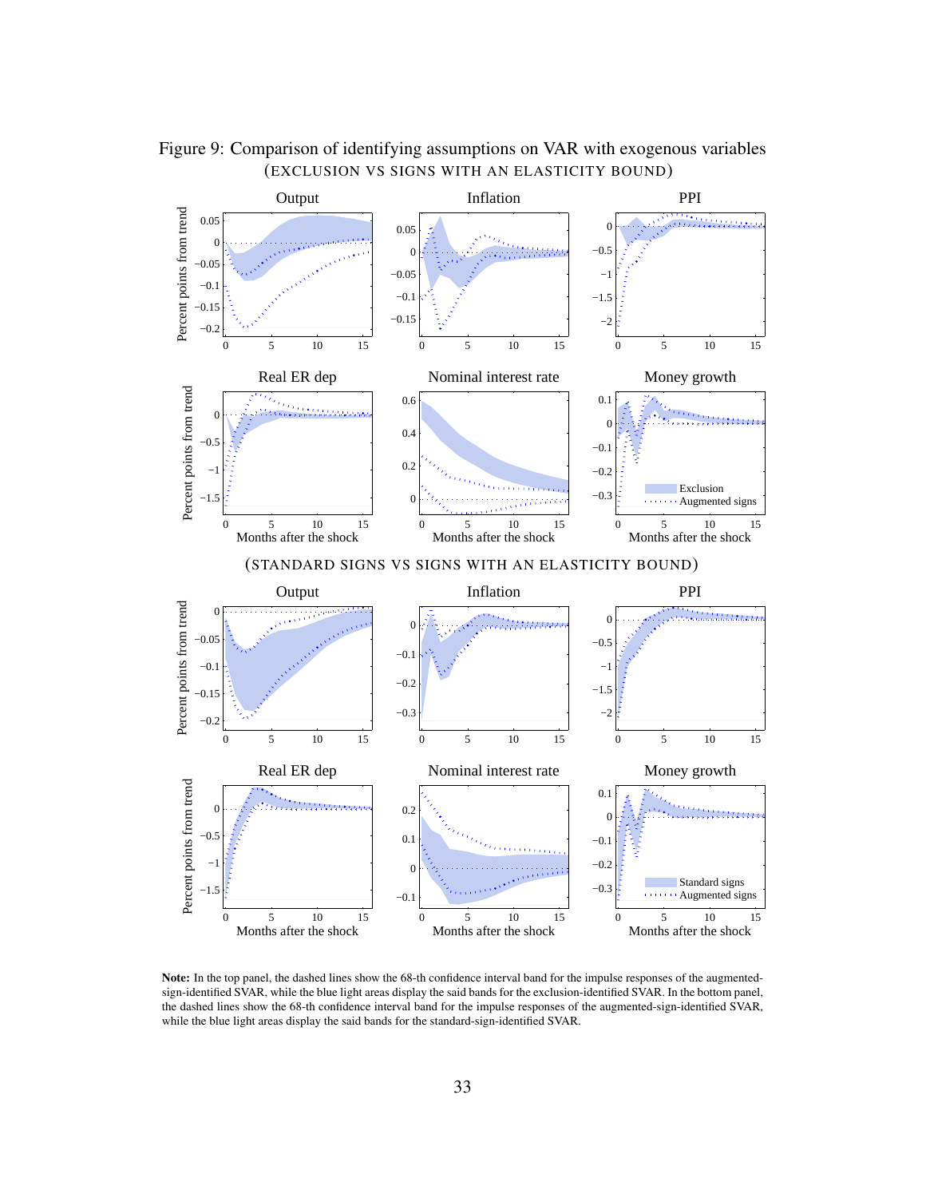Figure 9: Comparison of identifying assumptions on VAR with exogenous variables

(EXCLUSION VS SIGNS WITH AN ELASTICITY BOUND)

(STANDARD SIGNS VS SIGNS WITH AN ELASTICITY BOUND)

**Note:** In the top panel, the dashed lines show the 68-th confidence interval band for the impulse responses of the augmented-sign-identified SVAR, while the blue light areas display the said bands for the exclusion-identified SVAR. In the bottom panel, the dashed lines show the 68-th confidence interval band for the impulse responses of the augmented-sign-identified SVAR, while the blue light areas display the said bands for the standard-sign-identified SVAR.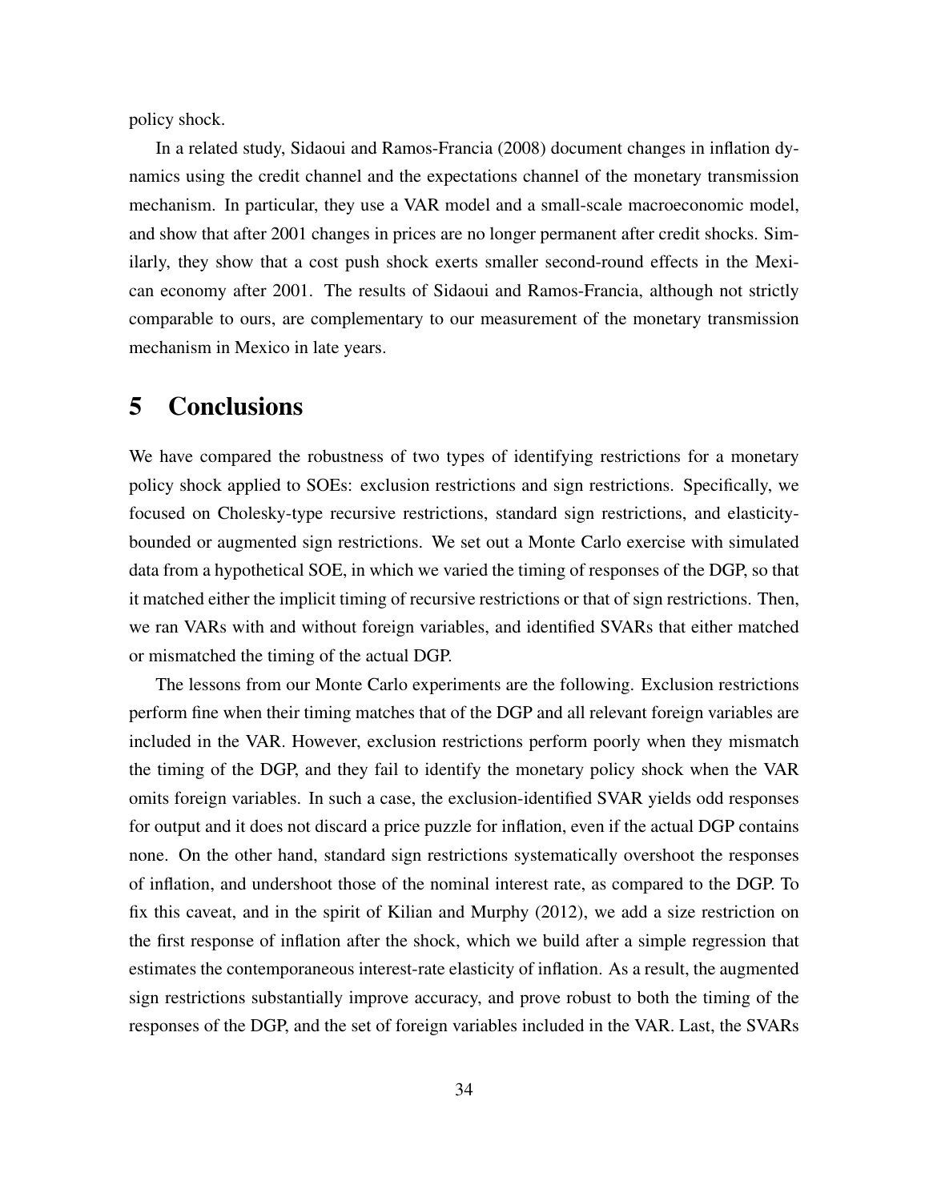policy shock.

In a related study, Sidaoui and Ramos-Francia (2008) document changes in inflation dynamics using the credit channel and the expectations channel of the monetary transmission mechanism. In particular, they use a VAR model and a small-scale macroeconomic model, and show that after 2001 changes in prices are no longer permanent after credit shocks. Similarly, they show that a cost push shock exerts smaller second-round effects in the Mexican economy after 2001. The results of Sidaoui and Ramos-Francia, although not strictly comparable to ours, are complementary to our measurement of the monetary transmission mechanism in Mexico in late years.

# 5 Conclusions

We have compared the robustness of two types of identifying restrictions for a monetary policy shock applied to SOEs: exclusion restrictions and sign restrictions. Specifically, we focused on Cholesky-type recursive restrictions, standard sign restrictions, and elasticity-bounded or augmented sign restrictions. We set out a Monte Carlo exercise with simulated data from a hypothetical SOE, in which we varied the timing of responses of the DGP, so that it matched either the implicit timing of recursive restrictions or that of sign restrictions. Then, we ran VARs with and without foreign variables, and identified SVARs that either matched or mismatched the timing of the actual DGP.

The lessons from our Monte Carlo experiments are the following. Exclusion restrictions perform fine when their timing matches that of the DGP and all relevant foreign variables are included in the VAR. However, exclusion restrictions perform poorly when they mismatch the timing of the DGP, and they fail to identify the monetary policy shock when the VAR omits foreign variables. In such a case, the exclusion-identified SVAR yields odd responses for output and it does not discard a price puzzle for inflation, even if the actual DGP contains none. On the other hand, standard sign restrictions systematically overshoot the responses of inflation, and undershoot those of the nominal interest rate, as compared to the DGP. To fix this caveat, and in the spirit of Kilian and Murphy (2012), we add a size restriction on the first response of inflation after the shock, which we build after a simple regression that estimates the contemporaneous interest-rate elasticity of inflation. As a result, the augmented sign restrictions substantially improve accuracy, and prove robust to both the timing of the responses of the DGP, and the set of foreign variables included in the VAR. Last, the SVARs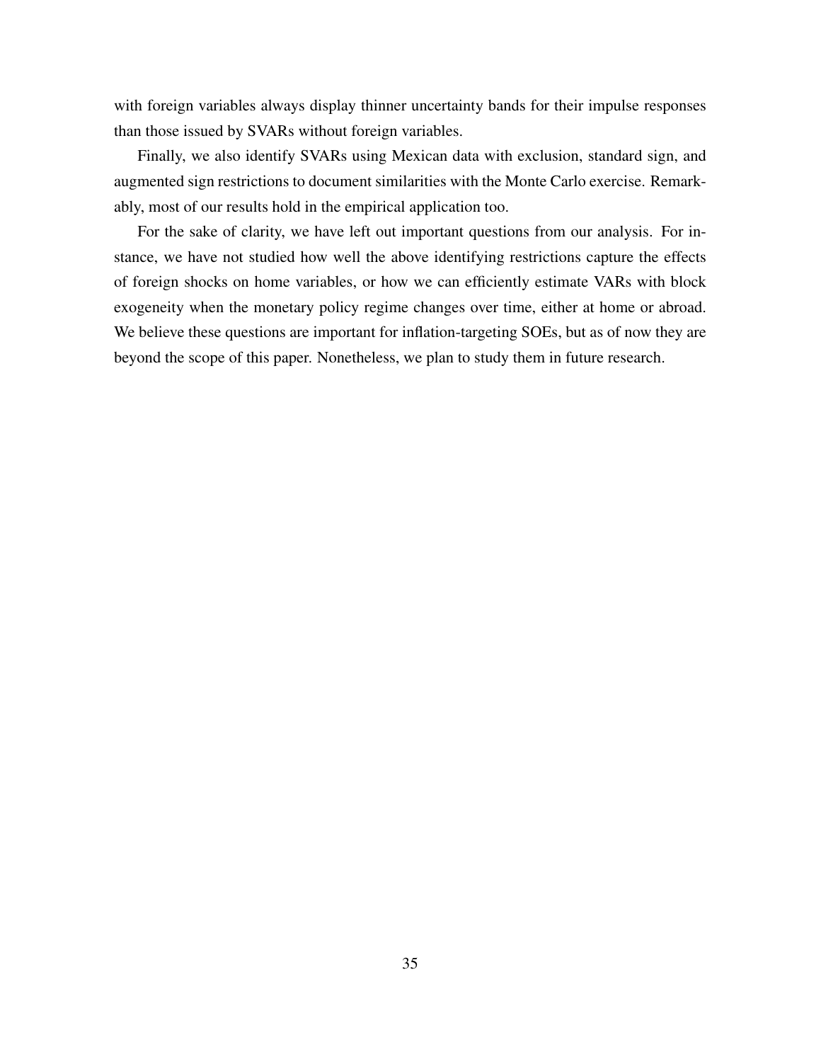with foreign variables always display thinner uncertainty bands for their impulse responses than those issued by SVARs without foreign variables.

Finally, we also identify SVARs using Mexican data with exclusion, standard sign, and augmented sign restrictions to document similarities with the Monte Carlo exercise. Remarkably, most of our results hold in the empirical application too.

For the sake of clarity, we have left out important questions from our analysis. For instance, we have not studied how well the above identifying restrictions capture the effects of foreign shocks on home variables, or how we can efficiently estimate VARs with block exogeneity when the monetary policy regime changes over time, either at home or abroad. We believe these questions are important for inflation-targeting SOEs, but as of now they are beyond the scope of this paper. Nonetheless, we plan to study them in future research.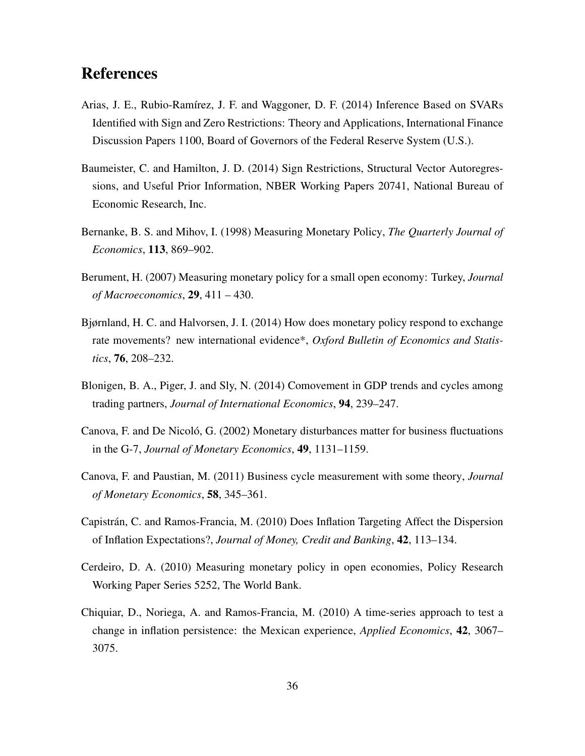# References

Arias, J. E., Rubio-Ramírez, J. F. and Waggoner, D. F. (2014) Inference Based on SVARs Identified with Sign and Zero Restrictions: Theory and Applications, International Finance Discussion Papers 1100, Board of Governors of the Federal Reserve System (U.S.).

Baumeister, C. and Hamilton, J. D. (2014) Sign Restrictions, Structural Vector Autoregressions, and Useful Prior Information, NBER Working Papers 20741, National Bureau of Economic Research, Inc.

Bernanke, B. S. and Mihov, I. (1998) Measuring Monetary Policy, *The Quarterly Journal of Economics*, **113**, 869–902.

Berument, H. (2007) Measuring monetary policy for a small open economy: Turkey, *Journal of Macroeconomics*, **29**, 411 – 430.

Bjørnland, H. C. and Halvorsen, J. I. (2014) How does monetary policy respond to exchange rate movements? new international evidence*, *Oxford Bulletin of Economics and Statistics*, **76**, 208–232.

Blonigen, B. A., Piger, J. and Sly, N. (2014) Comovement in GDP trends and cycles among trading partners, *Journal of International Economics*, **94**, 239–247.

Canova, F. and De Nicoló, G. (2002) Monetary disturbances matter for business fluctuations in the G-7, *Journal of Monetary Economics*, **49**, 1131–1159.

Canova, F. and Paustian, M. (2011) Business cycle measurement with some theory, *Journal of Monetary Economics*, **58**, 345–361.

Capistrán, C. and Ramos-Francia, M. (2010) Does Inflation Targeting Affect the Dispersion of Inflation Expectations?, *Journal of Money, Credit and Banking*, **42**, 113–134.

Cerdeiro, D. A. (2010) Measuring monetary policy in open economies, Policy Research Working Paper Series 5252, The World Bank.

Chiquiar, D., Noriega, A. and Ramos-Francia, M. (2010) A time-series approach to test a change in inflation persistence: the Mexican experience, *Applied Economics*, **42**, 3067–3075.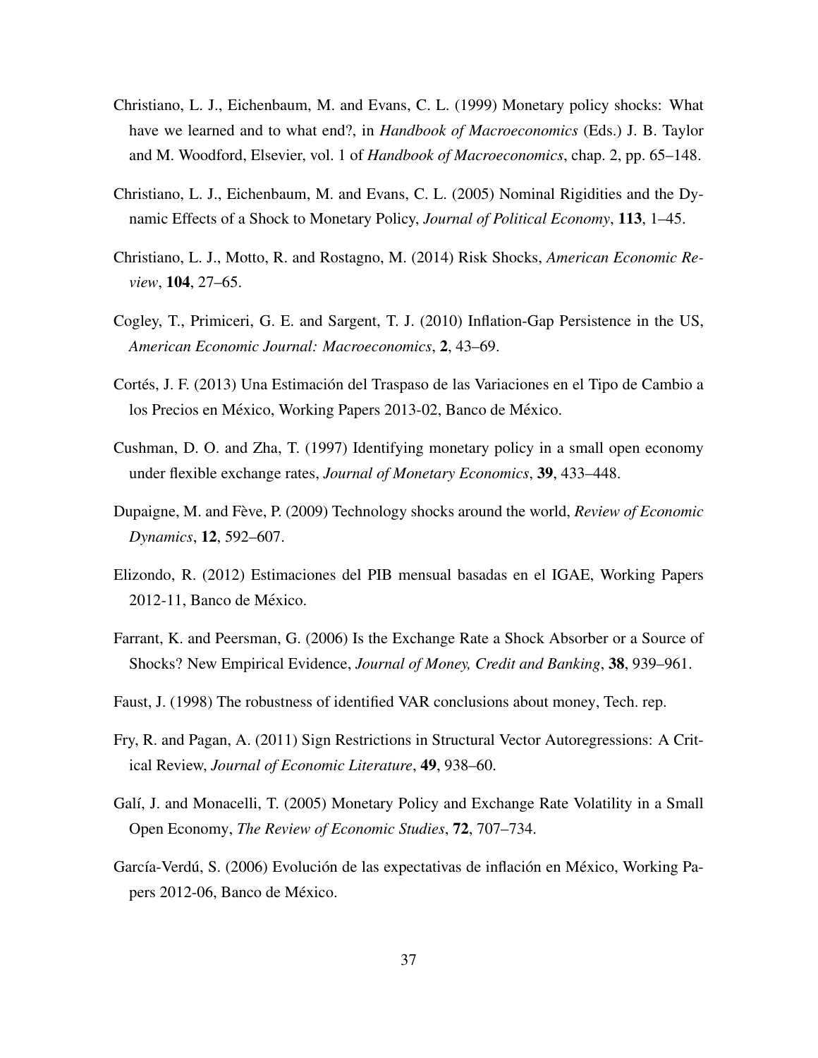Christiano, L. J., Eichenbaum, M. and Evans, C. L. (1999) Monetary policy shocks: What have we learned and to what end?, in *Handbook of Macroeconomics* (Eds.) J. B. Taylor and M. Woodford, Elsevier, vol. 1 of *Handbook of Macroeconomics*, chap. 2, pp. 65–148.

Christiano, L. J., Eichenbaum, M. and Evans, C. L. (2005) Nominal Rigidities and the Dynamic Effects of a Shock to Monetary Policy, *Journal of Political Economy*, **113**, 1–45.

Christiano, L. J., Motto, R. and Rostagno, M. (2014) Risk Shocks, *American Economic Review*, **104**, 27–65.

Cogley, T., Primiceri, G. E. and Sargent, T. J. (2010) Inflation-Gap Persistence in the US, *American Economic Journal: Macroeconomics*, **2**, 43–69.

Cortés, J. F. (2013) Una Estimación del Traspaso de las Variaciones en el Tipo de Cambio a los Precios en México, Working Papers 2013-02, Banco de México.

Cushman, D. O. and Zha, T. (1997) Identifying monetary policy in a small open economy under flexible exchange rates, *Journal of Monetary Economics*, **39**, 433–448.

Dupaigne, M. and Fève, P. (2009) Technology shocks around the world, *Review of Economic Dynamics*, **12**, 592–607.

Elizondo, R. (2012) Estimaciones del PIB mensual basadas en el IGAE, Working Papers 2012-11, Banco de México.

Farrant, K. and Peersman, G. (2006) Is the Exchange Rate a Shock Absorber or a Source of Shocks? New Empirical Evidence, *Journal of Money, Credit and Banking*, **38**, 939–961.

Faust, J. (1998) The robustness of identified VAR conclusions about money, Tech. rep.

Fry, R. and Pagan, A. (2011) Sign Restrictions in Structural Vector Autoregressions: A Critical Review, *Journal of Economic Literature*, **49**, 938–60.

Galí, J. and Monacelli, T. (2005) Monetary Policy and Exchange Rate Volatility in a Small Open Economy, *The Review of Economic Studies*, **72**, 707–734.

García-Verdú, S. (2006) Evolución de las expectativas de inflación en México, Working Papers 2012-06, Banco de México.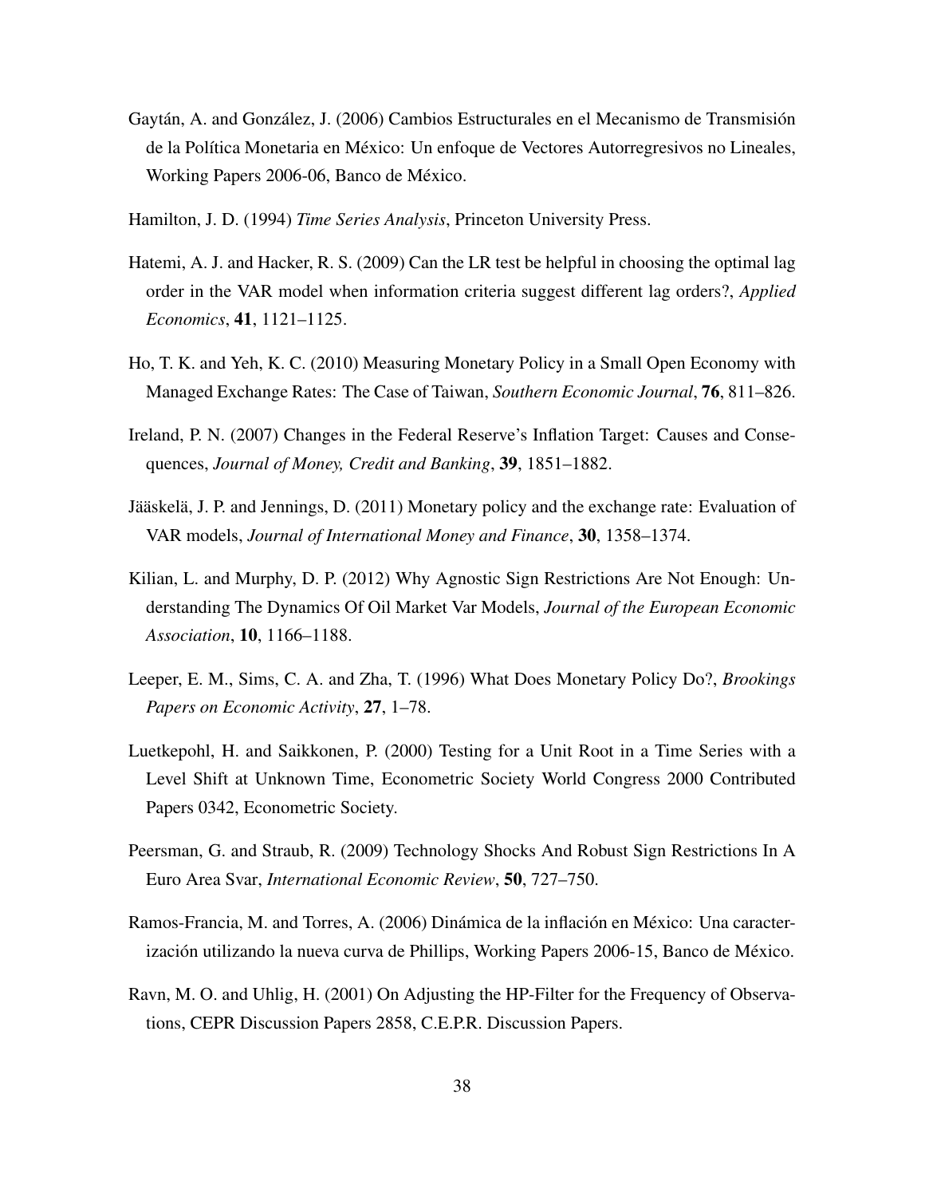Gaytán, A. and González, J. (2006) Cambios Estructurales en el Mecanismo de Transmisión de la Política Monetaria en México: Un enfoque de Vectores Autorregresivos no Lineales, Working Papers 2006-06, Banco de México.

Hamilton, J. D. (1994) *Time Series Analysis*, Princeton University Press.

Hatemi, A. J. and Hacker, R. S. (2009) Can the LR test be helpful in choosing the optimal lag order in the VAR model when information criteria suggest different lag orders?, *Applied Economics*, **41**, 1121–1125.

Ho, T. K. and Yeh, K. C. (2010) Measuring Monetary Policy in a Small Open Economy with Managed Exchange Rates: The Case of Taiwan, *Southern Economic Journal*, **76**, 811–826.

Ireland, P. N. (2007) Changes in the Federal Reserve's Inflation Target: Causes and Consequences, *Journal of Money, Credit and Banking*, **39**, 1851–1882.

Jääskelä, J. P. and Jennings, D. (2011) Monetary policy and the exchange rate: Evaluation of VAR models, *Journal of International Money and Finance*, **30**, 1358–1374.

Kilian, L. and Murphy, D. P. (2012) Why Agnostic Sign Restrictions Are Not Enough: Understanding The Dynamics Of Oil Market Var Models, *Journal of the European Economic Association*, **10**, 1166–1188.

Leeper, E. M., Sims, C. A. and Zha, T. (1996) What Does Monetary Policy Do?, *Brookings Papers on Economic Activity*, **27**, 1–78.

Luetkepohl, H. and Saikkonen, P. (2000) Testing for a Unit Root in a Time Series with a Level Shift at Unknown Time, Econometric Society World Congress 2000 Contributed Papers 0342, Econometric Society.

Peersman, G. and Straub, R. (2009) Technology Shocks And Robust Sign Restrictions In A Euro Area Svar, *International Economic Review*, **50**, 727–750.

Ramos-Francia, M. and Torres, A. (2006) Dinámica de la inflación en México: Una caracterización utilizando la nueva curva de Phillips, Working Papers 2006-15, Banco de México.

Ravn, M. O. and Uhlig, H. (2001) On Adjusting the HP-Filter for the Frequency of Observations, CEPR Discussion Papers 2858, C.E.P.R. Discussion Papers.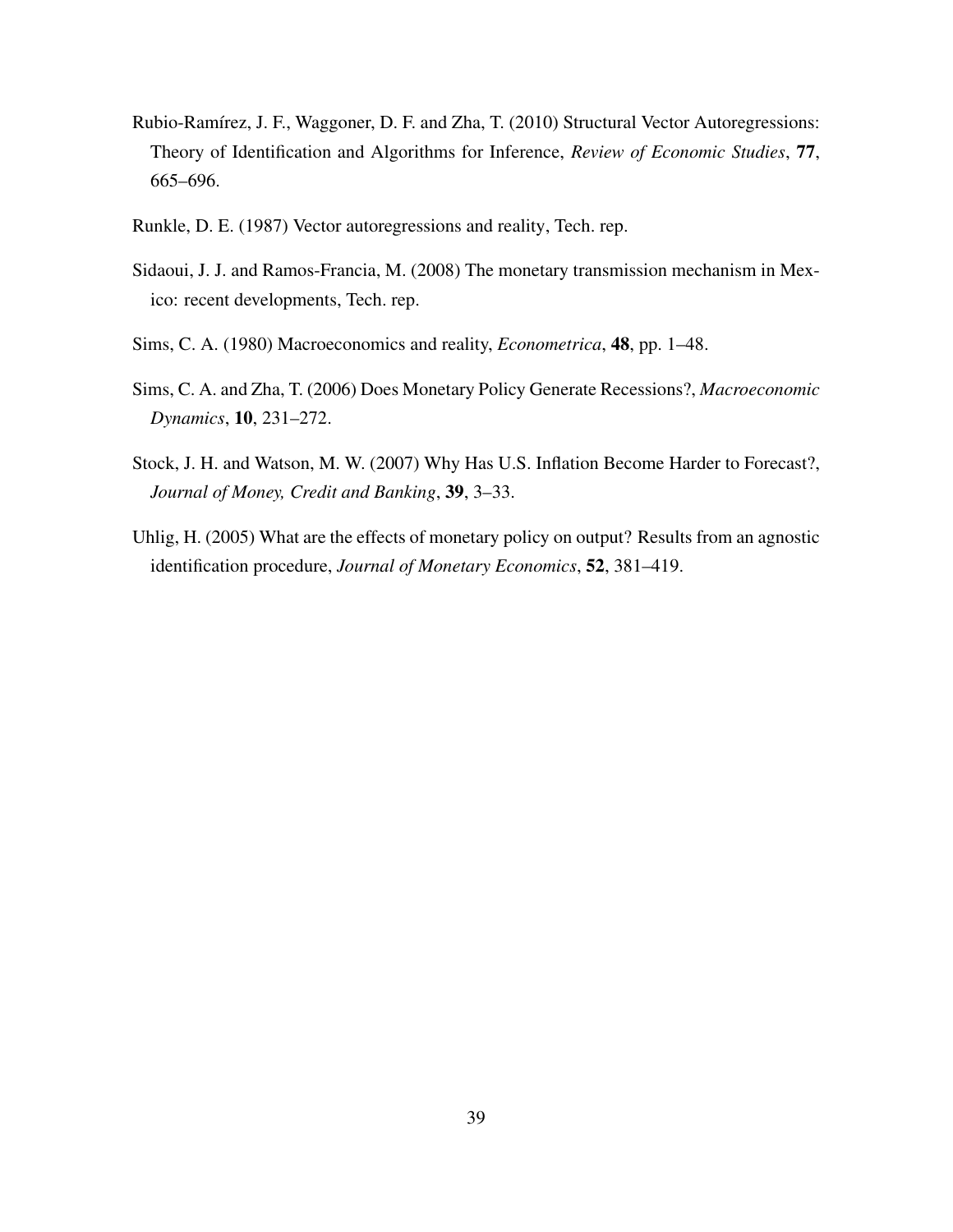Rubio-Ramírez, J. F., Waggoner, D. F. and Zha, T. (2010) Structural Vector Autoregressions: Theory of Identification and Algorithms for Inference, *Review of Economic Studies*, **77**, 665–696.

Runkle, D. E. (1987) Vector autoregressions and reality, Tech. rep.

Sidaoui, J. J. and Ramos-Francia, M. (2008) The monetary transmission mechanism in Mexico: recent developments, Tech. rep.

Sims, C. A. (1980) Macroeconomics and reality, *Econometrica*, **48**, pp. 1–48.

Sims, C. A. and Zha, T. (2006) Does Monetary Policy Generate Recessions?, *Macroeconomic Dynamics*, **10**, 231–272.

Stock, J. H. and Watson, M. W. (2007) Why Has U.S. Inflation Become Harder to Forecast?, *Journal of Money, Credit and Banking*, **39**, 3–33.

Uhlig, H. (2005) What are the effects of monetary policy on output? Results from an agnostic identification procedure, *Journal of Monetary Economics*, **52**, 381–419.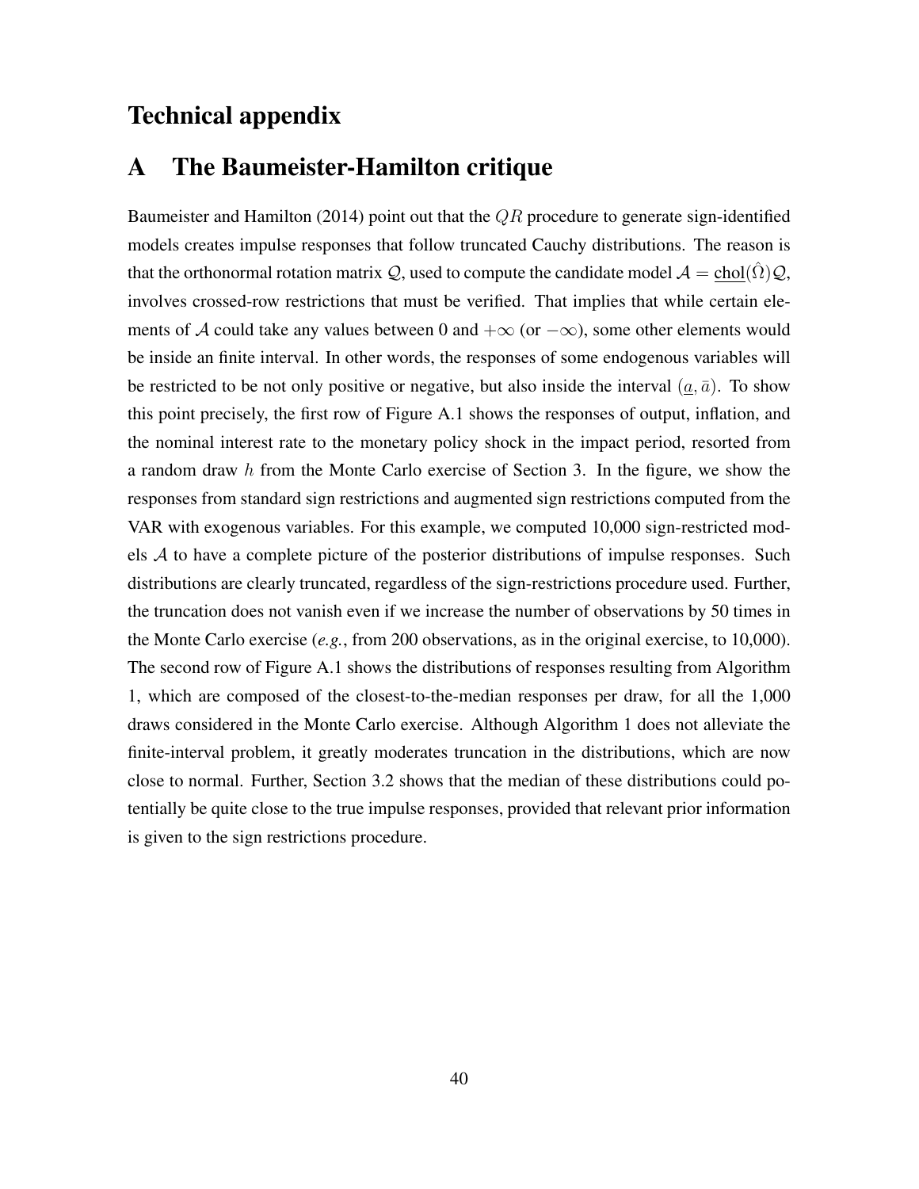# Technical appendix

## A The Baumeister-Hamilton critique

Baumeister and Hamilton (2014) point out that the $QR$ procedure to generate sign-identified models creates impulse responses that follow truncated Cauchy distributions. The reason is that the orthonormal rotation matrix $\mathcal{Q}$, used to compute the candidate model $\mathcal{A} = \underline{\text{chol}}(\hat{\Omega})\mathcal{Q}$, involves crossed-row restrictions that must be verified. That implies that while certain elements of $\mathcal{A}$ could take any values between 0 and $+\infty$ (or $-\infty$), some other elements would be inside an finite interval. In other words, the responses of some endogenous variables will be restricted to be not only positive or negative, but also inside the interval $(\underline{a}, \bar{a})$. To show this point precisely, the first row of Figure A.1 shows the responses of output, inflation, and the nominal interest rate to the monetary policy shock in the impact period, resorted from a random draw $h$ from the Monte Carlo exercise of Section 3. In the figure, we show the responses from standard sign restrictions and augmented sign restrictions computed from the VAR with exogenous variables. For this example, we computed 10,000 sign-restricted models $\mathcal{A}$ to have a complete picture of the posterior distributions of impulse responses. Such distributions are clearly truncated, regardless of the sign-restrictions procedure used. Further, the truncation does not vanish even if we increase the number of observations by 50 times in the Monte Carlo exercise (***e.g.***, from 200 observations, as in the original exercise, to 10,000). The second row of Figure A.1 shows the distributions of responses resulting from Algorithm 1, which are composed of the closest-to-the-median responses per draw, for all the 1,000 draws considered in the Monte Carlo exercise. Although Algorithm 1 does not alleviate the finite-interval problem, it greatly moderates truncation in the distributions, which are now close to normal. Further, Section 3.2 shows that the median of these distributions could potentially be quite close to the true impulse responses, provided that relevant prior information is given to the sign restrictions procedure.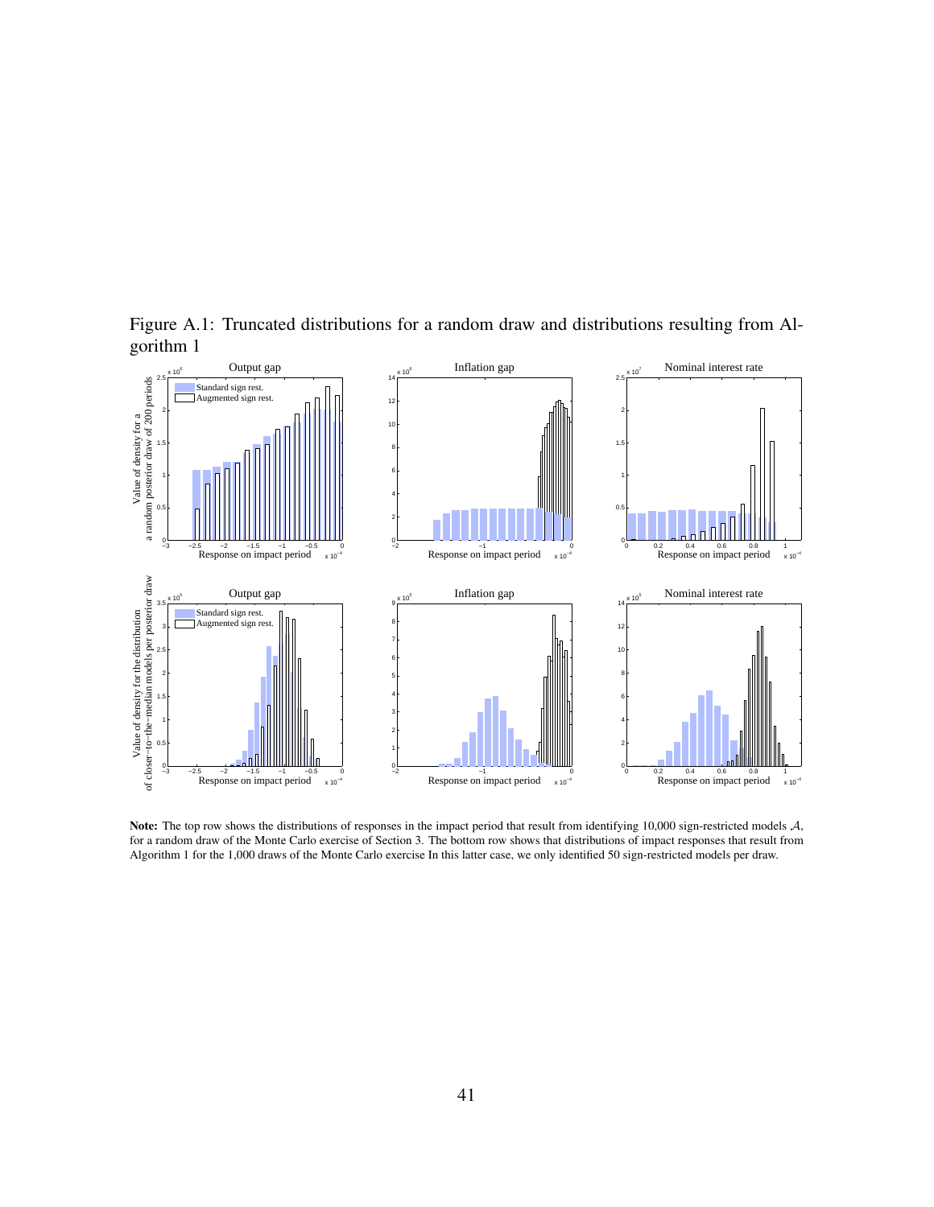Figure A.1: Truncated distributions for a random draw and distributions resulting from Algorithm 1

**Note:** The top row shows the distributions of responses in the impact period that result from identifying 10,000 sign-restricted models $\mathcal{A}$, for a random draw of the Monte Carlo exercise of Section 3. The bottom row shows that distributions of impact responses that result from Algorithm 1 for the 1,000 draws of the Monte Carlo exercise In this latter case, we only identified 50 sign-restricted models per draw.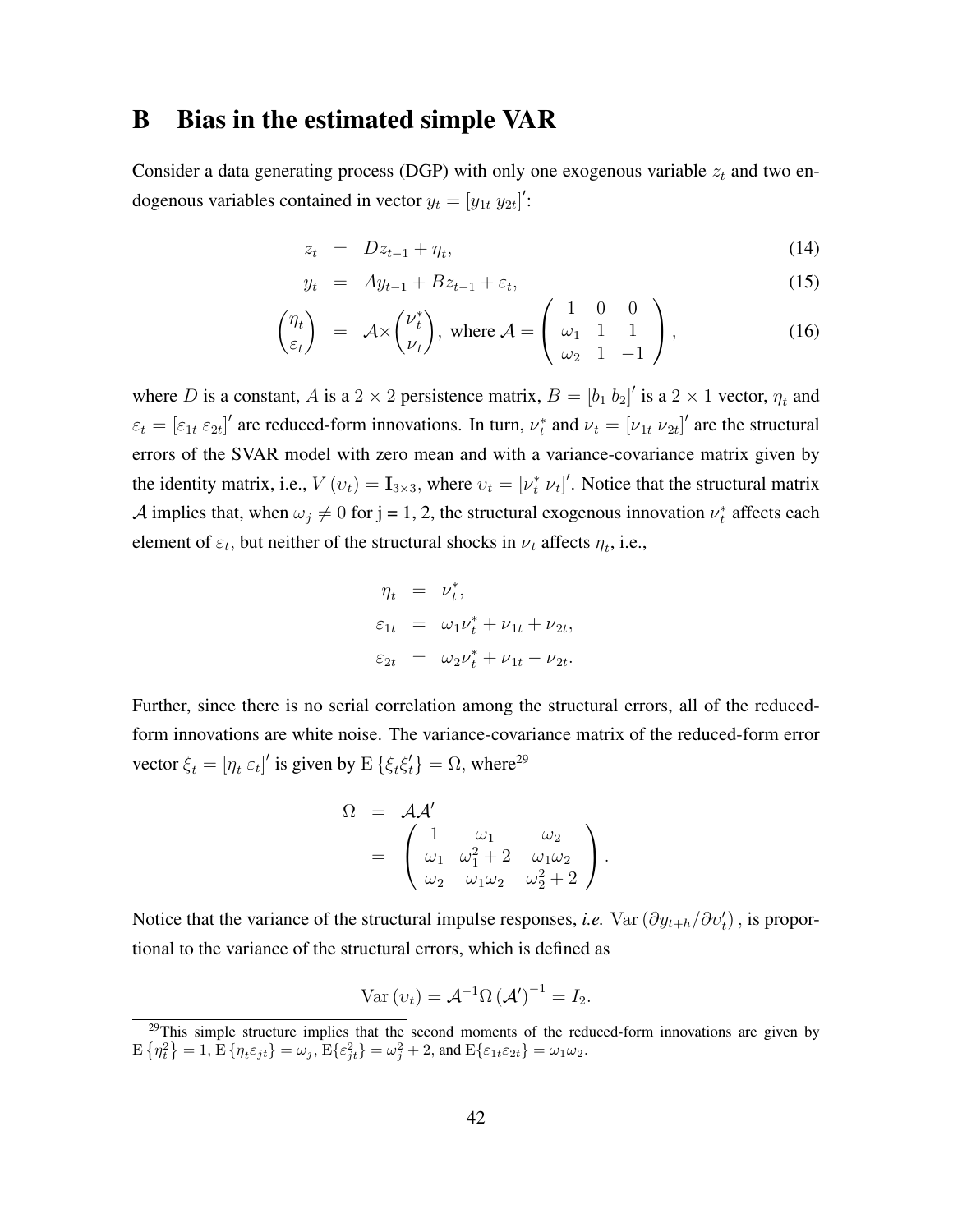# B Bias in the estimated simple VAR

Consider a data generating process (DGP) with only one exogenous variable $z_t$ and two endogenous variables contained in vector $y_t = [y_{1t}\ y_{2t}]'$:

$$
\begin{aligned}
z_t &= Dz_{t-1} + \eta_t, &(14)\\
y_t &= Ay_{t-1} + Bz_{t-1} + \varepsilon_t, &(15)\\
\begin{pmatrix} \eta_t \\ \varepsilon_t \end{pmatrix} &= \mathcal{A} \times \begin{pmatrix} \nu_t^* \\ \nu_t \end{pmatrix}, \text{ where } \mathcal{A} = \begin{pmatrix} 1 & 0 & 0 \\ \omega_1 & 1 & 1 \\ \omega_2 & 1 & -1 \end{pmatrix}, &(16)
\end{aligned}
$$

where $D$ is a constant, $A$ is a $2 \times 2$ persistence matrix, $B = [b_1\ b_2]'$ is a $2 \times 1$ vector, $\eta_t$ and $\varepsilon_t = [\varepsilon_{1t}\ \varepsilon_{2t}]'$ are reduced-form innovations. In turn, $\nu_t^*$ and $\nu_t = [\nu_{1t}\ \nu_{2t}]'$ are the structural errors of the SVAR model with zero mean and with a variance-covariance matrix given by the identity matrix, i.e., $V(\upsilon_t) = \mathbf{I}_{3\times 3}$, where $\upsilon_t = [\nu_t^*\ \nu_t]'$. Notice that the structural matrix $\mathcal{A}$ implies that, when $\omega_j \neq 0$ for j = 1, 2, the structural exogenous innovation $\nu_t^*$ affects each element of $\varepsilon_t$, but neither of the structural shocks in $\nu_t$ affects $\eta_t$, i.e.,

$$
\begin{aligned}
\eta_t &= \nu_t^*, \\
\varepsilon_{1t} &= \omega_1 \nu_t^* + \nu_{1t} + \nu_{2t}, \\
\varepsilon_{2t} &= \omega_2 \nu_t^* + \nu_{1t} - \nu_{2t}.
\end{aligned}
$$

Further, since there is no serial correlation among the structural errors, all of the reduced-form innovations are white noise. The variance-covariance matrix of the reduced-form error vector $\xi_t = [\eta_t\ \varepsilon_t]'$ is given by $\mathrm{E}\{\xi_t \xi_t'\} = \Omega$, where[29]

$$
\begin{aligned}
\Omega &= \mathcal{A}\mathcal{A}' \\
&= \begin{pmatrix} 1 & \omega_1 & \omega_2 \\ \omega_1 & \omega_1^2 + 2 & \omega_1\omega_2 \\ \omega_2 & \omega_1\omega_2 & \omega_2^2 + 2 \end{pmatrix}.
\end{aligned}
$$

Notice that the variance of the structural impulse responses, *i.e.* $\mathrm{Var}(\partial y_{t+h}/\partial \upsilon_t')$, is proportional to the variance of the structural errors, which is defined as

$$
\mathrm{Var}(\upsilon_t) = \mathcal{A}^{-1}\Omega(\mathcal{A}')^{-1} = I_2.
$$

[29] This simple structure implies that the second moments of the reduced-form innovations are given by $\mathrm{E}\{\eta_t^2\} = 1$, $\mathrm{E}\{\eta_t \varepsilon_{jt}\} = \omega_j$, $\mathrm{E}\{\varepsilon_{jt}^2\} = \omega_j^2 + 2$, and $\mathrm{E}\{\varepsilon_{1t}\varepsilon_{2t}\} = \omega_1\omega_2$.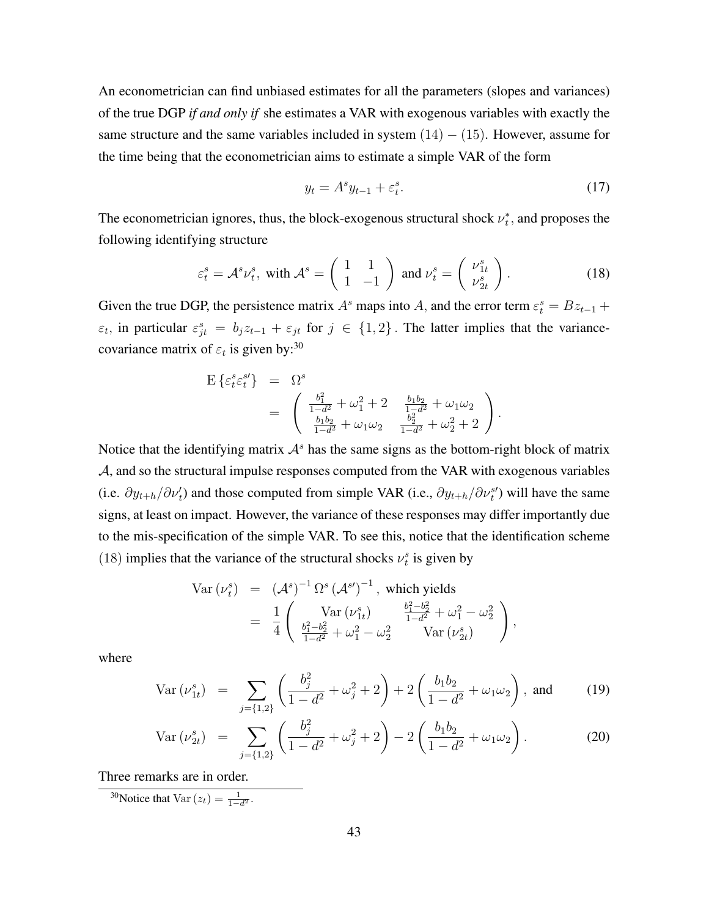An econometrician can find unbiased estimates for all the parameters (slopes and variances) of the true DGP *if and only if* she estimates a VAR with exogenous variables with exactly the same structure and the same variables included in system $(14)-(15)$. However, assume for the time being that the econometrician aims to estimate a simple VAR of the form

$$
y_t = A^s y_{t-1} + \varepsilon_t^s. \tag{17}
$$

The econometrician ignores, thus, the block-exogenous structural shock $\nu_t^*$, and proposes the following identifying structure

$$
\varepsilon_t^s = \mathcal{A}^s \nu_t^s, \text{ with } \mathcal{A}^s = \begin{pmatrix} 1 & 1 \\ 1 & -1 \end{pmatrix} \text{ and } \nu_t^s = \begin{pmatrix} \nu_{1t}^s \\ \nu_{2t}^s \end{pmatrix}. \tag{18}
$$

Given the true DGP, the persistence matrix $A^s$ maps into $A$, and the error term $\varepsilon_t^s = Bz_{t-1} + \varepsilon_t$, in particular $\varepsilon_{jt}^s = b_j z_{t-1} + \varepsilon_{jt}$ for $j \in \{1, 2\}$. The latter implies that the variance-covariance matrix of $\varepsilon_t$ is given by:[30]

$$
\begin{aligned}
\mathrm{E}\left\{\varepsilon_t^s \varepsilon_t^{s\prime}\right\} &= \Omega^s \\
&= \begin{pmatrix} \frac{b_1^2}{1-d^2} + \omega_1^2 + 2 & \frac{b_1 b_2}{1-d^2} + \omega_1 \omega_2 \\ \frac{b_1 b_2}{1-d^2} + \omega_1 \omega_2 & \frac{b_2^2}{1-d^2} + \omega_2^2 + 2 \end{pmatrix}.
\end{aligned}
$$

Notice that the identifying matrix $\mathcal{A}^s$ has the same signs as the bottom-right block of matrix $\mathcal{A}$, and so the structural impulse responses computed from the VAR with exogenous variables (i.e. $\partial y_{t+h}/\partial \nu_t'$) and those computed from simple VAR (i.e., $\partial y_{t+h}/\partial \nu_t^{s\prime}$) will have the same signs, at least on impact. However, the variance of these responses may differ importantly due to the mis-specification of the simple VAR. To see this, notice that the identification scheme $(18)$ implies that the variance of the structural shocks $\nu_t^s$ is given by

$$
\begin{aligned}
\mathrm{Var}\left(\nu_t^s\right) &= \left(\mathcal{A}^s\right)^{-1} \Omega^s \left(\mathcal{A}^{s\prime}\right)^{-1}, \text{ which yields} \\
&= \frac{1}{4} \begin{pmatrix} \mathrm{Var}\left(\nu_{1t}^s\right) & \frac{b_1^2 - b_2^2}{1-d^2} + \omega_1^2 - \omega_2^2 \\ \frac{b_1^2 - b_2^2}{1-d^2} + \omega_1^2 - \omega_2^2 & \mathrm{Var}\left(\nu_{2t}^s\right) \end{pmatrix},
\end{aligned}
$$

where

$$
\mathrm{Var}\left(\nu_{1t}^s\right) = \sum_{j=\{1,2\}} \left( \frac{b_j^2}{1-d^2} + \omega_j^2 + 2 \right) + 2\left( \frac{b_1 b_2}{1-d^2} + \omega_1 \omega_2 \right), \text{ and} \tag{19}
$$

$$
\mathrm{Var}\left(\nu_{2t}^s\right) = \sum_{j=\{1,2\}} \left( \frac{b_j^2}{1-d^2} + \omega_j^2 + 2 \right) - 2\left( \frac{b_1 b_2}{1-d^2} + \omega_1 \omega_2 \right). \tag{20}
$$

Three remarks are in order.

[30] Notice that $\mathrm{Var}\left(z_t\right) = \frac{1}{1-d^2}$.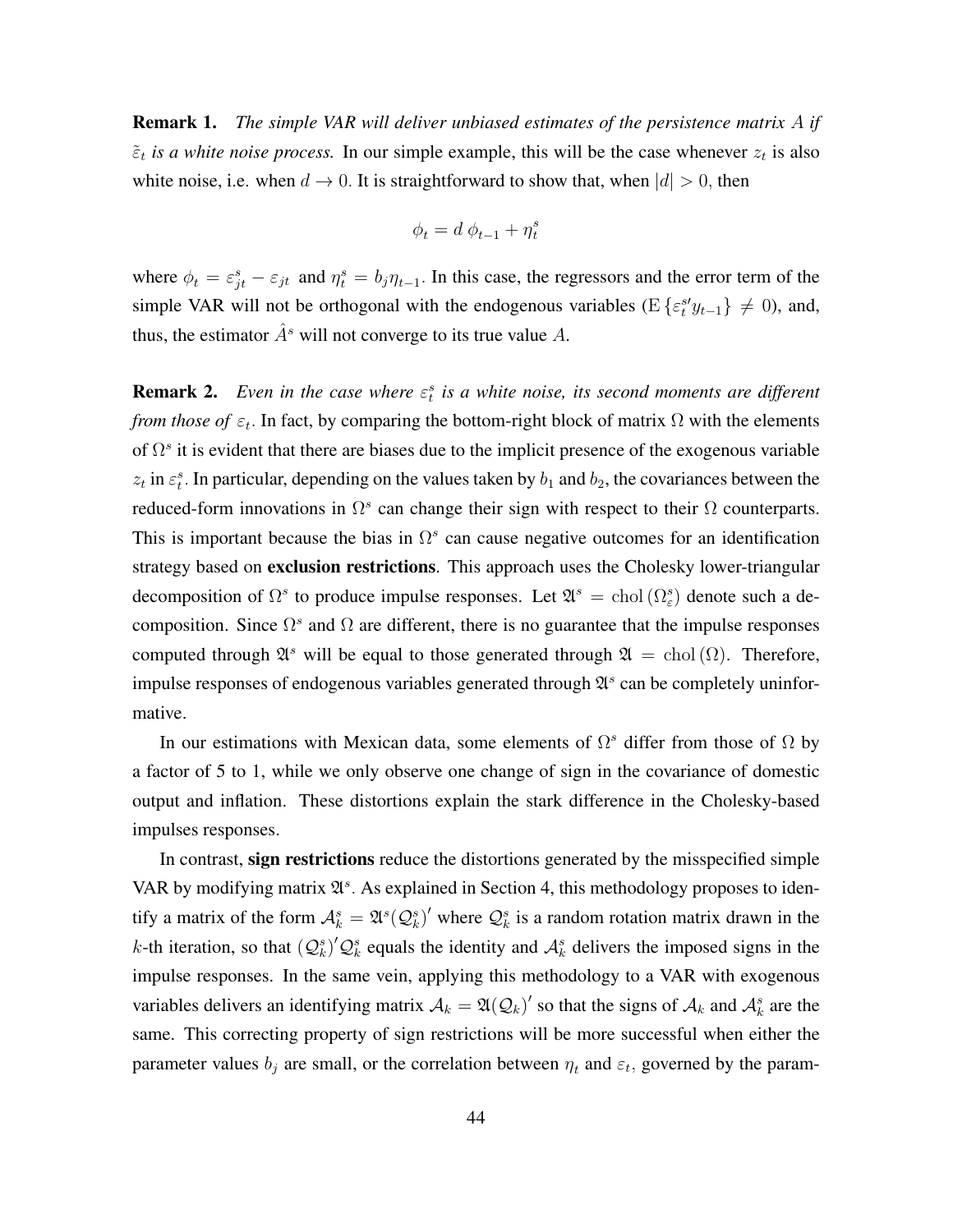**Remark 1.** *The simple VAR will deliver unbiased estimates of the persistence matrix $A$ if $\tilde{\varepsilon}_t$ is a white noise process.* In our simple example, this will be the case whenever $z_t$ is also white noise, i.e. when $d \to 0$. It is straightforward to show that, when $|d| > 0$, then

$$\phi_t = d\,\phi_{t-1} + \eta_t^s$$

where $\phi_t = \varepsilon_{jt}^s - \varepsilon_{jt}$ and $\eta_t^s = b_j \eta_{t-1}$. In this case, the regressors and the error term of the simple VAR will not be orthogonal with the endogenous variables ($\mathrm{E}\{\varepsilon_t^{s\prime} y_{t-1}\} \neq 0$), and, thus, the estimator $\hat{A}^s$ will not converge to its true value $A$.

**Remark 2.** *Even in the case where $\varepsilon_t^s$ is a white noise, its second moments are different from those of $\varepsilon_t$.* In fact, by comparing the bottom-right block of matrix $\Omega$ with the elements of $\Omega^s$ it is evident that there are biases due to the implicit presence of the exogenous variable $z_t$ in $\varepsilon_t^s$. In particular, depending on the values taken by $b_1$ and $b_2$, the covariances between the reduced-form innovations in $\Omega^s$ can change their sign with respect to their $\Omega$ counterparts. This is important because the bias in $\Omega^s$ can cause negative outcomes for an identification strategy based on **exclusion restrictions**. This approach uses the Cholesky lower-triangular decomposition of $\Omega^s$ to produce impulse responses. Let $\mathfrak{A}^s = \mathrm{chol}(\Omega_\varepsilon^s)$ denote such a decomposition. Since $\Omega^s$ and $\Omega$ are different, there is no guarantee that the impulse responses computed through $\mathfrak{A}^s$ will be equal to those generated through $\mathfrak{A} = \mathrm{chol}(\Omega)$. Therefore, impulse responses of endogenous variables generated through $\mathfrak{A}^s$ can be completely uninformative.

In our estimations with Mexican data, some elements of $\Omega^s$ differ from those of $\Omega$ by a factor of 5 to 1, while we only observe one change of sign in the covariance of domestic output and inflation. These distortions explain the stark difference in the Cholesky-based impulses responses.

In contrast, **sign restrictions** reduce the distortions generated by the misspecified simple VAR by modifying matrix $\mathfrak{A}^s$. As explained in Section 4, this methodology proposes to identify a matrix of the form $\mathcal{A}_k^s = \mathfrak{A}^s(\mathcal{Q}_k^s)'$ where $\mathcal{Q}_k^s$ is a random rotation matrix drawn in the $k$-th iteration, so that $(\mathcal{Q}_k^s)'\mathcal{Q}_k^s$ equals the identity and $\mathcal{A}_k^s$ delivers the imposed signs in the impulse responses. In the same vein, applying this methodology to a VAR with exogenous variables delivers an identifying matrix $\mathcal{A}_k = \mathfrak{A}(\mathcal{Q}_k)'$ so that the signs of $\mathcal{A}_k$ and $\mathcal{A}_k^s$ are the same. This correcting property of sign restrictions will be more successful when either the parameter values $b_j$ are small, or the correlation between $\eta_t$ and $\varepsilon_t$, governed by the param-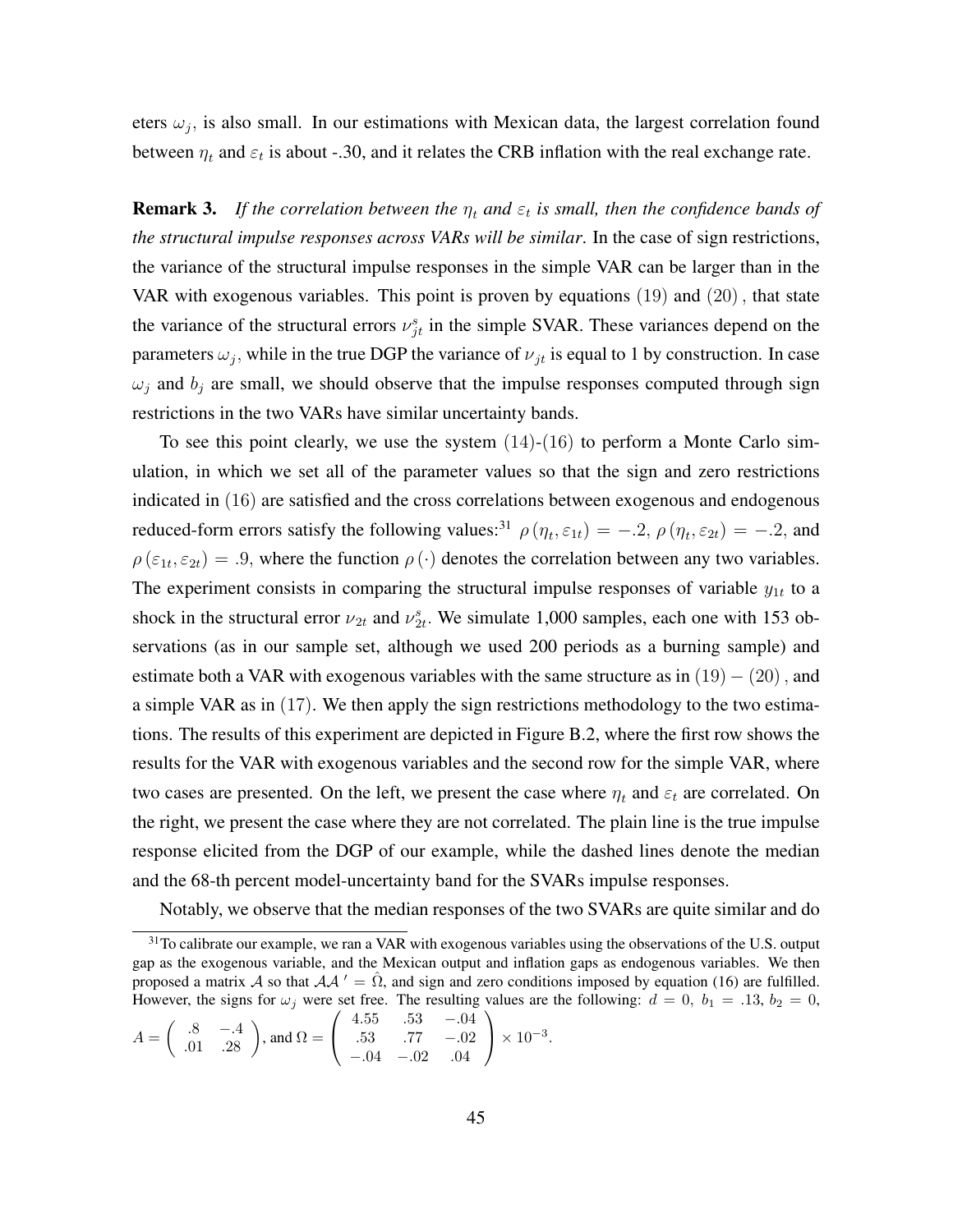eters $\omega_j$, is also small. In our estimations with Mexican data, the largest correlation found between $\eta_t$ and $\varepsilon_t$ is about -.30, and it relates the CRB inflation with the real exchange rate.

**Remark 3.** *If the correlation between the $\eta_t$ and $\varepsilon_t$ is small, then the confidence bands of the structural impulse responses across VARs will be similar.* In the case of sign restrictions, the variance of the structural impulse responses in the simple VAR can be larger than in the VAR with exogenous variables. This point is proven by equations $(19)$ and $(20)$, that state the variance of the structural errors $\nu_{jt}^s$ in the simple SVAR. These variances depend on the parameters $\omega_j$, while in the true DGP the variance of $\nu_{jt}$ is equal to 1 by construction. In case $\omega_j$ and $b_j$ are small, we should observe that the impulse responses computed through sign restrictions in the two VARs have similar uncertainty bands.

To see this point clearly, we use the system $(14)$-$(16)$ to perform a Monte Carlo simulation, in which we set all of the parameter values so that the sign and zero restrictions indicated in $(16)$ are satisfied and the cross correlations between exogenous and endogenous reduced-form errors satisfy the following values:[31] $\rho(\eta_t, \varepsilon_{1t}) = -.2$, $\rho(\eta_t, \varepsilon_{2t}) = -.2$, and $\rho(\varepsilon_{1t}, \varepsilon_{2t}) = .9$, where the function $\rho(\cdot)$ denotes the correlation between any two variables. The experiment consists in comparing the structural impulse responses of variable $y_{1t}$ to a shock in the structural error $\nu_{2t}$ and $\nu_{2t}^s$. We simulate 1,000 samples, each one with 153 observations (as in our sample set, although we used 200 periods as a burning sample) and estimate both a VAR with exogenous variables with the same structure as in $(19) - (20)$, and a simple VAR as in $(17)$. We then apply the sign restrictions methodology to the two estimations. The results of this experiment are depicted in Figure B.2, where the first row shows the results for the VAR with exogenous variables and the second row for the simple VAR, where two cases are presented. On the left, we present the case where $\eta_t$ and $\varepsilon_t$ are correlated. On the right, we present the case where they are not correlated. The plain line is the true impulse response elicited from the DGP of our example, while the dashed lines denote the median and the 68-th percent model-uncertainty band for the SVARs impulse responses.

Notably, we observe that the median responses of the two SVARs are quite similar and do

[31] To calibrate our example, we ran a VAR with exogenous variables using the observations of the U.S. output gap as the exogenous variable, and the Mexican output and inflation gaps as endogenous variables. We then proposed a matrix $\mathcal{A}$ so that $\mathcal{A}\mathcal{A}' = \hat{\Omega}$, and sign and zero conditions imposed by equation $(16)$ are fulfilled. However, the signs for $\omega_j$ were set free. The resulting values are the following: $d = 0$, $b_1 = .13$, $b_2 = 0$, $A = \begin{pmatrix} .8 & -.4 \\ .01 & .28 \end{pmatrix}$, and $\Omega = \begin{pmatrix} 4.55 & .53 & -.04 \\ .53 & .77 & -.02 \\ -.04 & -.02 & .04 \end{pmatrix} \times 10^{-3}$.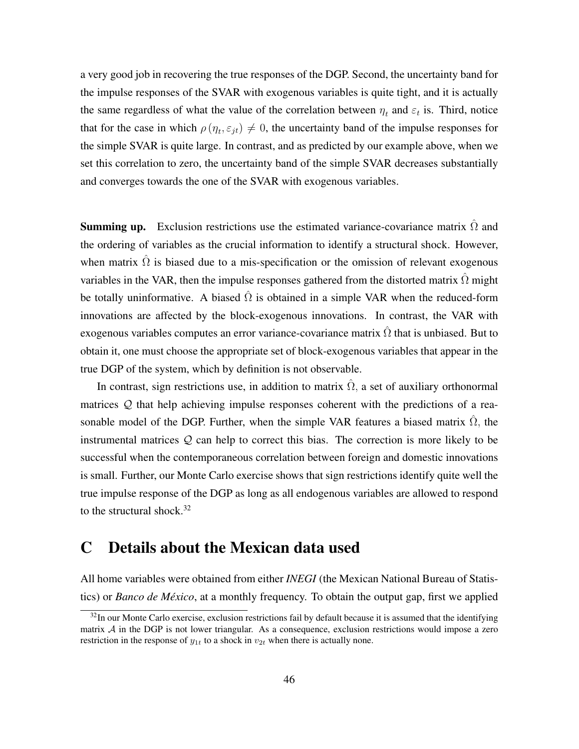a very good job in recovering the true responses of the DGP. Second, the uncertainty band for the impulse responses of the SVAR with exogenous variables is quite tight, and it is actually the same regardless of what the value of the correlation between $\eta_t$ and $\varepsilon_t$ is. Third, notice that for the case in which $\rho(\eta_t, \varepsilon_{jt}) \neq 0$, the uncertainty band of the impulse responses for the simple SVAR is quite large. In contrast, and as predicted by our example above, when we set this correlation to zero, the uncertainty band of the simple SVAR decreases substantially and converges towards the one of the SVAR with exogenous variables.

**Summing up.** Exclusion restrictions use the estimated variance-covariance matrix $\hat{\Omega}$ and the ordering of variables as the crucial information to identify a structural shock. However, when matrix $\hat{\Omega}$ is biased due to a mis-specification or the omission of relevant exogenous variables in the VAR, then the impulse responses gathered from the distorted matrix $\hat{\Omega}$ might be totally uninformative. A biased $\hat{\Omega}$ is obtained in a simple VAR when the reduced-form innovations are affected by the block-exogenous innovations. In contrast, the VAR with exogenous variables computes an error variance-covariance matrix $\hat{\Omega}$ that is unbiased. But to obtain it, one must choose the appropriate set of block-exogenous variables that appear in the true DGP of the system, which by definition is not observable.

In contrast, sign restrictions use, in addition to matrix $\hat{\Omega}$, a set of auxiliary orthonormal matrices $\mathcal{Q}$ that help achieving impulse responses coherent with the predictions of a reasonable model of the DGP. Further, when the simple VAR features a biased matrix $\hat{\Omega}$, the instrumental matrices $\mathcal{Q}$ can help to correct this bias. The correction is more likely to be successful when the contemporaneous correlation between foreign and domestic innovations is small. Further, our Monte Carlo exercise shows that sign restrictions identify quite well the true impulse response of the DGP as long as all endogenous variables are allowed to respond to the structural shock.[32]

# C Details about the Mexican data used

All home variables were obtained from either *INEGI* (the Mexican National Bureau of Statistics) or *Banco de México*, at a monthly frequency. To obtain the output gap, first we applied

[32] In our Monte Carlo exercise, exclusion restrictions fail by default because it is assumed that the identifying matrix $\mathcal{A}$ in the DGP is not lower triangular. As a consequence, exclusion restrictions would impose a zero restriction in the response of $y_{1t}$ to a shock in $v_{2t}$ when there is actually none.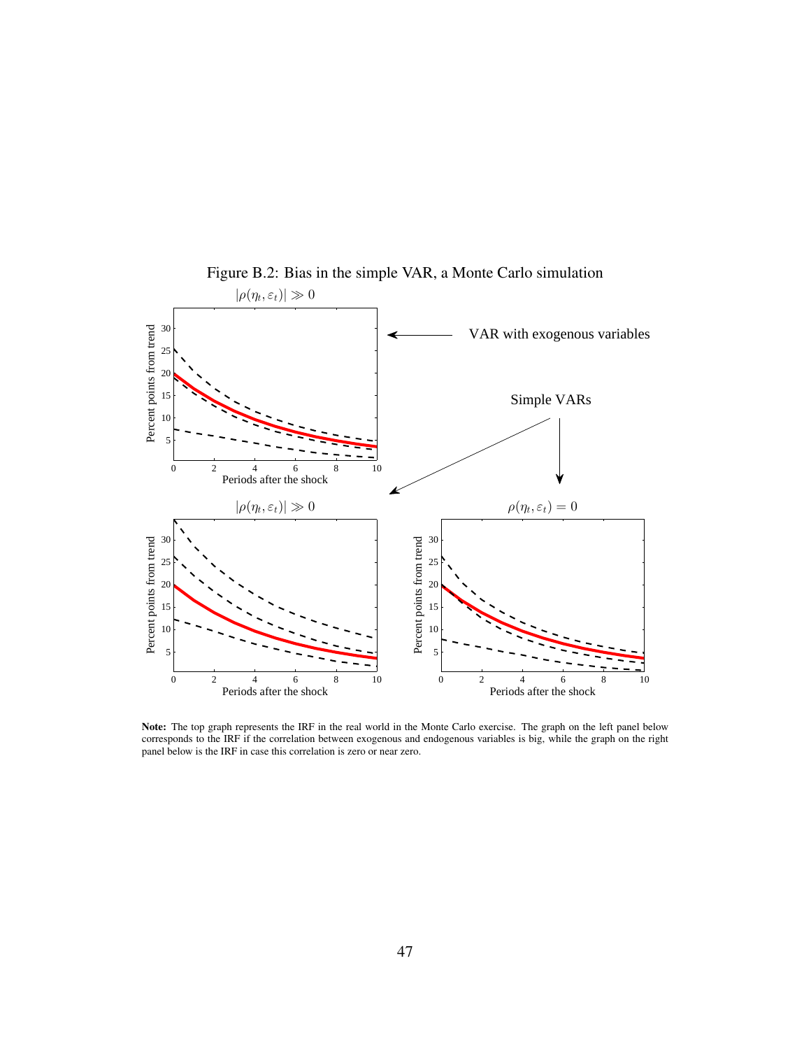Figure B.2: Bias in the simple VAR, a Monte Carlo simulation

**Note:** The top graph represents the IRF in the real world in the Monte Carlo exercise. The graph on the left panel below corresponds to the IRF if the correlation between exogenous and endogenous variables is big, while the graph on the right panel below is the IRF in case this correlation is zero or near zero.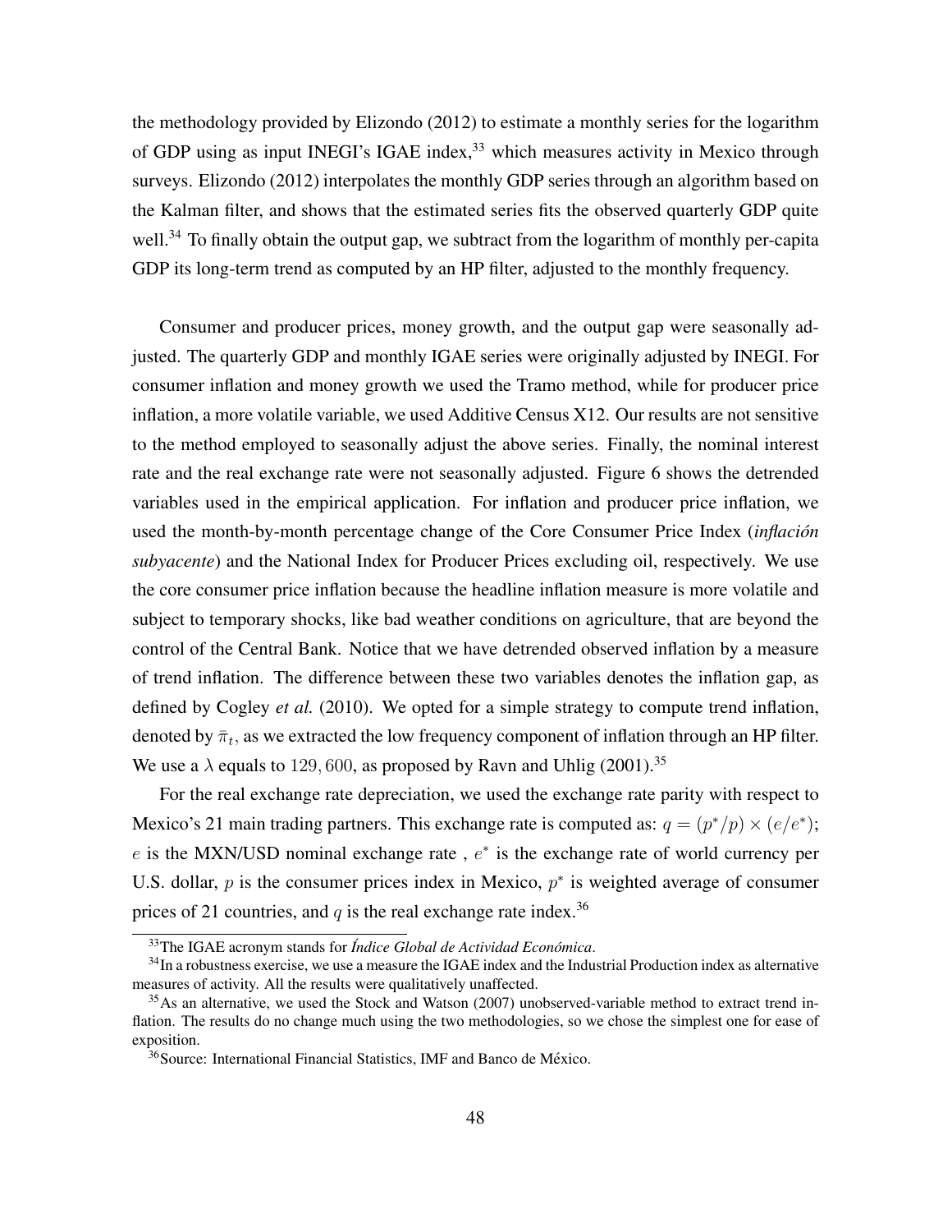the methodology provided by Elizondo (2012) to estimate a monthly series for the logarithm of GDP using as input INEGI's IGAE index,[33] which measures activity in Mexico through surveys. Elizondo (2012) interpolates the monthly GDP series through an algorithm based on the Kalman filter, and shows that the estimated series fits the observed quarterly GDP quite well.[34] To finally obtain the output gap, we subtract from the logarithm of monthly per-capita GDP its long-term trend as computed by an HP filter, adjusted to the monthly frequency.

Consumer and producer prices, money growth, and the output gap were seasonally adjusted. The quarterly GDP and monthly IGAE series were originally adjusted by INEGI. For consumer inflation and money growth we used the Tramo method, while for producer price inflation, a more volatile variable, we used Additive Census X12. Our results are not sensitive to the method employed to seasonally adjust the above series. Finally, the nominal interest rate and the real exchange rate were not seasonally adjusted. Figure 6 shows the detrended variables used in the empirical application. For inflation and producer price inflation, we used the month-by-month percentage change of the Core Consumer Price Index (*inflación subyacente*) and the National Index for Producer Prices excluding oil, respectively. We use the core consumer price inflation because the headline inflation measure is more volatile and subject to temporary shocks, like bad weather conditions on agriculture, that are beyond the control of the Central Bank. Notice that we have detrended observed inflation by a measure of trend inflation. The difference between these two variables denotes the inflation gap, as defined by Cogley *et al.* (2010). We opted for a simple strategy to compute trend inflation, denoted by $\bar{\pi}_t$, as we extracted the low frequency component of inflation through an HP filter. We use a $\lambda$ equals to $129,600$, as proposed by Ravn and Uhlig (2001).[35]

For the real exchange rate depreciation, we used the exchange rate parity with respect to Mexico's 21 main trading partners. This exchange rate is computed as: $q = (p^*/p) \times (e/e^*)$; $e$ is the MXN/USD nominal exchange rate , $e^*$ is the exchange rate of world currency per U.S. dollar, $p$ is the consumer prices index in Mexico, $p^*$ is weighted average of consumer prices of 21 countries, and $q$ is the real exchange rate index.[36]

---

[33] The IGAE acronym stands for *Índice Global de Actividad Económica*.

[34] In a robustness exercise, we use a measure the IGAE index and the Industrial Production index as alternative measures of activity. All the results were qualitatively unaffected.

[35] As an alternative, we used the Stock and Watson (2007) unobserved-variable method to extract trend inflation. The results do no change much using the two methodologies, so we chose the simplest one for ease of exposition.

[36] Source: International Financial Statistics, IMF and Banco de México.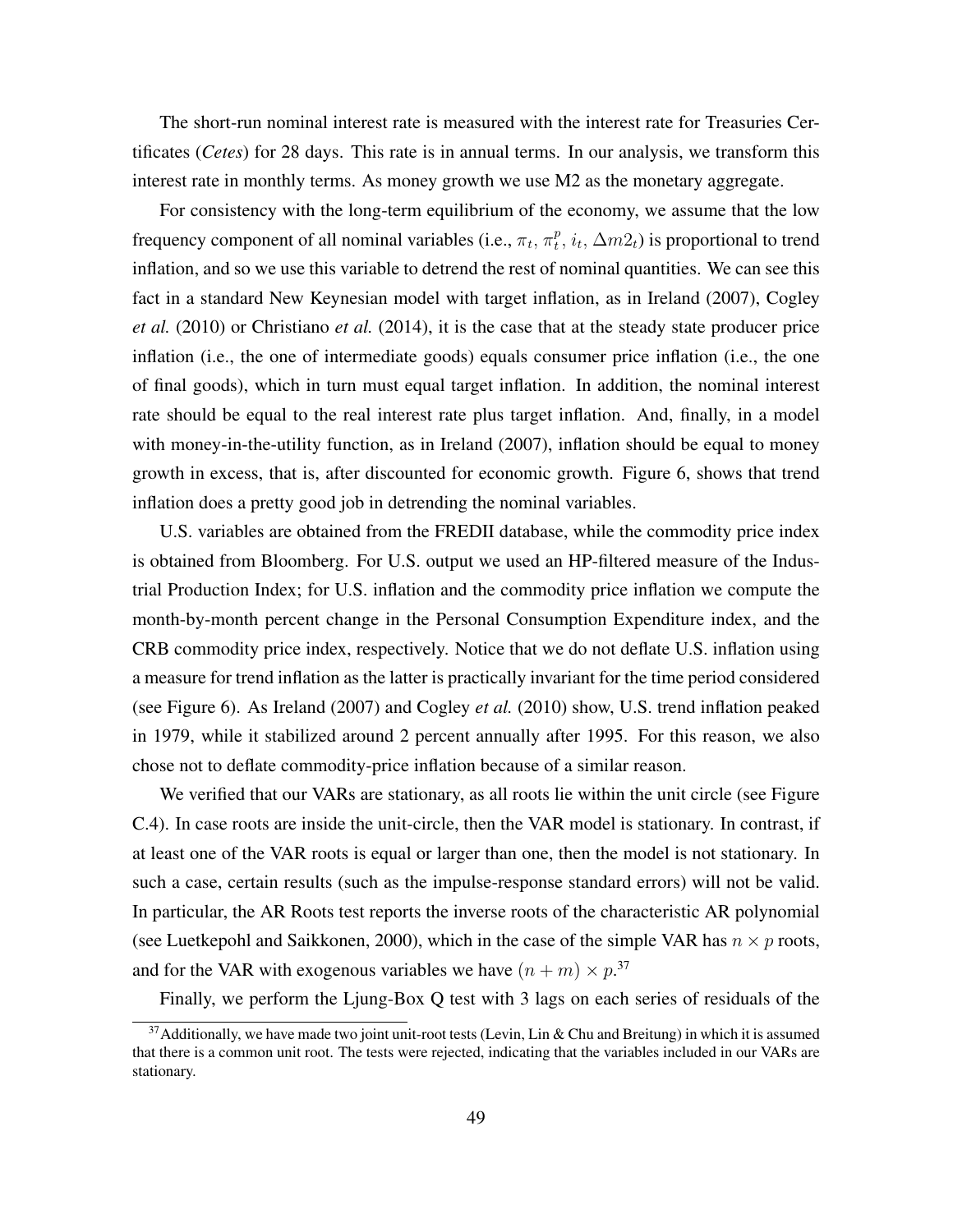The short-run nominal interest rate is measured with the interest rate for Treasuries Certificates (*Cetes*) for 28 days. This rate is in annual terms. In our analysis, we transform this interest rate in monthly terms. As money growth we use M2 as the monetary aggregate.

For consistency with the long-term equilibrium of the economy, we assume that the low frequency component of all nominal variables (i.e., $\pi_t$, $\pi_t^p$, $i_t$, $\Delta m2_t$) is proportional to trend inflation, and so we use this variable to detrend the rest of nominal quantities. We can see this fact in a standard New Keynesian model with target inflation, as in Ireland (2007), Cogley *et al.* (2010) or Christiano *et al.* (2014), it is the case that at the steady state producer price inflation (i.e., the one of intermediate goods) equals consumer price inflation (i.e., the one of final goods), which in turn must equal target inflation. In addition, the nominal interest rate should be equal to the real interest rate plus target inflation. And, finally, in a model with money-in-the-utility function, as in Ireland (2007), inflation should be equal to money growth in excess, that is, after discounted for economic growth. Figure 6, shows that trend inflation does a pretty good job in detrending the nominal variables.

U.S. variables are obtained from the FREDII database, while the commodity price index is obtained from Bloomberg. For U.S. output we used an HP-filtered measure of the Industrial Production Index; for U.S. inflation and the commodity price inflation we compute the month-by-month percent change in the Personal Consumption Expenditure index, and the CRB commodity price index, respectively. Notice that we do not deflate U.S. inflation using a measure for trend inflation as the latter is practically invariant for the time period considered (see Figure 6). As Ireland (2007) and Cogley *et al.* (2010) show, U.S. trend inflation peaked in 1979, while it stabilized around 2 percent annually after 1995. For this reason, we also chose not to deflate commodity-price inflation because of a similar reason.

We verified that our VARs are stationary, as all roots lie within the unit circle (see Figure C.4). In case roots are inside the unit-circle, then the VAR model is stationary. In contrast, if at least one of the VAR roots is equal or larger than one, then the model is not stationary. In such a case, certain results (such as the impulse-response standard errors) will not be valid. In particular, the AR Roots test reports the inverse roots of the characteristic AR polynomial (see Luetkepohl and Saikkonen, 2000), which in the case of the simple VAR has $n \times p$ roots, and for the VAR with exogenous variables we have $(n + m) \times p$.[37]

Finally, we perform the Ljung-Box Q test with 3 lags on each series of residuals of the

[37] Additionally, we have made two joint unit-root tests (Levin, Lin & Chu and Breitung) in which it is assumed that there is a common unit root. The tests were rejected, indicating that the variables included in our VARs are stationary.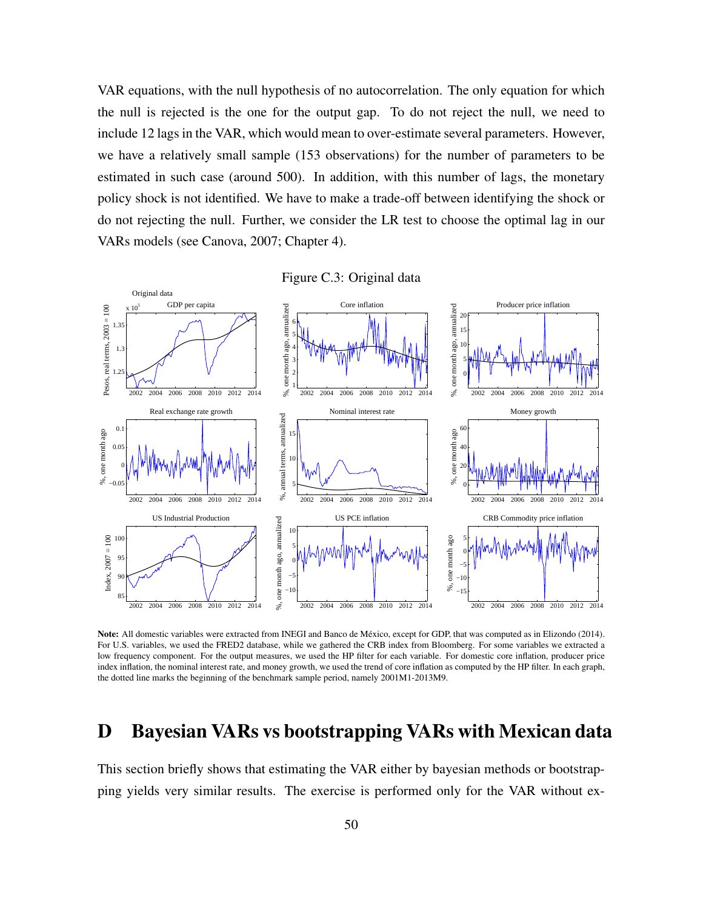VAR equations, with the null hypothesis of no autocorrelation. The only equation for which the null is rejected is the one for the output gap. To do not reject the null, we need to include 12 lags in the VAR, which would mean to over-estimate several parameters. However, we have a relatively small sample (153 observations) for the number of parameters to be estimated in such case (around 500). In addition, with this number of lags, the monetary policy shock is not identified. We have to make a trade-off between identifying the shock or do not rejecting the null. Further, we consider the LR test to choose the optimal lag in our VARs models (see Canova, 2007; Chapter 4).

Figure C.3: Original data

**Note:** All domestic variables were extracted from INEGI and Banco de México, except for GDP, that was computed as in Elizondo (2014). For U.S. variables, we used the FRED2 database, while we gathered the CRB index from Bloomberg. For some variables we extracted a low frequency component. For the output measures, we used the HP filter for each variable. For domestic core inflation, producer price index inflation, the nominal interest rate, and money growth, we used the trend of core inflation as computed by the HP filter. In each graph, the dotted line marks the beginning of the benchmark sample period, namely 2001M1-2013M9.

# D Bayesian VARs vs bootstrapping VARs with Mexican data

This section briefly shows that estimating the VAR either by bayesian methods or bootstrapping yields very similar results. The exercise is performed only for the VAR without ex-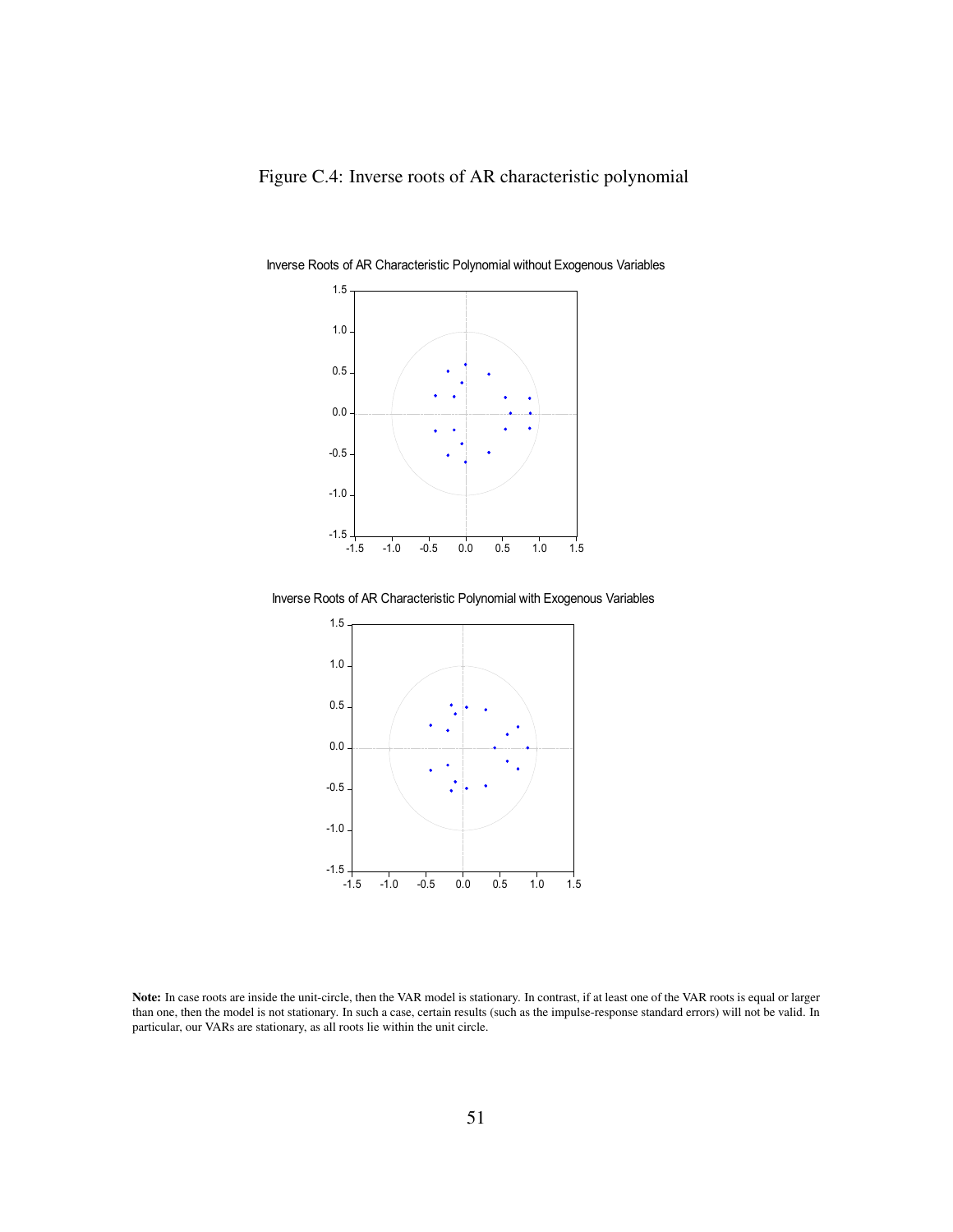Figure C.4: Inverse roots of AR characteristic polynomial

Inverse Roots of AR Characteristic Polynomial without Exogenous Variables

Inverse Roots of AR Characteristic Polynomial with Exogenous Variables

**Note:** In case roots are inside the unit-circle, then the VAR model is stationary. In contrast, if at least one of the VAR roots is equal or larger than one, then the model is not stationary. In such a case, certain results (such as the impulse-response standard errors) will not be valid. In particular, our VARs are stationary, as all roots lie within the unit circle.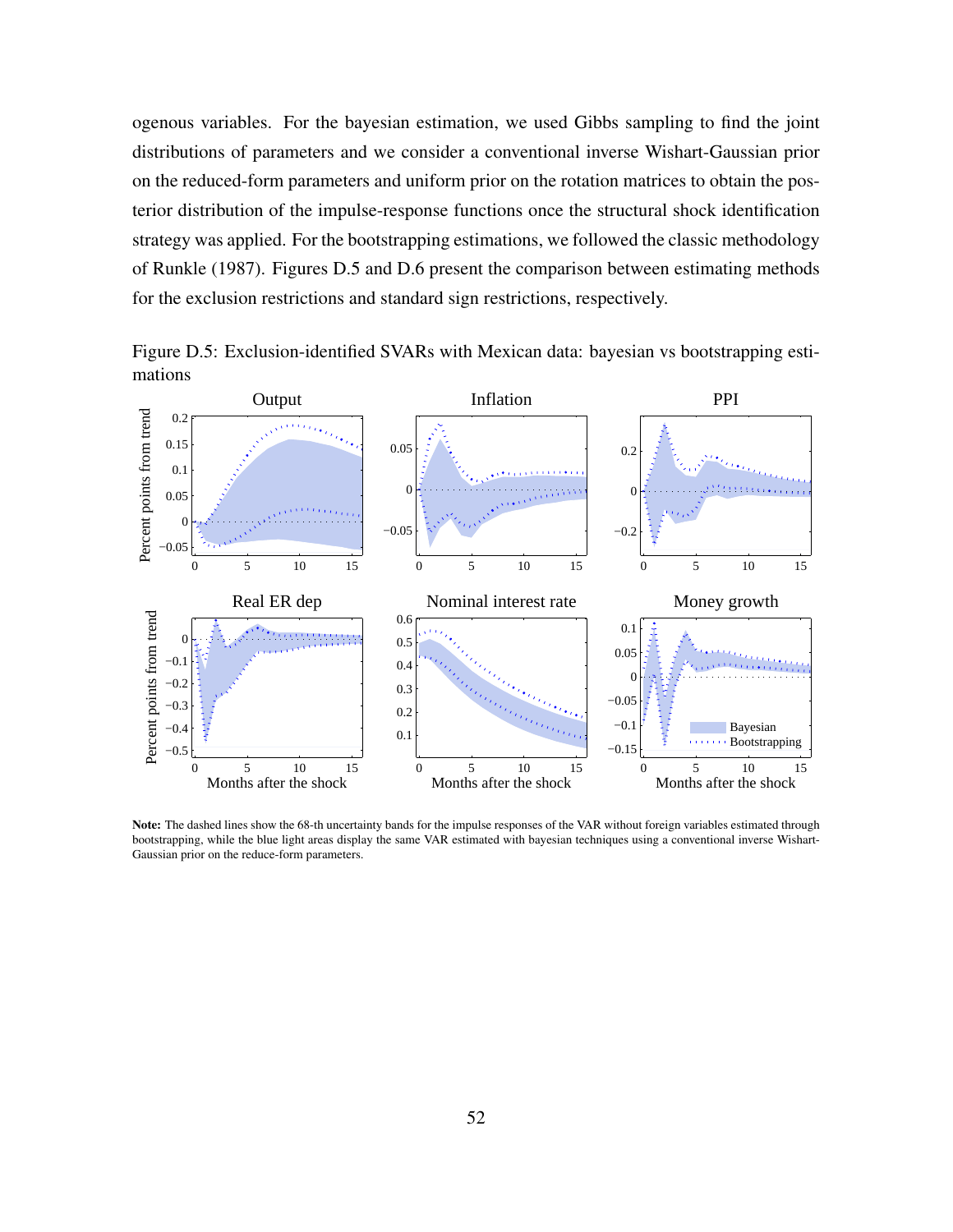ogenous variables. For the bayesian estimation, we used Gibbs sampling to find the joint distributions of parameters and we consider a conventional inverse Wishart-Gaussian prior on the reduced-form parameters and uniform prior on the rotation matrices to obtain the posterior distribution of the impulse-response functions once the structural shock identification strategy was applied. For the bootstrapping estimations, we followed the classic methodology of Runkle (1987). Figures D.5 and D.6 present the comparison between estimating methods for the exclusion restrictions and standard sign restrictions, respectively.

Figure D.5: Exclusion-identified SVARs with Mexican data: bayesian vs bootstrapping estimations

**Note:** The dashed lines show the 68-th uncertainty bands for the impulse responses of the VAR without foreign variables estimated through bootstrapping, while the blue light areas display the same VAR estimated with bayesian techniques using a conventional inverse Wishart-Gaussian prior on the reduce-form parameters.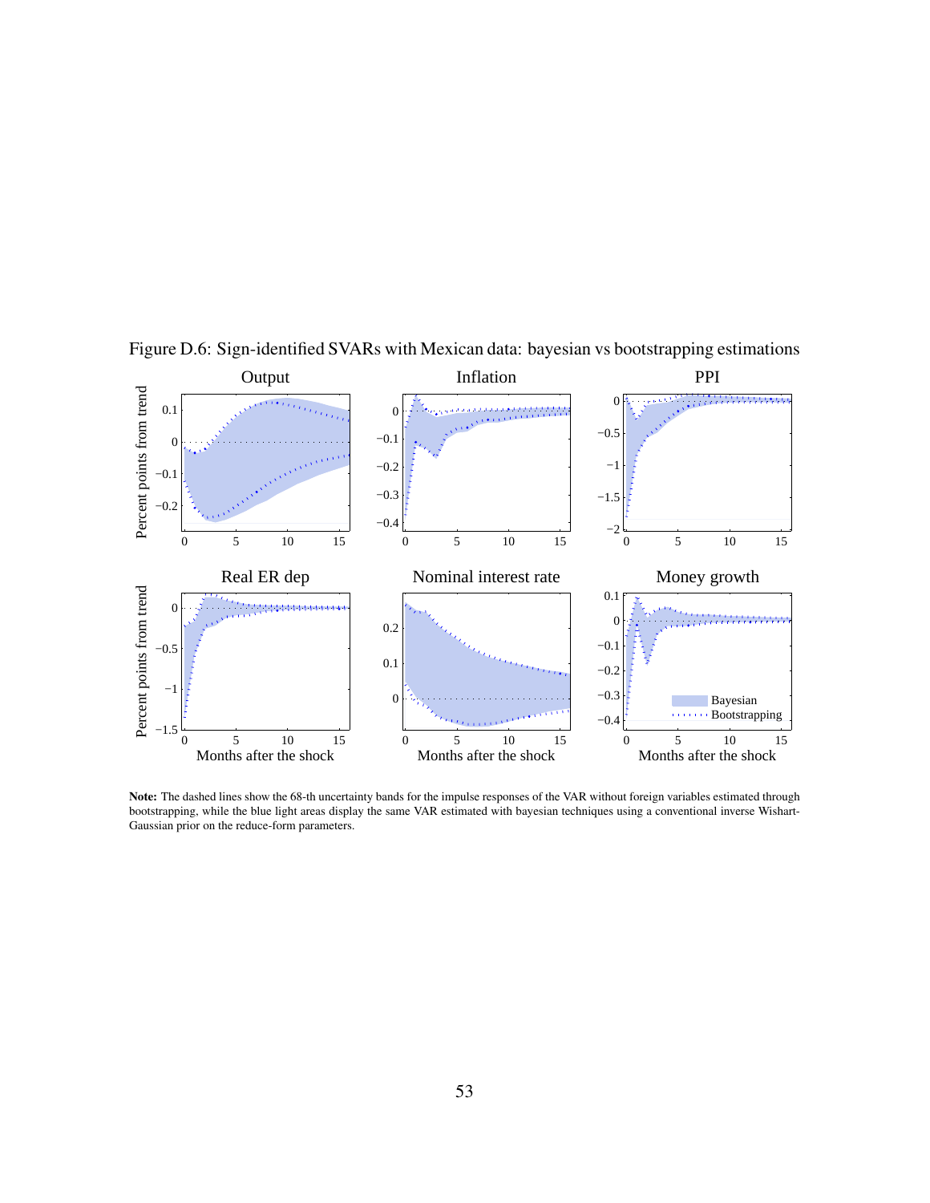Figure D.6: Sign-identified SVARs with Mexican data: bayesian vs bootstrapping estimations

Output

Inflation

PPI

Real ER dep

Nominal interest rate

Money growth

Percent points from trend

Months after the shock

Bayesian

Bootstrapping

**Note:** The dashed lines show the 68-th uncertainty bands for the impulse responses of the VAR without foreign variables estimated through bootstrapping, while the blue light areas display the same VAR estimated with bayesian techniques using a conventional inverse Wishart-Gaussian prior on the reduce-form parameters.